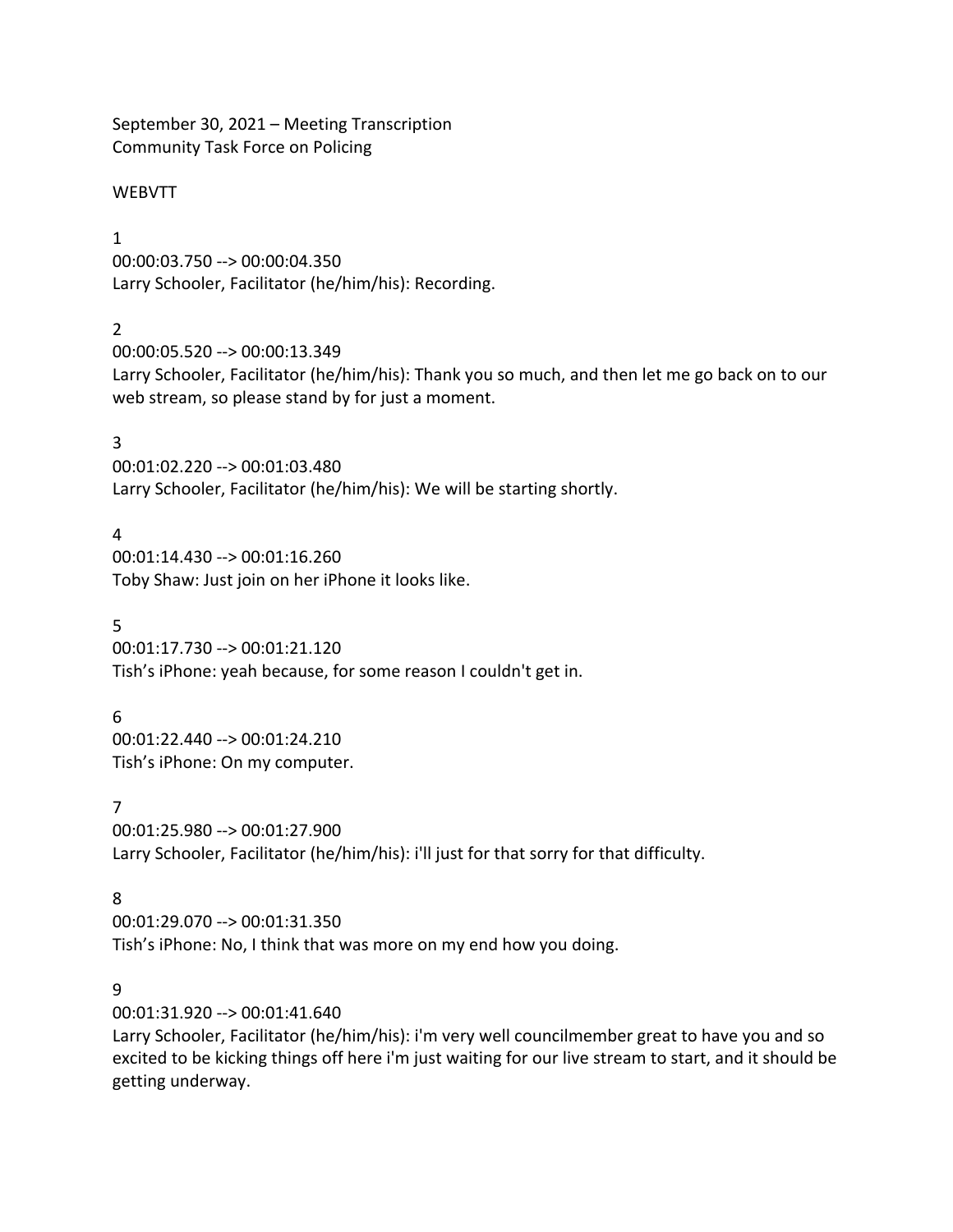September 30, 2021 – Meeting Transcription
Community Task Force on Policing

WEBVTT

1
00:00:03.750 --> 00:00:04.350
Larry Schooler, Facilitator (he/him/his): Recording.

2
00:00:05.520 --> 00:00:13.349
Larry Schooler, Facilitator (he/him/his): Thank you so much, and then let me go back on to our web stream, so please stand by for just a moment.

3
00:01:02.220 --> 00:01:03.480
Larry Schooler, Facilitator (he/him/his): We will be starting shortly.

4
00:01:14.430 --> 00:01:16.260
Toby Shaw: Just join on her iPhone it looks like.

5
00:01:17.730 --> 00:01:21.120
Tish's iPhone: yeah because, for some reason I couldn't get in.

6
00:01:22.440 --> 00:01:24.210
Tish's iPhone: On my computer.

7
00:01:25.980 --> 00:01:27.900
Larry Schooler, Facilitator (he/him/his): i'll just for that sorry for that difficulty.

8
00:01:29.070 --> 00:01:31.350
Tish's iPhone: No, I think that was more on my end how you doing.

9
00:01:31.920 --> 00:01:41.640
Larry Schooler, Facilitator (he/him/his): i'm very well councilmember great to have you and so excited to be kicking things off here i'm just waiting for our live stream to start, and it should be getting underway.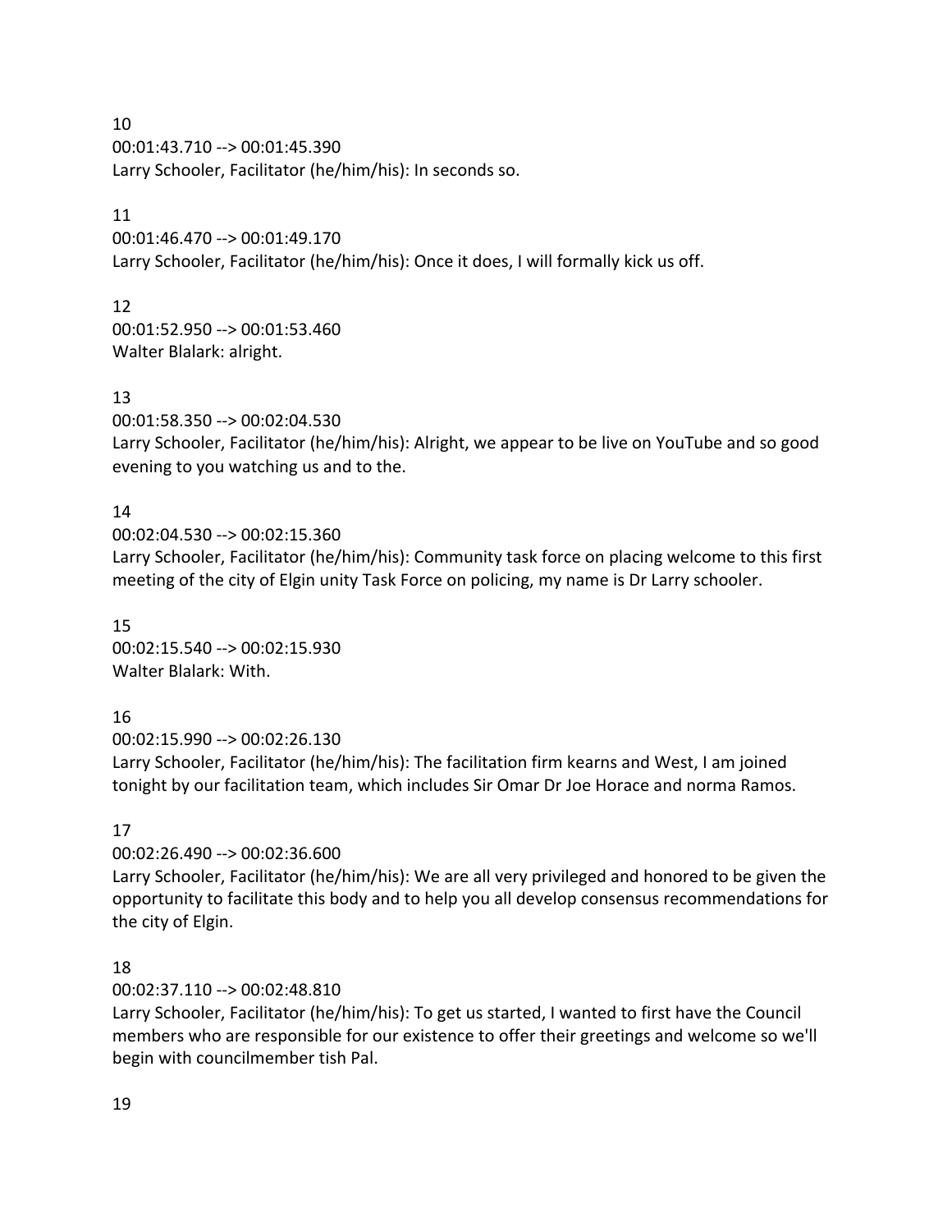10
00:01:43.710 --> 00:01:45.390
Larry Schooler, Facilitator (he/him/his): In seconds so.

11
00:01:46.470 --> 00:01:49.170
Larry Schooler, Facilitator (he/him/his): Once it does, I will formally kick us off.

12
00:01:52.950 --> 00:01:53.460
Walter Blalark: alright.

13
00:01:58.350 --> 00:02:04.530
Larry Schooler, Facilitator (he/him/his): Alright, we appear to be live on YouTube and so good evening to you watching us and to the.

14
00:02:04.530 --> 00:02:15.360
Larry Schooler, Facilitator (he/him/his): Community task force on placing welcome to this first meeting of the city of Elgin unity Task Force on policing, my name is Dr Larry schooler.

15
00:02:15.540 --> 00:02:15.930
Walter Blalark: With.

16
00:02:15.990 --> 00:02:26.130
Larry Schooler, Facilitator (he/him/his): The facilitation firm kearns and West, I am joined tonight by our facilitation team, which includes Sir Omar Dr Joe Horace and norma Ramos.

17
00:02:26.490 --> 00:02:36.600
Larry Schooler, Facilitator (he/him/his): We are all very privileged and honored to be given the opportunity to facilitate this body and to help you all develop consensus recommendations for the city of Elgin.

18
00:02:37.110 --> 00:02:48.810
Larry Schooler, Facilitator (he/him/his): To get us started, I wanted to first have the Council members who are responsible for our existence to offer their greetings and welcome so we'll begin with councilmember tish Pal.

19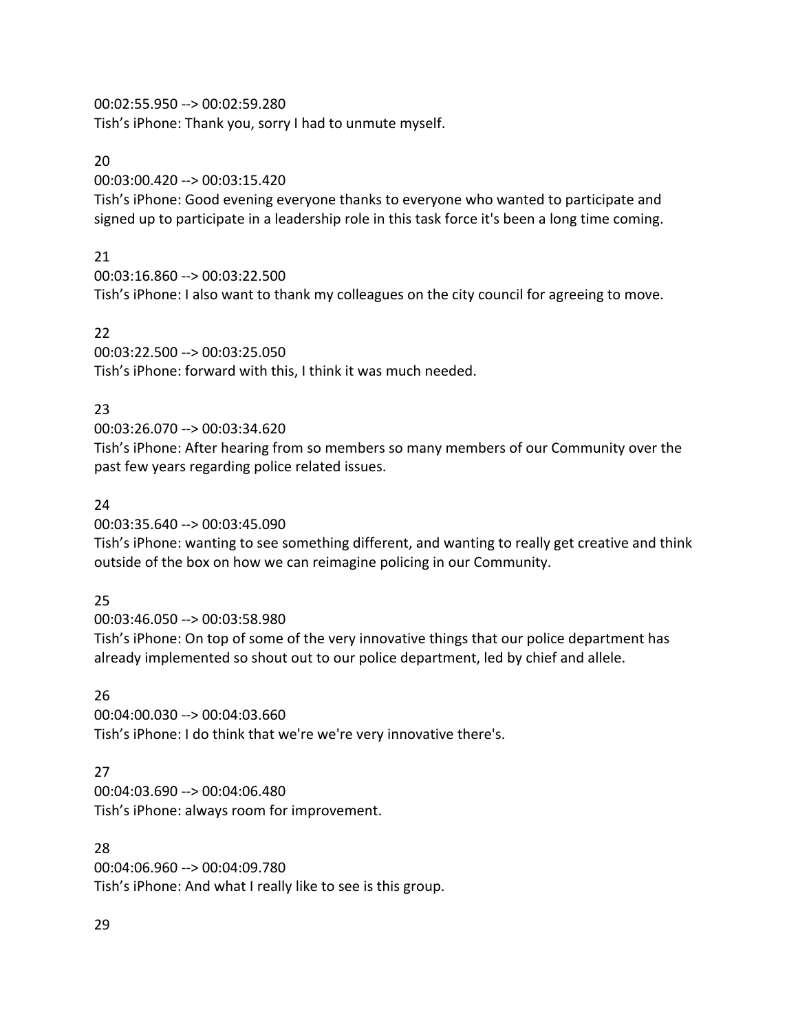00:02:55.950 --> 00:02:59.280
Tish’s iPhone: Thank you, sorry I had to unmute myself.

20

00:03:00.420 --> 00:03:15.420
Tish’s iPhone: Good evening everyone thanks to everyone who wanted to participate and signed up to participate in a leadership role in this task force it's been a long time coming.

21

00:03:16.860 --> 00:03:22.500
Tish’s iPhone: I also want to thank my colleagues on the city council for agreeing to move.

22

00:03:22.500 --> 00:03:25.050
Tish’s iPhone: forward with this, I think it was much needed.

23

00:03:26.070 --> 00:03:34.620
Tish’s iPhone: After hearing from so members so many members of our Community over the past few years regarding police related issues.

24

00:03:35.640 --> 00:03:45.090
Tish’s iPhone: wanting to see something different, and wanting to really get creative and think outside of the box on how we can reimagine policing in our Community.

25

00:03:46.050 --> 00:03:58.980
Tish’s iPhone: On top of some of the very innovative things that our police department has already implemented so shout out to our police department, led by chief and allele.

26

00:04:00.030 --> 00:04:03.660
Tish’s iPhone: I do think that we're we're very innovative there's.

27

00:04:03.690 --> 00:04:06.480
Tish’s iPhone: always room for improvement.

28

00:04:06.960 --> 00:04:09.780
Tish’s iPhone: And what I really like to see is this group.

29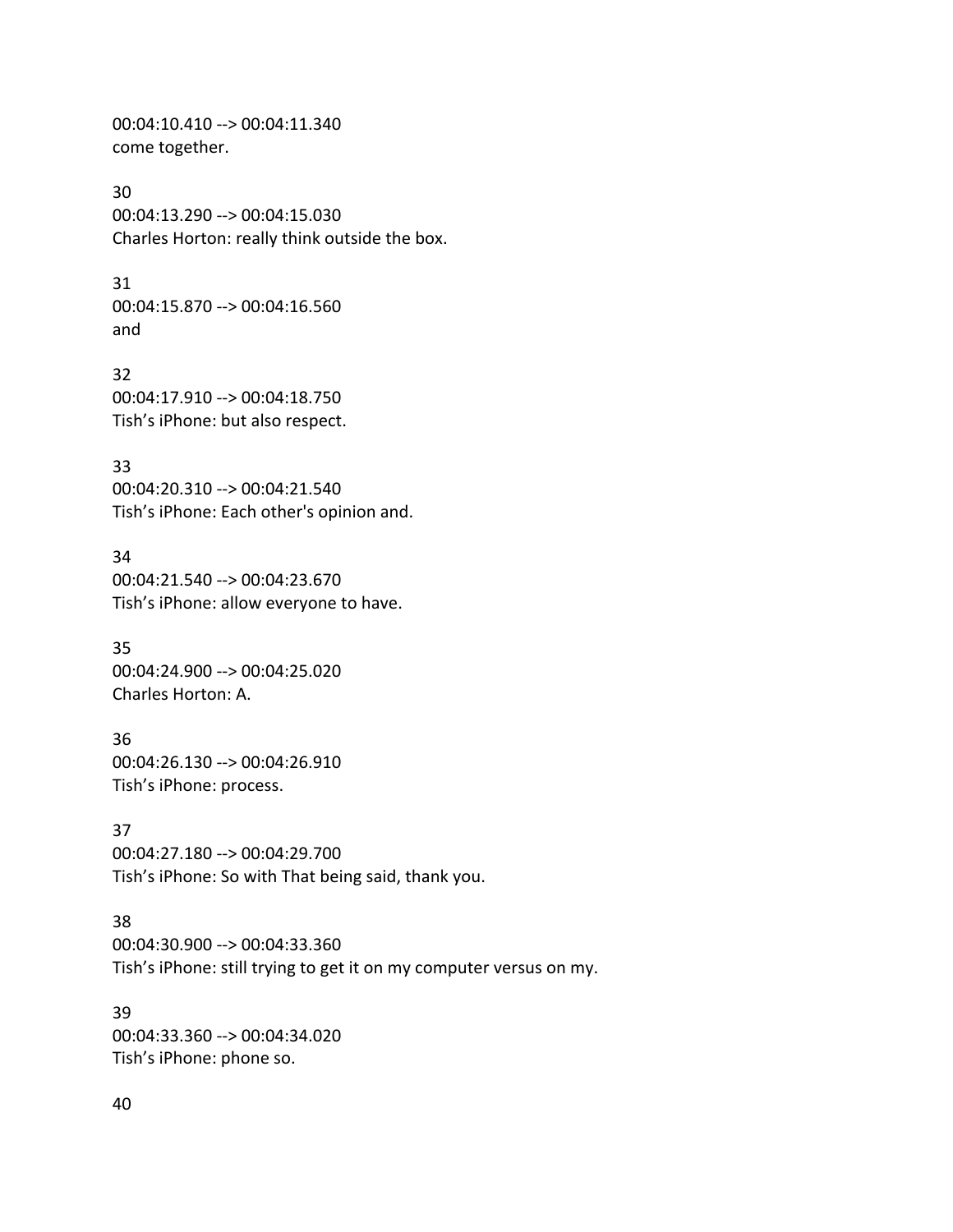00:04:10.410 --> 00:04:11.340
come together.

30
00:04:13.290 --> 00:04:15.030
Charles Horton: really think outside the box.

31
00:04:15.870 --> 00:04:16.560
and

32
00:04:17.910 --> 00:04:18.750
Tish's iPhone: but also respect.

33
00:04:20.310 --> 00:04:21.540
Tish's iPhone: Each other's opinion and.

34
00:04:21.540 --> 00:04:23.670
Tish's iPhone: allow everyone to have.

35
00:04:24.900 --> 00:04:25.020
Charles Horton: A.

36
00:04:26.130 --> 00:04:26.910
Tish's iPhone: process.

37
00:04:27.180 --> 00:04:29.700
Tish's iPhone: So with That being said, thank you.

38
00:04:30.900 --> 00:04:33.360
Tish's iPhone: still trying to get it on my computer versus on my.

39
00:04:33.360 --> 00:04:34.020
Tish's iPhone: phone so.

40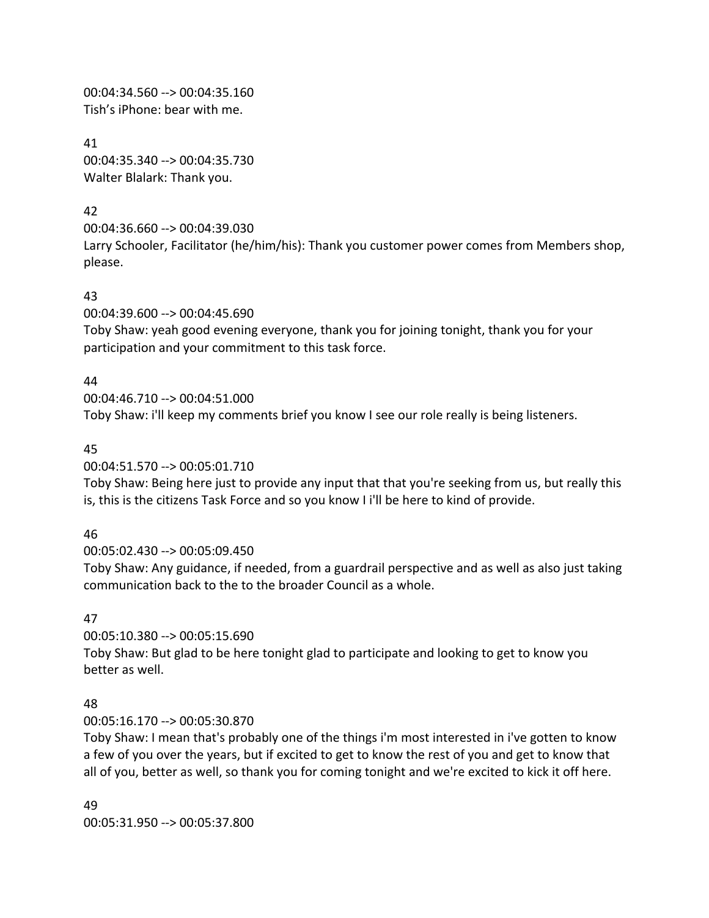00:04:34.560 --> 00:04:35.160
Tish's iPhone: bear with me.

41
00:04:35.340 --> 00:04:35.730
Walter Blalark: Thank you.

42
00:04:36.660 --> 00:04:39.030
Larry Schooler, Facilitator (he/him/his): Thank you customer power comes from Members shop, please.

43
00:04:39.600 --> 00:04:45.690
Toby Shaw: yeah good evening everyone, thank you for joining tonight, thank you for your participation and your commitment to this task force.

44
00:04:46.710 --> 00:04:51.000
Toby Shaw: i'll keep my comments brief you know I see our role really is being listeners.

45
00:04:51.570 --> 00:05:01.710
Toby Shaw: Being here just to provide any input that that you're seeking from us, but really this is, this is the citizens Task Force and so you know I i'll be here to kind of provide.

46
00:05:02.430 --> 00:05:09.450
Toby Shaw: Any guidance, if needed, from a guardrail perspective and as well as also just taking communication back to the to the broader Council as a whole.

47
00:05:10.380 --> 00:05:15.690
Toby Shaw: But glad to be here tonight glad to participate and looking to get to know you better as well.

48
00:05:16.170 --> 00:05:30.870
Toby Shaw: I mean that's probably one of the things i'm most interested in i've gotten to know a few of you over the years, but if excited to get to know the rest of you and get to know that all of you, better as well, so thank you for coming tonight and we're excited to kick it off here.

49
00:05:31.950 --> 00:05:37.800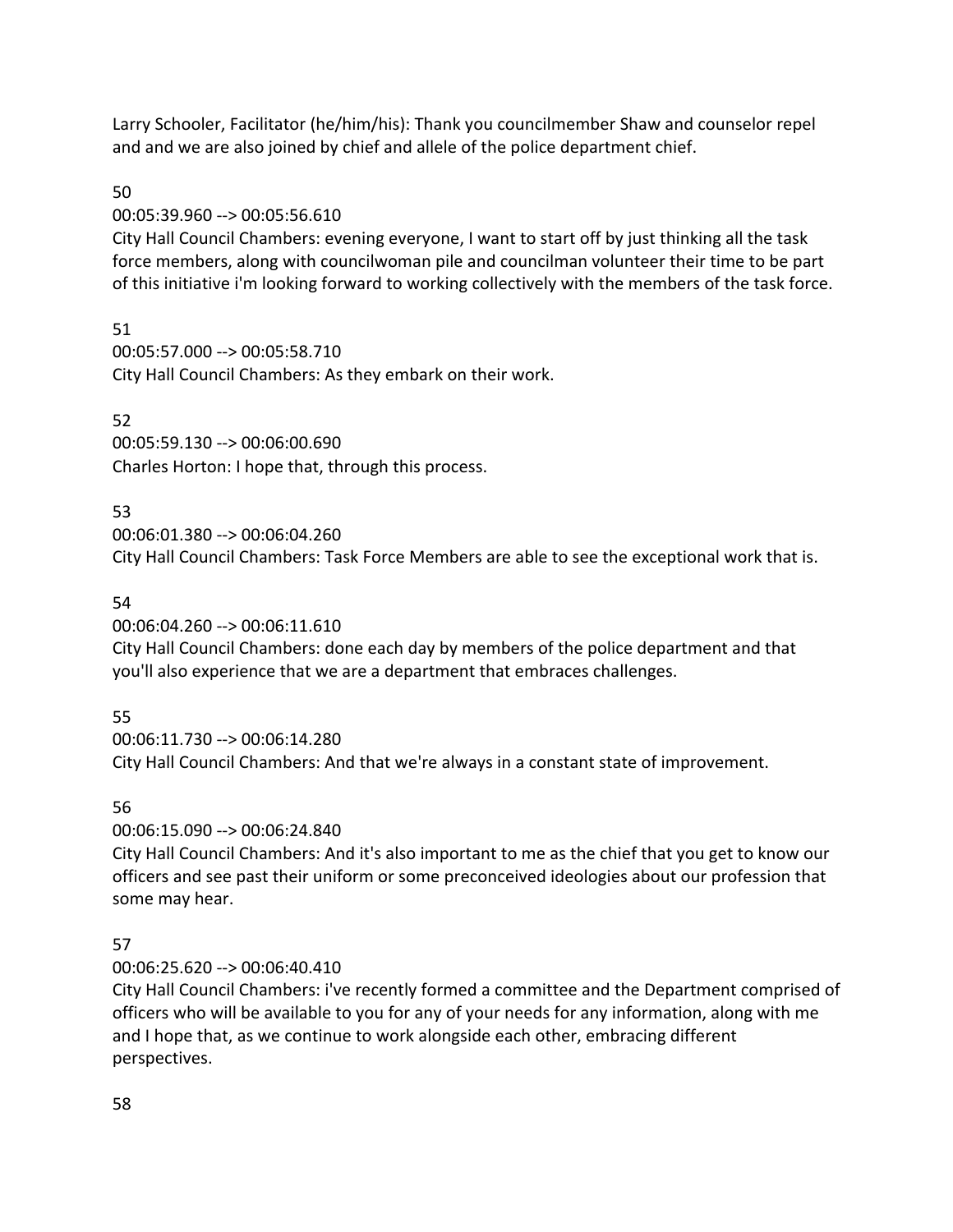Larry Schooler, Facilitator (he/him/his): Thank you councilmember Shaw and counselor repel and and we are also joined by chief and allele of the police department chief.

50

00:05:39.960 --> 00:05:56.610

City Hall Council Chambers: evening everyone, I want to start off by just thinking all the task force members, along with councilwoman pile and councilman volunteer their time to be part of this initiative i'm looking forward to working collectively with the members of the task force.

51

00:05:57.000 --> 00:05:58.710

City Hall Council Chambers: As they embark on their work.

52

00:05:59.130 --> 00:06:00.690

Charles Horton: I hope that, through this process.

53

00:06:01.380 --> 00:06:04.260

City Hall Council Chambers: Task Force Members are able to see the exceptional work that is.

54

00:06:04.260 --> 00:06:11.610

City Hall Council Chambers: done each day by members of the police department and that you'll also experience that we are a department that embraces challenges.

55

00:06:11.730 --> 00:06:14.280

City Hall Council Chambers: And that we're always in a constant state of improvement.

56

00:06:15.090 --> 00:06:24.840

City Hall Council Chambers: And it's also important to me as the chief that you get to know our officers and see past their uniform or some preconceived ideologies about our profession that some may hear.

57

00:06:25.620 --> 00:06:40.410

City Hall Council Chambers: i've recently formed a committee and the Department comprised of officers who will be available to you for any of your needs for any information, along with me and I hope that, as we continue to work alongside each other, embracing different perspectives.

58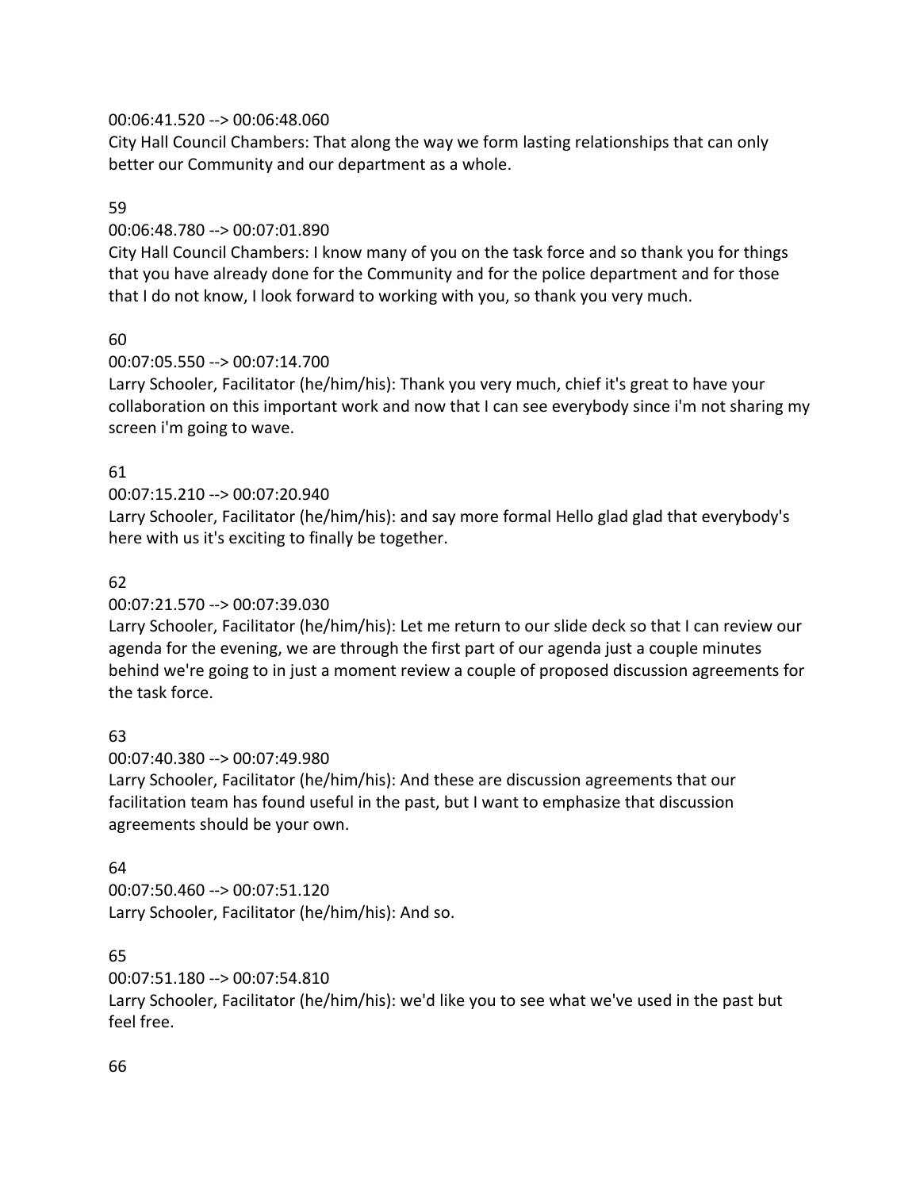00:06:41.520 --> 00:06:48.060
City Hall Council Chambers: That along the way we form lasting relationships that can only better our Community and our department as a whole.

59

00:06:48.780 --> 00:07:01.890
City Hall Council Chambers: I know many of you on the task force and so thank you for things that you have already done for the Community and for the police department and for those that I do not know, I look forward to working with you, so thank you very much.

60

00:07:05.550 --> 00:07:14.700
Larry Schooler, Facilitator (he/him/his): Thank you very much, chief it's great to have your collaboration on this important work and now that I can see everybody since i'm not sharing my screen i'm going to wave.

61

00:07:15.210 --> 00:07:20.940
Larry Schooler, Facilitator (he/him/his): and say more formal Hello glad glad that everybody's here with us it's exciting to finally be together.

62

00:07:21.570 --> 00:07:39.030
Larry Schooler, Facilitator (he/him/his): Let me return to our slide deck so that I can review our agenda for the evening, we are through the first part of our agenda just a couple minutes behind we're going to in just a moment review a couple of proposed discussion agreements for the task force.

63

00:07:40.380 --> 00:07:49.980
Larry Schooler, Facilitator (he/him/his): And these are discussion agreements that our facilitation team has found useful in the past, but I want to emphasize that discussion agreements should be your own.

64

00:07:50.460 --> 00:07:51.120
Larry Schooler, Facilitator (he/him/his): And so.

65

00:07:51.180 --> 00:07:54.810
Larry Schooler, Facilitator (he/him/his): we'd like you to see what we've used in the past but feel free.

66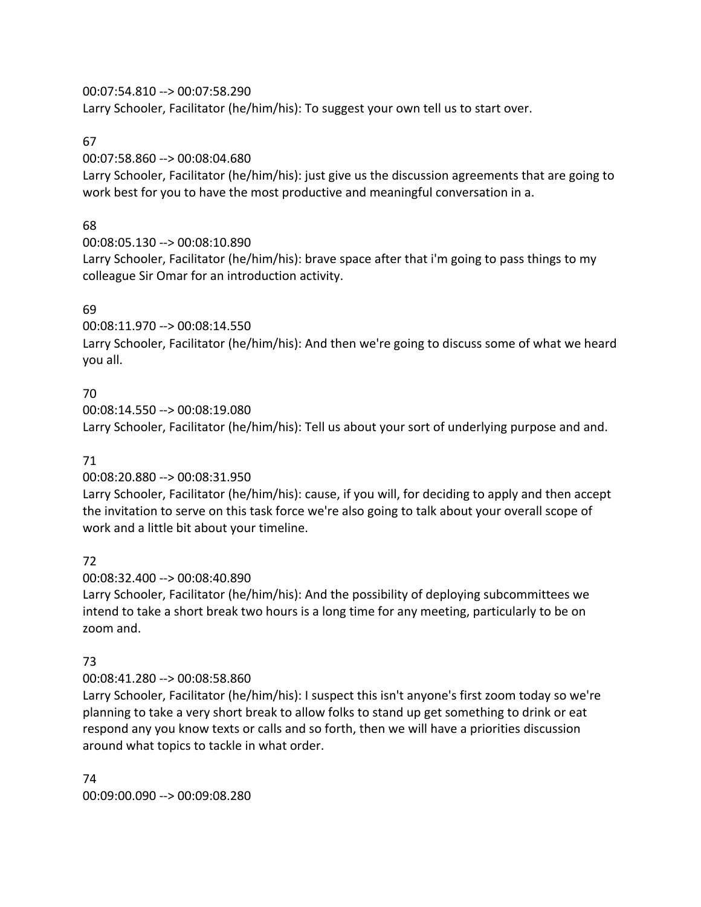00:07:54.810 --> 00:07:58.290
Larry Schooler, Facilitator (he/him/his): To suggest your own tell us to start over.

67
00:07:58.860 --> 00:08:04.680
Larry Schooler, Facilitator (he/him/his): just give us the discussion agreements that are going to work best for you to have the most productive and meaningful conversation in a.

68
00:08:05.130 --> 00:08:10.890
Larry Schooler, Facilitator (he/him/his): brave space after that i'm going to pass things to my colleague Sir Omar for an introduction activity.

69
00:08:11.970 --> 00:08:14.550
Larry Schooler, Facilitator (he/him/his): And then we're going to discuss some of what we heard you all.

70
00:08:14.550 --> 00:08:19.080
Larry Schooler, Facilitator (he/him/his): Tell us about your sort of underlying purpose and and.

71
00:08:20.880 --> 00:08:31.950
Larry Schooler, Facilitator (he/him/his): cause, if you will, for deciding to apply and then accept the invitation to serve on this task force we're also going to talk about your overall scope of work and a little bit about your timeline.

72
00:08:32.400 --> 00:08:40.890
Larry Schooler, Facilitator (he/him/his): And the possibility of deploying subcommittees we intend to take a short break two hours is a long time for any meeting, particularly to be on zoom and.

73
00:08:41.280 --> 00:08:58.860
Larry Schooler, Facilitator (he/him/his): I suspect this isn't anyone's first zoom today so we're planning to take a very short break to allow folks to stand up get something to drink or eat respond any you know texts or calls and so forth, then we will have a priorities discussion around what topics to tackle in what order.

74
00:09:00.090 --> 00:09:08.280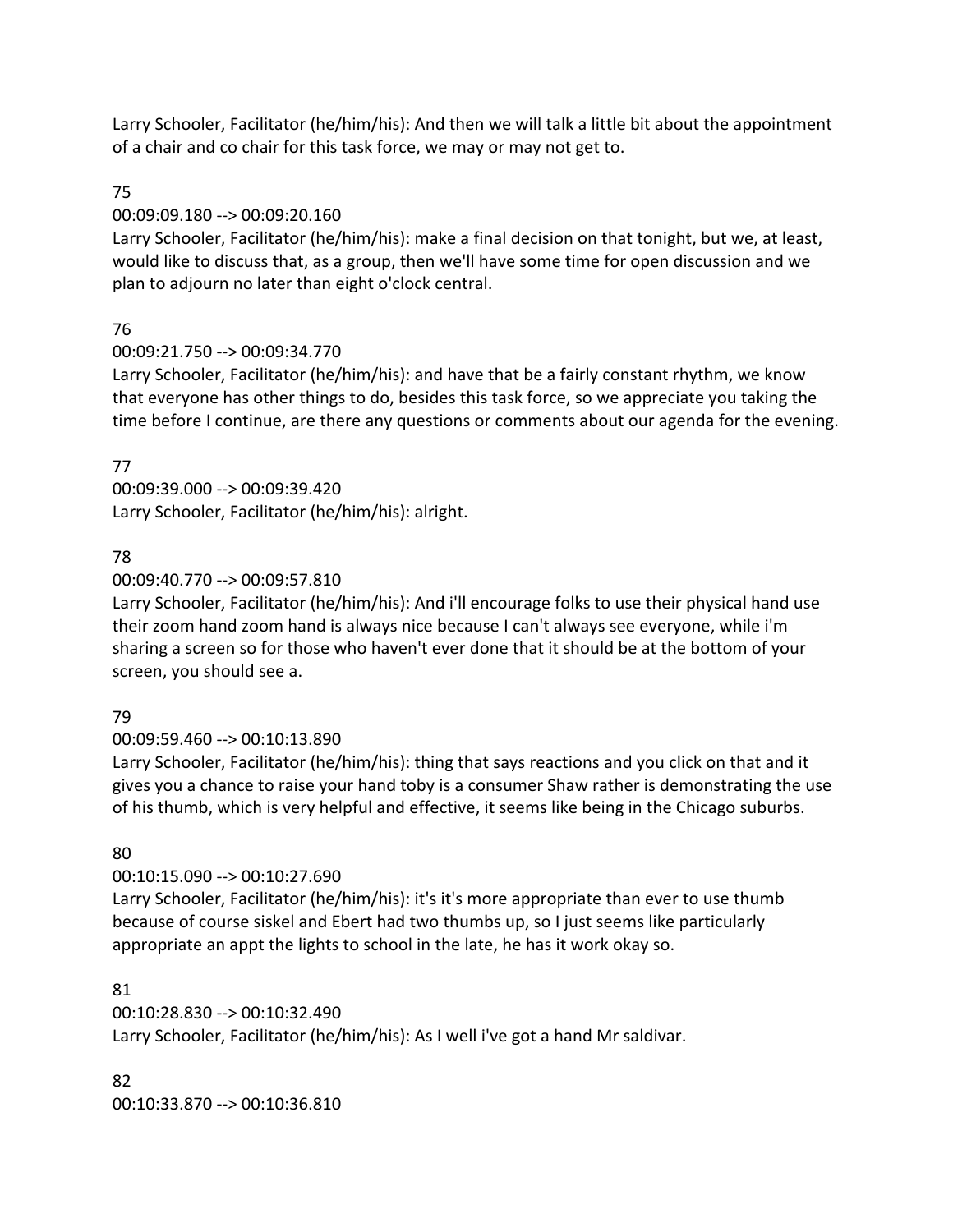Larry Schooler, Facilitator (he/him/his): And then we will talk a little bit about the appointment of a chair and co chair for this task force, we may or may not get to.

75
00:09:09.180 --> 00:09:20.160
Larry Schooler, Facilitator (he/him/his): make a final decision on that tonight, but we, at least, would like to discuss that, as a group, then we'll have some time for open discussion and we plan to adjourn no later than eight o'clock central.

76
00:09:21.750 --> 00:09:34.770
Larry Schooler, Facilitator (he/him/his): and have that be a fairly constant rhythm, we know that everyone has other things to do, besides this task force, so we appreciate you taking the time before I continue, are there any questions or comments about our agenda for the evening.

77
00:09:39.000 --> 00:09:39.420
Larry Schooler, Facilitator (he/him/his): alright.

78
00:09:40.770 --> 00:09:57.810
Larry Schooler, Facilitator (he/him/his): And i'll encourage folks to use their physical hand use their zoom hand zoom hand is always nice because I can't always see everyone, while i'm sharing a screen so for those who haven't ever done that it should be at the bottom of your screen, you should see a.

79
00:09:59.460 --> 00:10:13.890
Larry Schooler, Facilitator (he/him/his): thing that says reactions and you click on that and it gives you a chance to raise your hand toby is a consumer Shaw rather is demonstrating the use of his thumb, which is very helpful and effective, it seems like being in the Chicago suburbs.

80
00:10:15.090 --> 00:10:27.690
Larry Schooler, Facilitator (he/him/his): it's it's more appropriate than ever to use thumb because of course siskel and Ebert had two thumbs up, so I just seems like particularly appropriate an appt the lights to school in the late, he has it work okay so.

81
00:10:28.830 --> 00:10:32.490
Larry Schooler, Facilitator (he/him/his): As I well i've got a hand Mr saldivar.

82
00:10:33.870 --> 00:10:36.810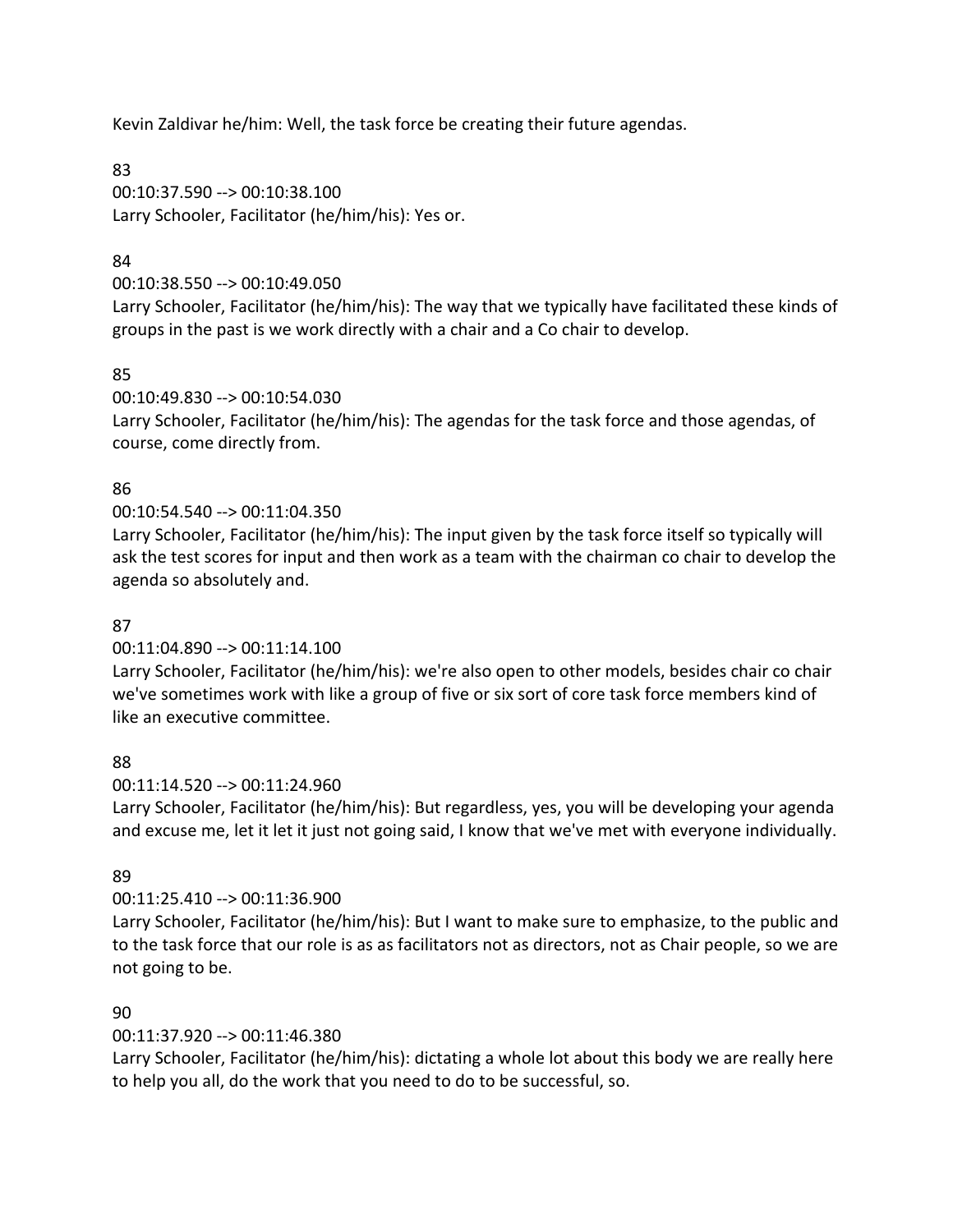Kevin Zaldivar he/him: Well, the task force be creating their future agendas.

83
00:10:37.590 --> 00:10:38.100
Larry Schooler, Facilitator (he/him/his): Yes or.

84
00:10:38.550 --> 00:10:49.050
Larry Schooler, Facilitator (he/him/his): The way that we typically have facilitated these kinds of groups in the past is we work directly with a chair and a Co chair to develop.

85
00:10:49.830 --> 00:10:54.030
Larry Schooler, Facilitator (he/him/his): The agendas for the task force and those agendas, of course, come directly from.

86
00:10:54.540 --> 00:11:04.350
Larry Schooler, Facilitator (he/him/his): The input given by the task force itself so typically will ask the test scores for input and then work as a team with the chairman co chair to develop the agenda so absolutely and.

87
00:11:04.890 --> 00:11:14.100
Larry Schooler, Facilitator (he/him/his): we're also open to other models, besides chair co chair we've sometimes work with like a group of five or six sort of core task force members kind of like an executive committee.

88
00:11:14.520 --> 00:11:24.960
Larry Schooler, Facilitator (he/him/his): But regardless, yes, you will be developing your agenda and excuse me, let it let it just not going said, I know that we've met with everyone individually.

89
00:11:25.410 --> 00:11:36.900
Larry Schooler, Facilitator (he/him/his): But I want to make sure to emphasize, to the public and to the task force that our role is as as facilitators not as directors, not as Chair people, so we are not going to be.

90
00:11:37.920 --> 00:11:46.380
Larry Schooler, Facilitator (he/him/his): dictating a whole lot about this body we are really here to help you all, do the work that you need to do to be successful, so.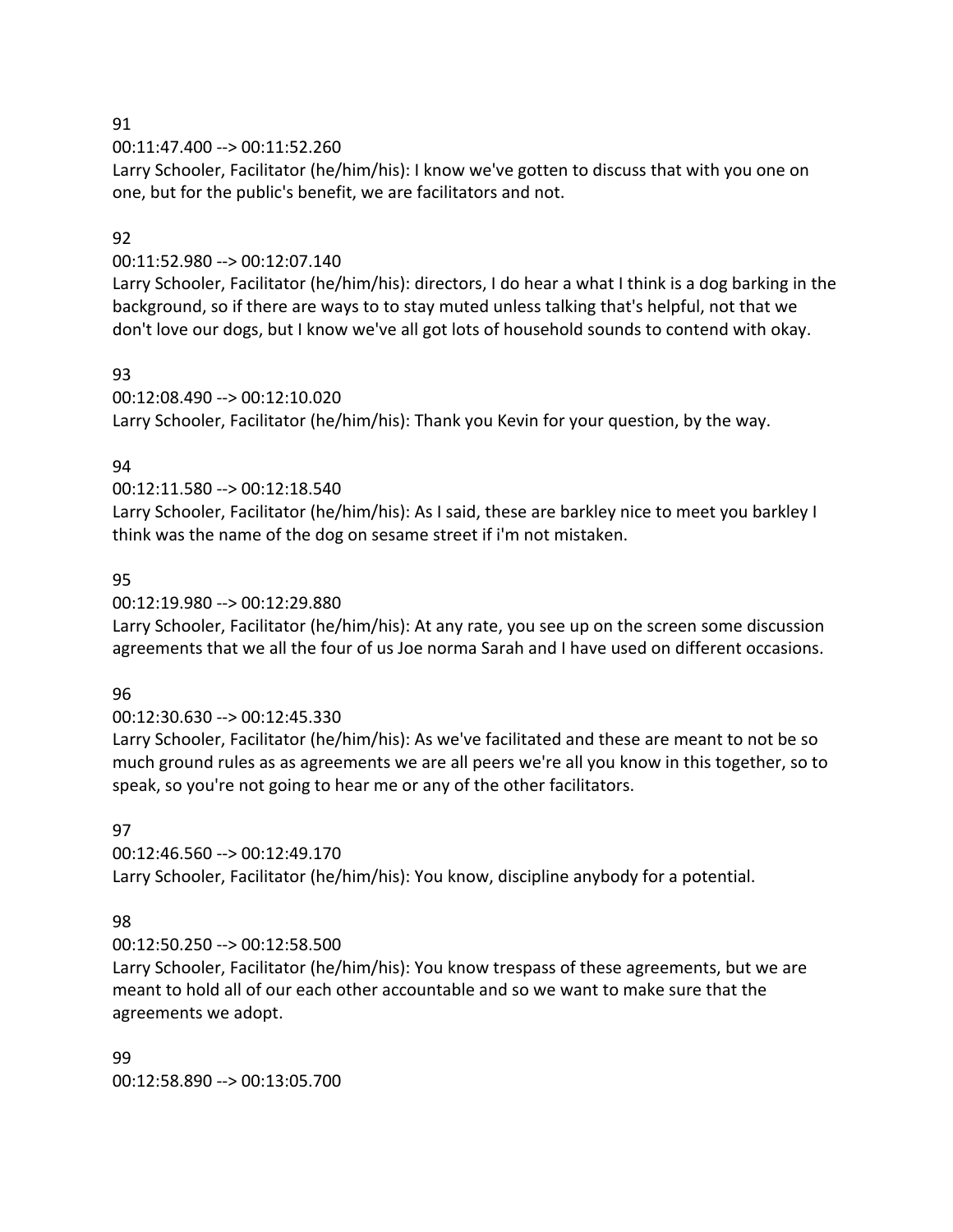91
00:11:47.400 --> 00:11:52.260
Larry Schooler, Facilitator (he/him/his): I know we've gotten to discuss that with you one on one, but for the public's benefit, we are facilitators and not.

92
00:11:52.980 --> 00:12:07.140
Larry Schooler, Facilitator (he/him/his): directors, I do hear a what I think is a dog barking in the background, so if there are ways to to stay muted unless talking that's helpful, not that we don't love our dogs, but I know we've all got lots of household sounds to contend with okay.

93
00:12:08.490 --> 00:12:10.020
Larry Schooler, Facilitator (he/him/his): Thank you Kevin for your question, by the way.

94
00:12:11.580 --> 00:12:18.540
Larry Schooler, Facilitator (he/him/his): As I said, these are barkley nice to meet you barkley I think was the name of the dog on sesame street if i'm not mistaken.

95
00:12:19.980 --> 00:12:29.880
Larry Schooler, Facilitator (he/him/his): At any rate, you see up on the screen some discussion agreements that we all the four of us Joe norma Sarah and I have used on different occasions.

96
00:12:30.630 --> 00:12:45.330
Larry Schooler, Facilitator (he/him/his): As we've facilitated and these are meant to not be so much ground rules as as agreements we are all peers we're all you know in this together, so to speak, so you're not going to hear me or any of the other facilitators.

97
00:12:46.560 --> 00:12:49.170
Larry Schooler, Facilitator (he/him/his): You know, discipline anybody for a potential.

98
00:12:50.250 --> 00:12:58.500
Larry Schooler, Facilitator (he/him/his): You know trespass of these agreements, but we are meant to hold all of our each other accountable and so we want to make sure that the agreements we adopt.

99
00:12:58.890 --> 00:13:05.700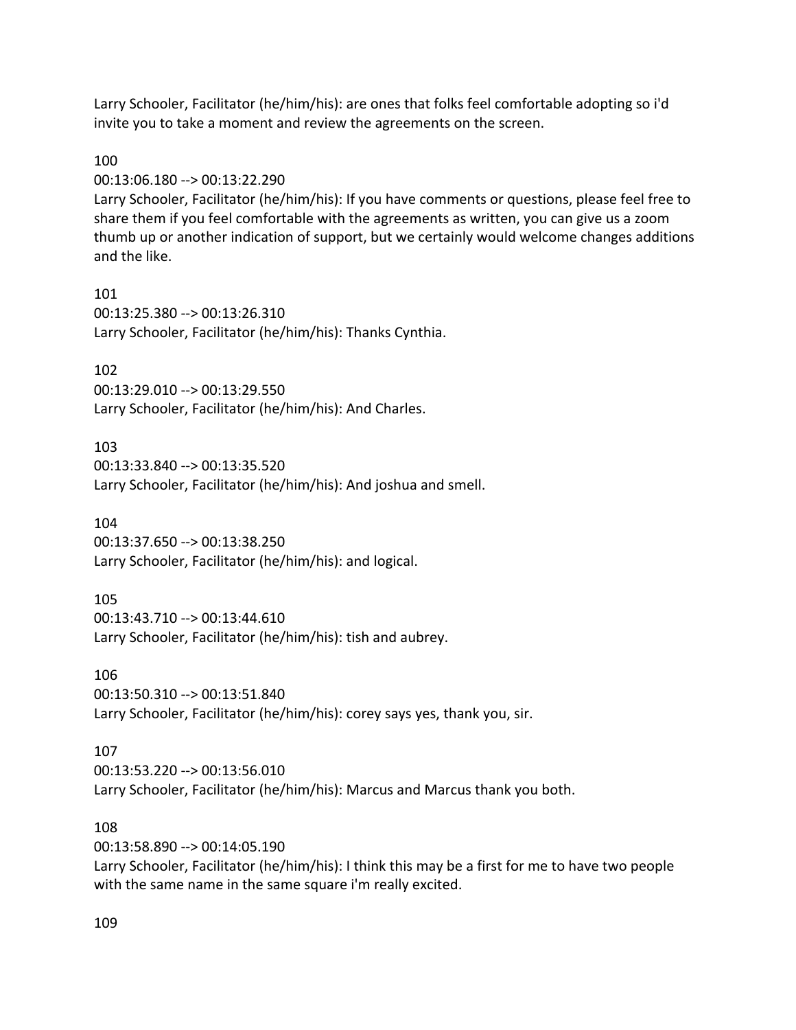Larry Schooler, Facilitator (he/him/his): are ones that folks feel comfortable adopting so i'd invite you to take a moment and review the agreements on the screen.

100

00:13:06.180 --> 00:13:22.290

Larry Schooler, Facilitator (he/him/his): If you have comments or questions, please feel free to share them if you feel comfortable with the agreements as written, you can give us a zoom thumb up or another indication of support, but we certainly would welcome changes additions and the like.

101

00:13:25.380 --> 00:13:26.310

Larry Schooler, Facilitator (he/him/his): Thanks Cynthia.

102

00:13:29.010 --> 00:13:29.550

Larry Schooler, Facilitator (he/him/his): And Charles.

103

00:13:33.840 --> 00:13:35.520

Larry Schooler, Facilitator (he/him/his): And joshua and smell.

104

00:13:37.650 --> 00:13:38.250

Larry Schooler, Facilitator (he/him/his): and logical.

105

00:13:43.710 --> 00:13:44.610

Larry Schooler, Facilitator (he/him/his): tish and aubrey.

106

00:13:50.310 --> 00:13:51.840

Larry Schooler, Facilitator (he/him/his): corey says yes, thank you, sir.

107

00:13:53.220 --> 00:13:56.010

Larry Schooler, Facilitator (he/him/his): Marcus and Marcus thank you both.

108

00:13:58.890 --> 00:14:05.190

Larry Schooler, Facilitator (he/him/his): I think this may be a first for me to have two people with the same name in the same square i'm really excited.

109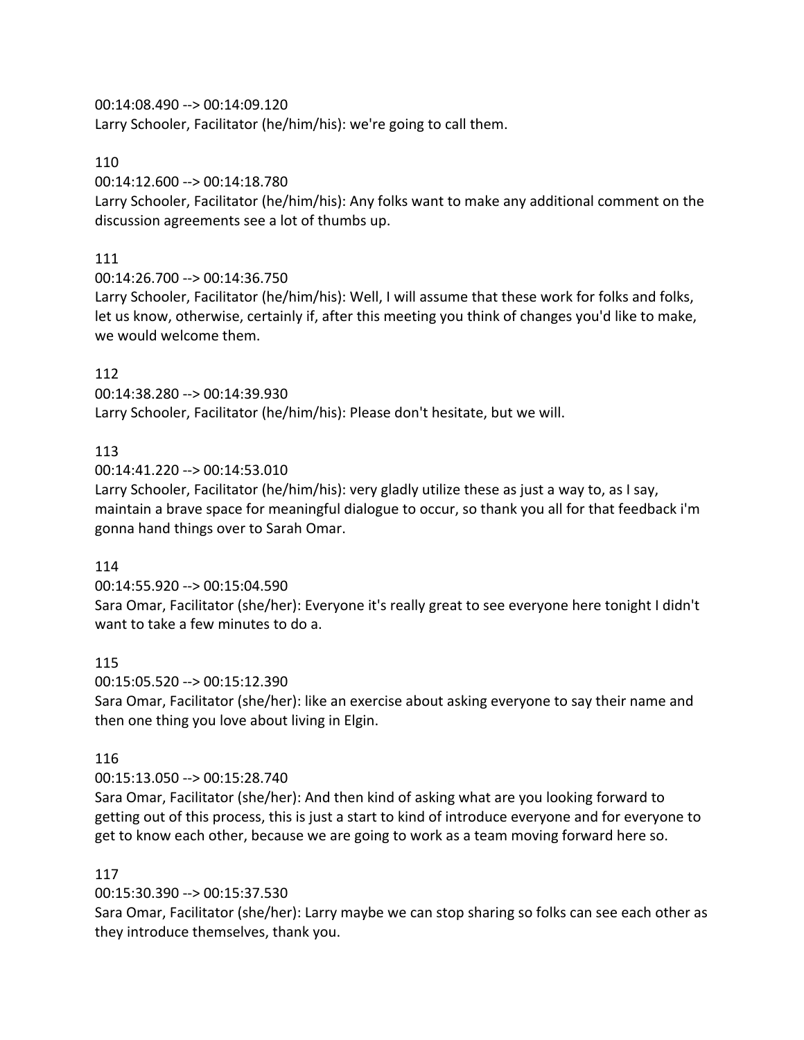00:14:08.490 --> 00:14:09.120
Larry Schooler, Facilitator (he/him/his): we're going to call them.

110
00:14:12.600 --> 00:14:18.780
Larry Schooler, Facilitator (he/him/his): Any folks want to make any additional comment on the discussion agreements see a lot of thumbs up.

111
00:14:26.700 --> 00:14:36.750
Larry Schooler, Facilitator (he/him/his): Well, I will assume that these work for folks and folks, let us know, otherwise, certainly if, after this meeting you think of changes you'd like to make, we would welcome them.

112
00:14:38.280 --> 00:14:39.930
Larry Schooler, Facilitator (he/him/his): Please don't hesitate, but we will.

113
00:14:41.220 --> 00:14:53.010
Larry Schooler, Facilitator (he/him/his): very gladly utilize these as just a way to, as I say, maintain a brave space for meaningful dialogue to occur, so thank you all for that feedback i'm gonna hand things over to Sarah Omar.

114
00:14:55.920 --> 00:15:04.590
Sara Omar, Facilitator (she/her): Everyone it's really great to see everyone here tonight I didn't want to take a few minutes to do a.

115
00:15:05.520 --> 00:15:12.390
Sara Omar, Facilitator (she/her): like an exercise about asking everyone to say their name and then one thing you love about living in Elgin.

116
00:15:13.050 --> 00:15:28.740
Sara Omar, Facilitator (she/her): And then kind of asking what are you looking forward to getting out of this process, this is just a start to kind of introduce everyone and for everyone to get to know each other, because we are going to work as a team moving forward here so.

117
00:15:30.390 --> 00:15:37.530
Sara Omar, Facilitator (she/her): Larry maybe we can stop sharing so folks can see each other as they introduce themselves, thank you.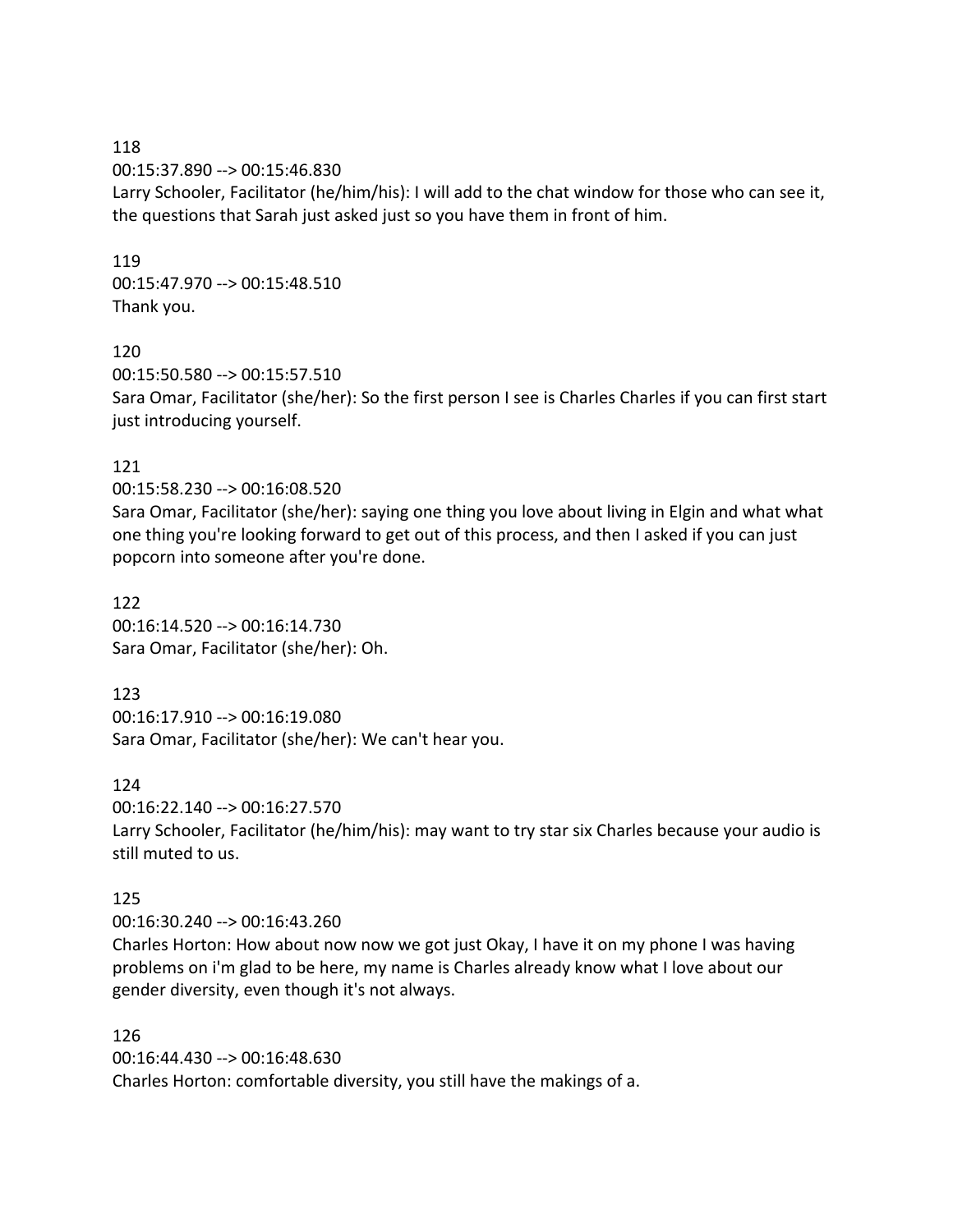118
00:15:37.890 --> 00:15:46.830
Larry Schooler, Facilitator (he/him/his): I will add to the chat window for those who can see it, the questions that Sarah just asked just so you have them in front of him.

119
00:15:47.970 --> 00:15:48.510
Thank you.

120
00:15:50.580 --> 00:15:57.510
Sara Omar, Facilitator (she/her): So the first person I see is Charles Charles if you can first start just introducing yourself.

121
00:15:58.230 --> 00:16:08.520
Sara Omar, Facilitator (she/her): saying one thing you love about living in Elgin and what what one thing you're looking forward to get out of this process, and then I asked if you can just popcorn into someone after you're done.

122
00:16:14.520 --> 00:16:14.730
Sara Omar, Facilitator (she/her): Oh.

123
00:16:17.910 --> 00:16:19.080
Sara Omar, Facilitator (she/her): We can't hear you.

124
00:16:22.140 --> 00:16:27.570
Larry Schooler, Facilitator (he/him/his): may want to try star six Charles because your audio is still muted to us.

125
00:16:30.240 --> 00:16:43.260
Charles Horton: How about now now we got just Okay, I have it on my phone I was having problems on i'm glad to be here, my name is Charles already know what I love about our gender diversity, even though it's not always.

126
00:16:44.430 --> 00:16:48.630
Charles Horton: comfortable diversity, you still have the makings of a.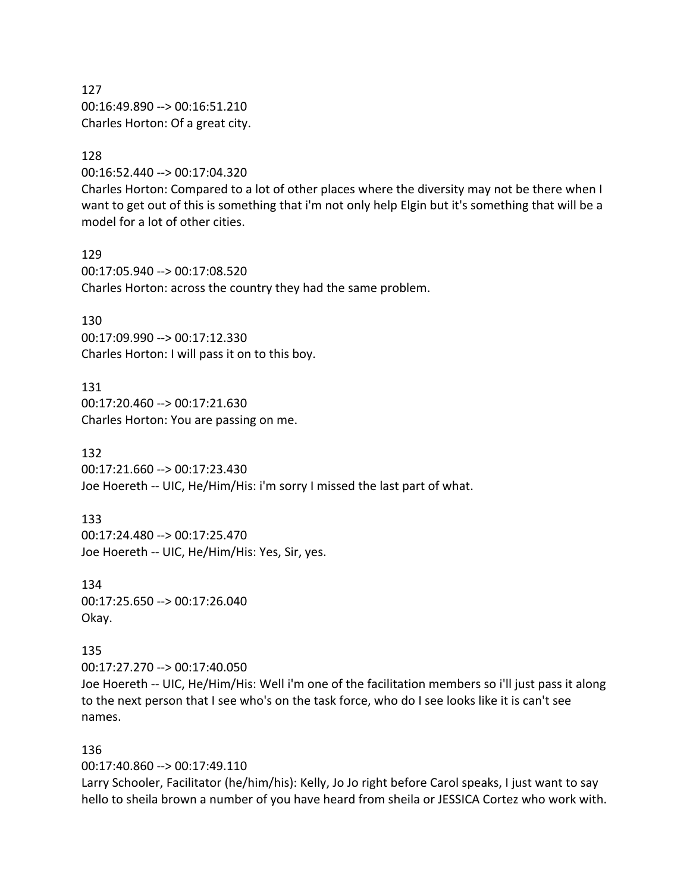127
00:16:49.890 --> 00:16:51.210
Charles Horton: Of a great city.

128
00:16:52.440 --> 00:17:04.320
Charles Horton: Compared to a lot of other places where the diversity may not be there when I want to get out of this is something that i'm not only help Elgin but it's something that will be a model for a lot of other cities.

129
00:17:05.940 --> 00:17:08.520
Charles Horton: across the country they had the same problem.

130
00:17:09.990 --> 00:17:12.330
Charles Horton: I will pass it on to this boy.

131
00:17:20.460 --> 00:17:21.630
Charles Horton: You are passing on me.

132
00:17:21.660 --> 00:17:23.430
Joe Hoereth -- UIC, He/Him/His: i'm sorry I missed the last part of what.

133
00:17:24.480 --> 00:17:25.470
Joe Hoereth -- UIC, He/Him/His: Yes, Sir, yes.

134
00:17:25.650 --> 00:17:26.040
Okay.

135
00:17:27.270 --> 00:17:40.050
Joe Hoereth -- UIC, He/Him/His: Well i'm one of the facilitation members so i'll just pass it along to the next person that I see who's on the task force, who do I see looks like it is can't see names.

136
00:17:40.860 --> 00:17:49.110
Larry Schooler, Facilitator (he/him/his): Kelly, Jo Jo right before Carol speaks, I just want to say hello to sheila brown a number of you have heard from sheila or JESSICA Cortez who work with.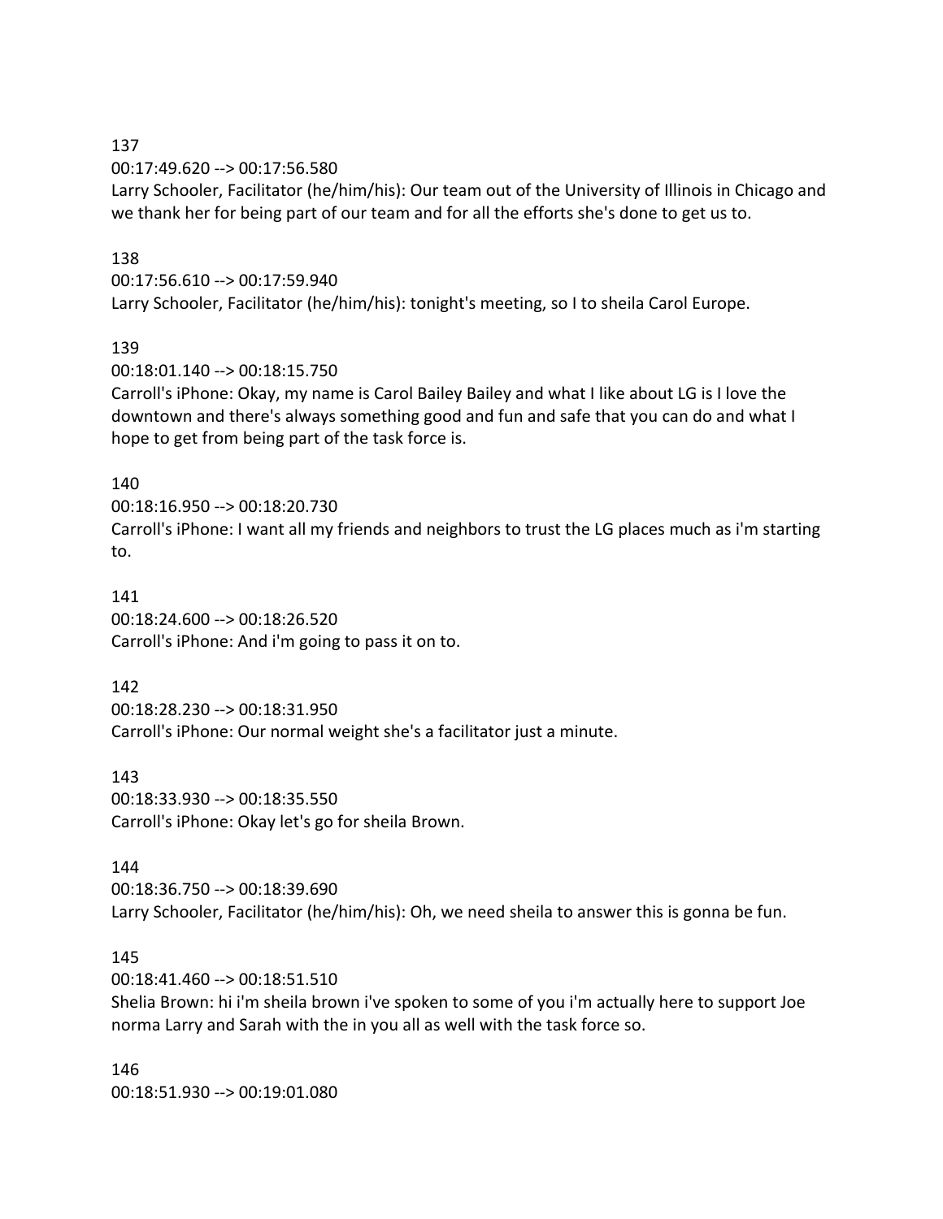137

00:17:49.620 --> 00:17:56.580

Larry Schooler, Facilitator (he/him/his): Our team out of the University of Illinois in Chicago and we thank her for being part of our team and for all the efforts she's done to get us to.

138

00:17:56.610 --> 00:17:59.940

Larry Schooler, Facilitator (he/him/his): tonight's meeting, so I to sheila Carol Europe.

139

00:18:01.140 --> 00:18:15.750

Carroll's iPhone: Okay, my name is Carol Bailey Bailey and what I like about LG is I love the downtown and there's always something good and fun and safe that you can do and what I hope to get from being part of the task force is.

140

00:18:16.950 --> 00:18:20.730

Carroll's iPhone: I want all my friends and neighbors to trust the LG places much as i'm starting to.

141

00:18:24.600 --> 00:18:26.520

Carroll's iPhone: And i'm going to pass it on to.

142

00:18:28.230 --> 00:18:31.950

Carroll's iPhone: Our normal weight she's a facilitator just a minute.

143

00:18:33.930 --> 00:18:35.550

Carroll's iPhone: Okay let's go for sheila Brown.

144

00:18:36.750 --> 00:18:39.690

Larry Schooler, Facilitator (he/him/his): Oh, we need sheila to answer this is gonna be fun.

145

00:18:41.460 --> 00:18:51.510

Shelia Brown: hi i'm sheila brown i've spoken to some of you i'm actually here to support Joe norma Larry and Sarah with the in you all as well with the task force so.

146

00:18:51.930 --> 00:19:01.080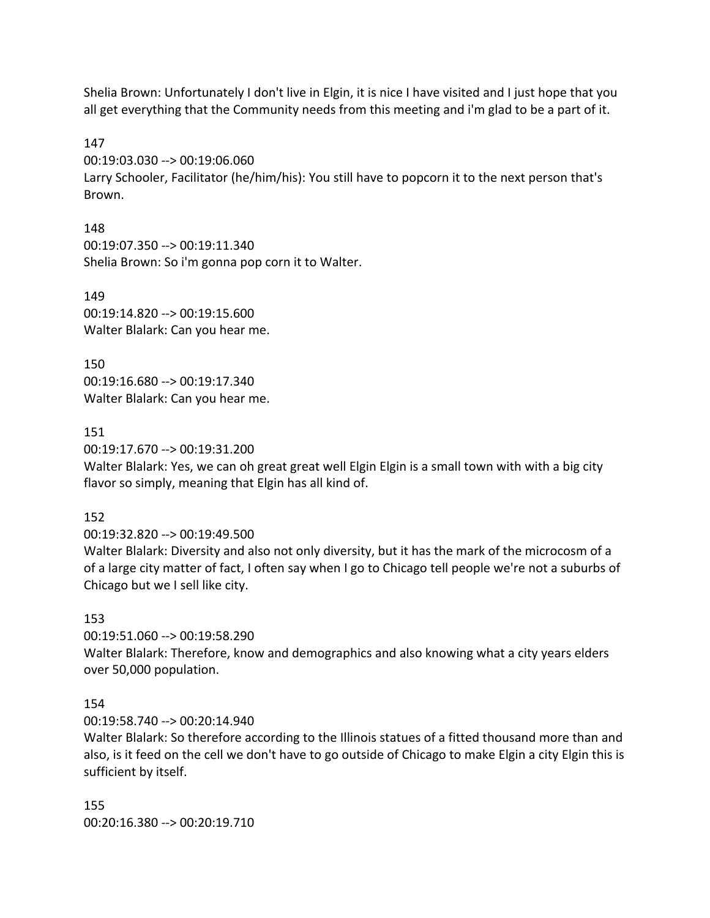Shelia Brown: Unfortunately I don't live in Elgin, it is nice I have visited and I just hope that you all get everything that the Community needs from this meeting and i'm glad to be a part of it.

147
00:19:03.030 --> 00:19:06.060
Larry Schooler, Facilitator (he/him/his): You still have to popcorn it to the next person that's Brown.

148
00:19:07.350 --> 00:19:11.340
Shelia Brown: So i'm gonna pop corn it to Walter.

149
00:19:14.820 --> 00:19:15.600
Walter Blalark: Can you hear me.

150
00:19:16.680 --> 00:19:17.340
Walter Blalark: Can you hear me.

151
00:19:17.670 --> 00:19:31.200
Walter Blalark: Yes, we can oh great great well Elgin Elgin is a small town with with a big city flavor so simply, meaning that Elgin has all kind of.

152
00:19:32.820 --> 00:19:49.500
Walter Blalark: Diversity and also not only diversity, but it has the mark of the microcosm of a of a large city matter of fact, I often say when I go to Chicago tell people we're not a suburbs of Chicago but we I sell like city.

153
00:19:51.060 --> 00:19:58.290
Walter Blalark: Therefore, know and demographics and also knowing what a city years elders over 50,000 population.

154
00:19:58.740 --> 00:20:14.940
Walter Blalark: So therefore according to the Illinois statues of a fitted thousand more than and also, is it feed on the cell we don't have to go outside of Chicago to make Elgin a city Elgin this is sufficient by itself.

155
00:20:16.380 --> 00:20:19.710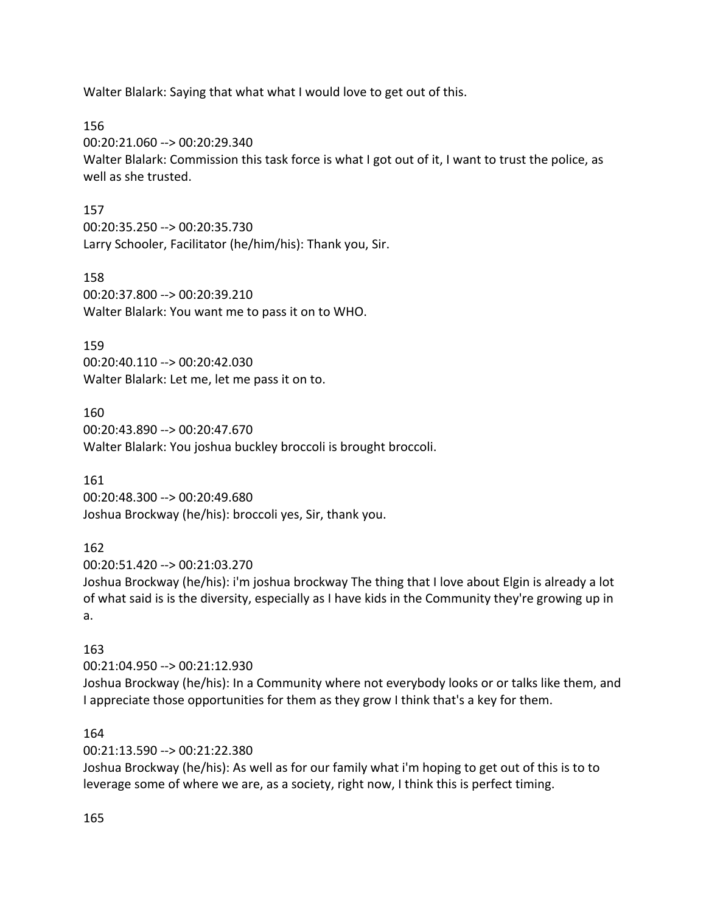Walter Blalark: Saying that what what I would love to get out of this.

156

00:20:21.060 --> 00:20:29.340

Walter Blalark: Commission this task force is what I got out of it, I want to trust the police, as well as she trusted.

157

00:20:35.250 --> 00:20:35.730

Larry Schooler, Facilitator (he/him/his): Thank you, Sir.

158

00:20:37.800 --> 00:20:39.210

Walter Blalark: You want me to pass it on to WHO.

159

00:20:40.110 --> 00:20:42.030

Walter Blalark: Let me, let me pass it on to.

160

00:20:43.890 --> 00:20:47.670

Walter Blalark: You joshua buckley broccoli is brought broccoli.

161

00:20:48.300 --> 00:20:49.680

Joshua Brockway (he/his): broccoli yes, Sir, thank you.

162

00:20:51.420 --> 00:21:03.270

Joshua Brockway (he/his): i'm joshua brockway The thing that I love about Elgin is already a lot of what said is is the diversity, especially as I have kids in the Community they're growing up in a.

163

00:21:04.950 --> 00:21:12.930

Joshua Brockway (he/his): In a Community where not everybody looks or or talks like them, and I appreciate those opportunities for them as they grow I think that's a key for them.

164

00:21:13.590 --> 00:21:22.380

Joshua Brockway (he/his): As well as for our family what i'm hoping to get out of this is to to leverage some of where we are, as a society, right now, I think this is perfect timing.

165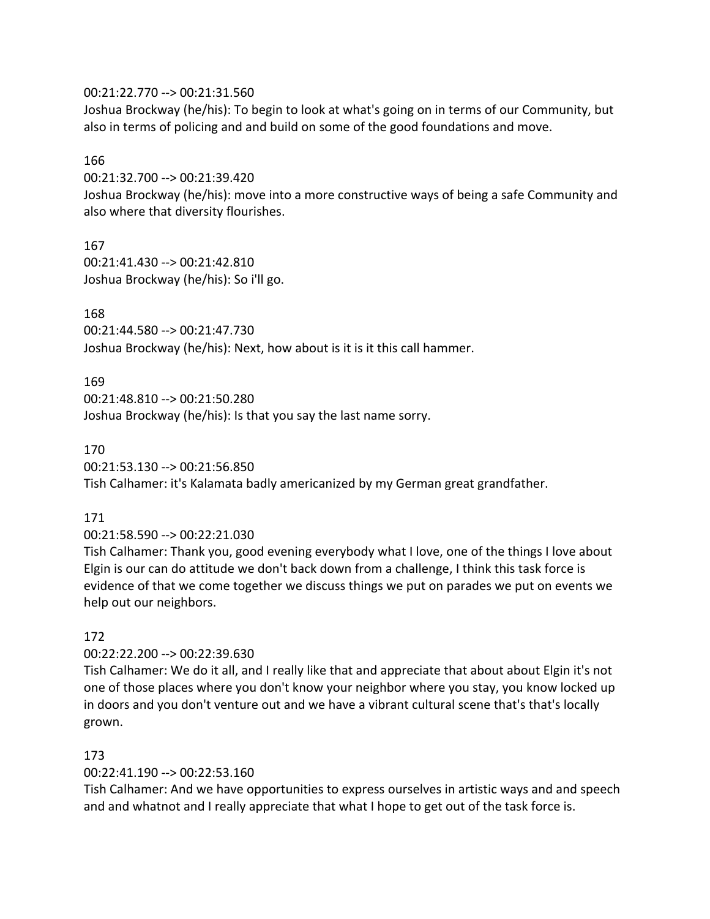00:21:22.770 --> 00:21:31.560
Joshua Brockway (he/his): To begin to look at what's going on in terms of our Community, but also in terms of policing and and build on some of the good foundations and move.

166
00:21:32.700 --> 00:21:39.420
Joshua Brockway (he/his): move into a more constructive ways of being a safe Community and also where that diversity flourishes.

167
00:21:41.430 --> 00:21:42.810
Joshua Brockway (he/his): So i'll go.

168
00:21:44.580 --> 00:21:47.730
Joshua Brockway (he/his): Next, how about is it is it this call hammer.

169
00:21:48.810 --> 00:21:50.280
Joshua Brockway (he/his): Is that you say the last name sorry.

170
00:21:53.130 --> 00:21:56.850
Tish Calhamer: it's Kalamata badly americanized by my German great grandfather.

171
00:21:58.590 --> 00:22:21.030
Tish Calhamer: Thank you, good evening everybody what I love, one of the things I love about Elgin is our can do attitude we don't back down from a challenge, I think this task force is evidence of that we come together we discuss things we put on parades we put on events we help out our neighbors.

172
00:22:22.200 --> 00:22:39.630
Tish Calhamer: We do it all, and I really like that and appreciate that about about Elgin it's not one of those places where you don't know your neighbor where you stay, you know locked up in doors and you don't venture out and we have a vibrant cultural scene that's that's locally grown.

173
00:22:41.190 --> 00:22:53.160
Tish Calhamer: And we have opportunities to express ourselves in artistic ways and and speech and and whatnot and I really appreciate that what I hope to get out of the task force is.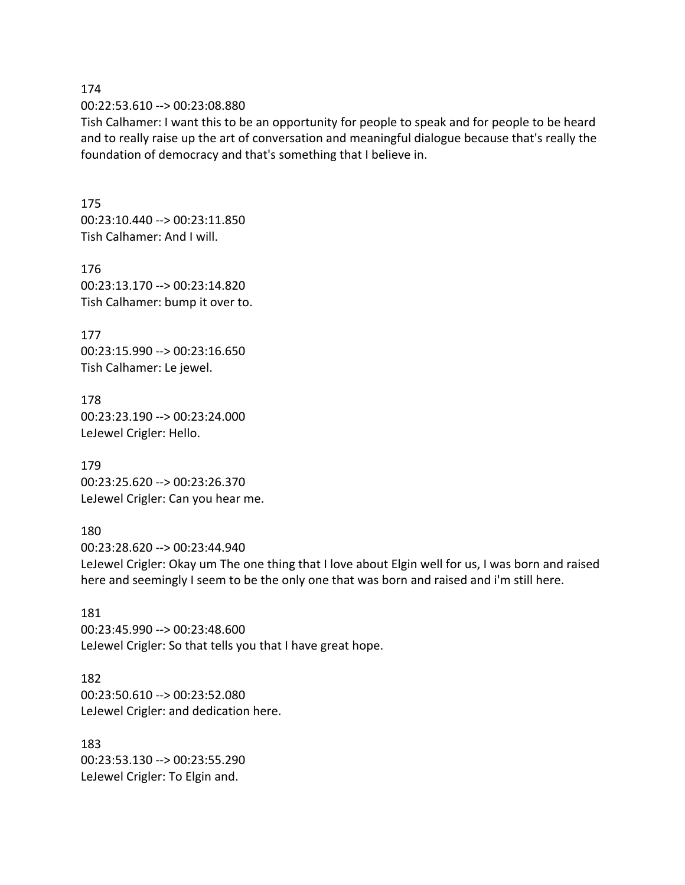174
00:22:53.610 --> 00:23:08.880
Tish Calhamer: I want this to be an opportunity for people to speak and for people to be heard and to really raise up the art of conversation and meaningful dialogue because that's really the foundation of democracy and that's something that I believe in.

175
00:23:10.440 --> 00:23:11.850
Tish Calhamer: And I will.

176
00:23:13.170 --> 00:23:14.820
Tish Calhamer: bump it over to.

177
00:23:15.990 --> 00:23:16.650
Tish Calhamer: Le jewel.

178
00:23:23.190 --> 00:23:24.000
LeJewel Crigler: Hello.

179
00:23:25.620 --> 00:23:26.370
LeJewel Crigler: Can you hear me.

180
00:23:28.620 --> 00:23:44.940
LeJewel Crigler: Okay um The one thing that I love about Elgin well for us, I was born and raised here and seemingly I seem to be the only one that was born and raised and i'm still here.

181
00:23:45.990 --> 00:23:48.600
LeJewel Crigler: So that tells you that I have great hope.

182
00:23:50.610 --> 00:23:52.080
LeJewel Crigler: and dedication here.

183
00:23:53.130 --> 00:23:55.290
LeJewel Crigler: To Elgin and.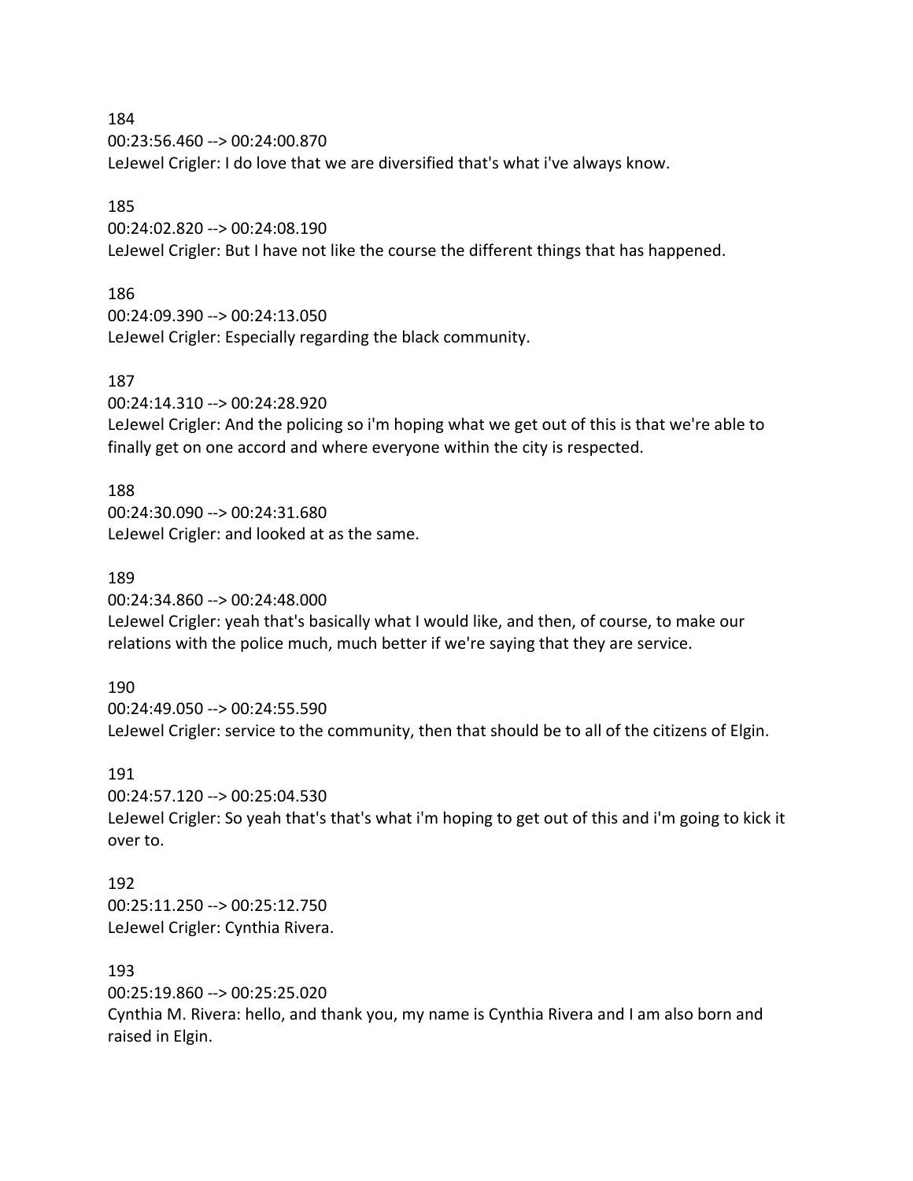184
00:23:56.460 --> 00:24:00.870
LeJewel Crigler: I do love that we are diversified that's what i've always know.

185
00:24:02.820 --> 00:24:08.190
LeJewel Crigler: But I have not like the course the different things that has happened.

186
00:24:09.390 --> 00:24:13.050
LeJewel Crigler: Especially regarding the black community.

187
00:24:14.310 --> 00:24:28.920
LeJewel Crigler: And the policing so i'm hoping what we get out of this is that we're able to finally get on one accord and where everyone within the city is respected.

188
00:24:30.090 --> 00:24:31.680
LeJewel Crigler: and looked at as the same.

189
00:24:34.860 --> 00:24:48.000
LeJewel Crigler: yeah that's basically what I would like, and then, of course, to make our relations with the police much, much better if we're saying that they are service.

190
00:24:49.050 --> 00:24:55.590
LeJewel Crigler: service to the community, then that should be to all of the citizens of Elgin.

191
00:24:57.120 --> 00:25:04.530
LeJewel Crigler: So yeah that's that's what i'm hoping to get out of this and i'm going to kick it over to.

192
00:25:11.250 --> 00:25:12.750
LeJewel Crigler: Cynthia Rivera.

193
00:25:19.860 --> 00:25:25.020
Cynthia M. Rivera: hello, and thank you, my name is Cynthia Rivera and I am also born and raised in Elgin.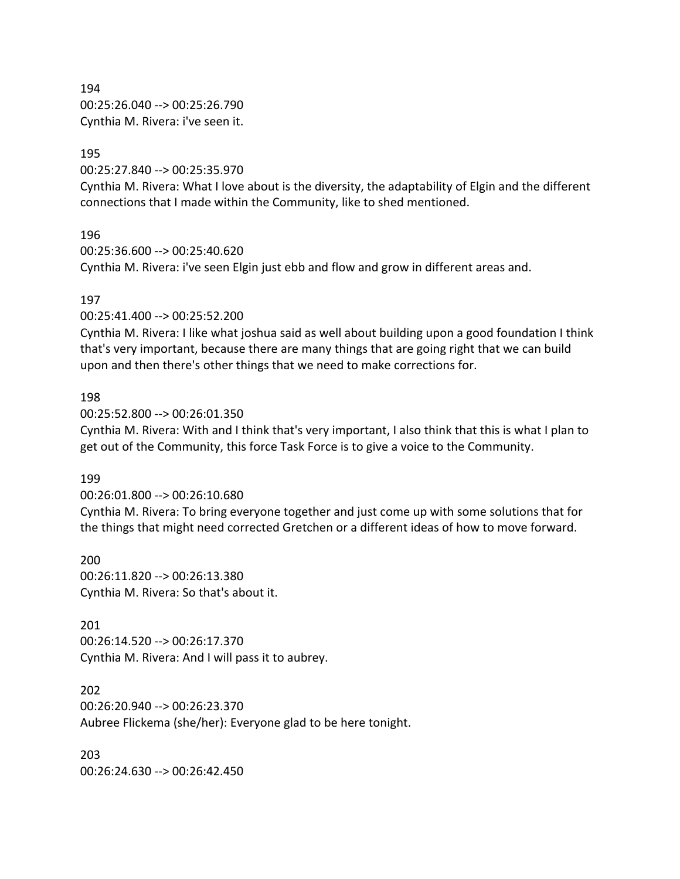194
00:25:26.040 --> 00:25:26.790
Cynthia M. Rivera: i've seen it.

195
00:25:27.840 --> 00:25:35.970
Cynthia M. Rivera: What I love about is the diversity, the adaptability of Elgin and the different connections that I made within the Community, like to shed mentioned.

196
00:25:36.600 --> 00:25:40.620
Cynthia M. Rivera: i've seen Elgin just ebb and flow and grow in different areas and.

197
00:25:41.400 --> 00:25:52.200
Cynthia M. Rivera: I like what joshua said as well about building upon a good foundation I think that's very important, because there are many things that are going right that we can build upon and then there's other things that we need to make corrections for.

198
00:25:52.800 --> 00:26:01.350
Cynthia M. Rivera: With and I think that's very important, I also think that this is what I plan to get out of the Community, this force Task Force is to give a voice to the Community.

199
00:26:01.800 --> 00:26:10.680
Cynthia M. Rivera: To bring everyone together and just come up with some solutions that for the things that might need corrected Gretchen or a different ideas of how to move forward.

200
00:26:11.820 --> 00:26:13.380
Cynthia M. Rivera: So that's about it.

201
00:26:14.520 --> 00:26:17.370
Cynthia M. Rivera: And I will pass it to aubrey.

202
00:26:20.940 --> 00:26:23.370
Aubree Flickema (she/her): Everyone glad to be here tonight.

203
00:26:24.630 --> 00:26:42.450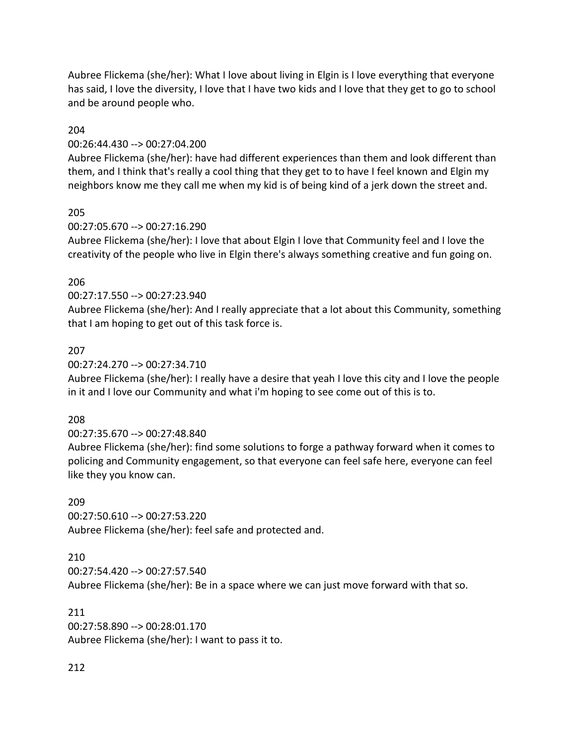Aubree Flickema (she/her): What I love about living in Elgin is I love everything that everyone has said, I love the diversity, I love that I have two kids and I love that they get to go to school and be around people who.

204

00:26:44.430 --> 00:27:04.200

Aubree Flickema (she/her): have had different experiences than them and look different than them, and I think that's really a cool thing that they get to to have I feel known and Elgin my neighbors know me they call me when my kid is of being kind of a jerk down the street and.

205

00:27:05.670 --> 00:27:16.290

Aubree Flickema (she/her): I love that about Elgin I love that Community feel and I love the creativity of the people who live in Elgin there's always something creative and fun going on.

206

00:27:17.550 --> 00:27:23.940

Aubree Flickema (she/her): And I really appreciate that a lot about this Community, something that I am hoping to get out of this task force is.

207

00:27:24.270 --> 00:27:34.710

Aubree Flickema (she/her): I really have a desire that yeah I love this city and I love the people in it and I love our Community and what i'm hoping to see come out of this is to.

208

00:27:35.670 --> 00:27:48.840

Aubree Flickema (she/her): find some solutions to forge a pathway forward when it comes to policing and Community engagement, so that everyone can feel safe here, everyone can feel like they you know can.

209

00:27:50.610 --> 00:27:53.220

Aubree Flickema (she/her): feel safe and protected and.

210

00:27:54.420 --> 00:27:57.540

Aubree Flickema (she/her): Be in a space where we can just move forward with that so.

211

00:27:58.890 --> 00:28:01.170

Aubree Flickema (she/her): I want to pass it to.

212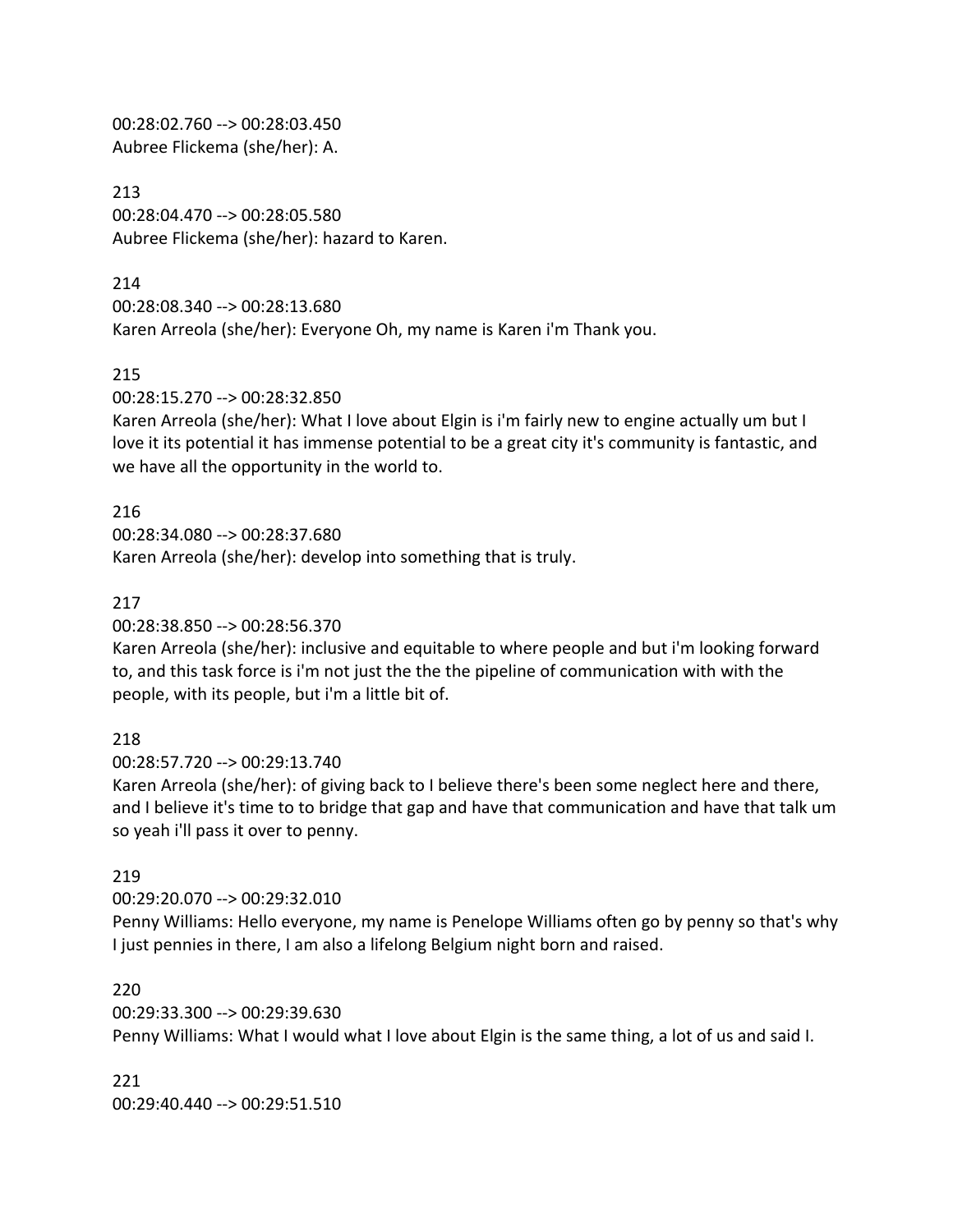00:28:02.760 --> 00:28:03.450
Aubree Flickema (she/her): A.

213
00:28:04.470 --> 00:28:05.580
Aubree Flickema (she/her): hazard to Karen.

214
00:28:08.340 --> 00:28:13.680
Karen Arreola (she/her): Everyone Oh, my name is Karen i'm Thank you.

215
00:28:15.270 --> 00:28:32.850
Karen Arreola (she/her): What I love about Elgin is i'm fairly new to engine actually um but I love it its potential it has immense potential to be a great city it's community is fantastic, and we have all the opportunity in the world to.

216
00:28:34.080 --> 00:28:37.680
Karen Arreola (she/her): develop into something that is truly.

217
00:28:38.850 --> 00:28:56.370
Karen Arreola (she/her): inclusive and equitable to where people and but i'm looking forward to, and this task force is i'm not just the the the pipeline of communication with with the people, with its people, but i'm a little bit of.

218
00:28:57.720 --> 00:29:13.740
Karen Arreola (she/her): of giving back to I believe there's been some neglect here and there, and I believe it's time to to bridge that gap and have that communication and have that talk um so yeah i'll pass it over to penny.

219
00:29:20.070 --> 00:29:32.010
Penny Williams: Hello everyone, my name is Penelope Williams often go by penny so that's why I just pennies in there, I am also a lifelong Belgium night born and raised.

220
00:29:33.300 --> 00:29:39.630
Penny Williams: What I would what I love about Elgin is the same thing, a lot of us and said I.

221
00:29:40.440 --> 00:29:51.510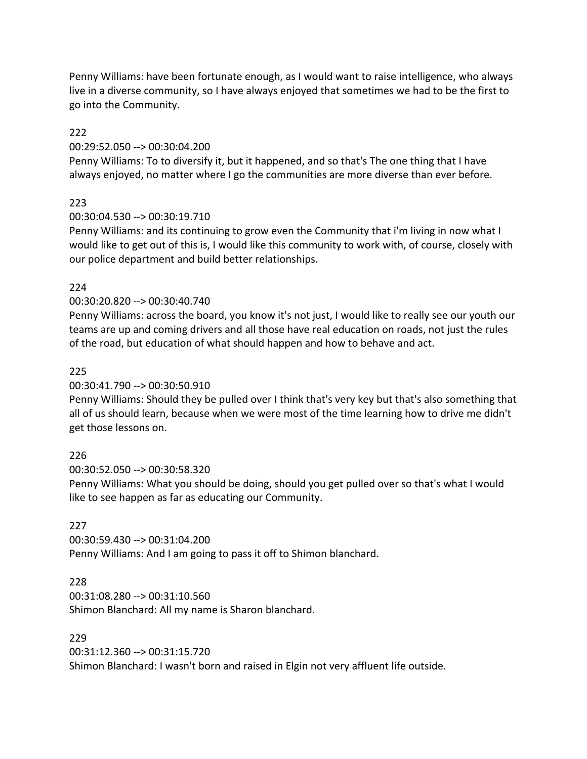Penny Williams: have been fortunate enough, as I would want to raise intelligence, who always live in a diverse community, so I have always enjoyed that sometimes we had to be the first to go into the Community.

222
00:29:52.050 --> 00:30:04.200
Penny Williams: To to diversify it, but it happened, and so that's The one thing that I have always enjoyed, no matter where I go the communities are more diverse than ever before.

223
00:30:04.530 --> 00:30:19.710
Penny Williams: and its continuing to grow even the Community that i'm living in now what I would like to get out of this is, I would like this community to work with, of course, closely with our police department and build better relationships.

224
00:30:20.820 --> 00:30:40.740
Penny Williams: across the board, you know it's not just, I would like to really see our youth our teams are up and coming drivers and all those have real education on roads, not just the rules of the road, but education of what should happen and how to behave and act.

225
00:30:41.790 --> 00:30:50.910
Penny Williams: Should they be pulled over I think that's very key but that's also something that all of us should learn, because when we were most of the time learning how to drive me didn't get those lessons on.

226
00:30:52.050 --> 00:30:58.320
Penny Williams: What you should be doing, should you get pulled over so that's what I would like to see happen as far as educating our Community.

227
00:30:59.430 --> 00:31:04.200
Penny Williams: And I am going to pass it off to Shimon blanchard.

228
00:31:08.280 --> 00:31:10.560
Shimon Blanchard: All my name is Sharon blanchard.

229
00:31:12.360 --> 00:31:15.720
Shimon Blanchard: I wasn't born and raised in Elgin not very affluent life outside.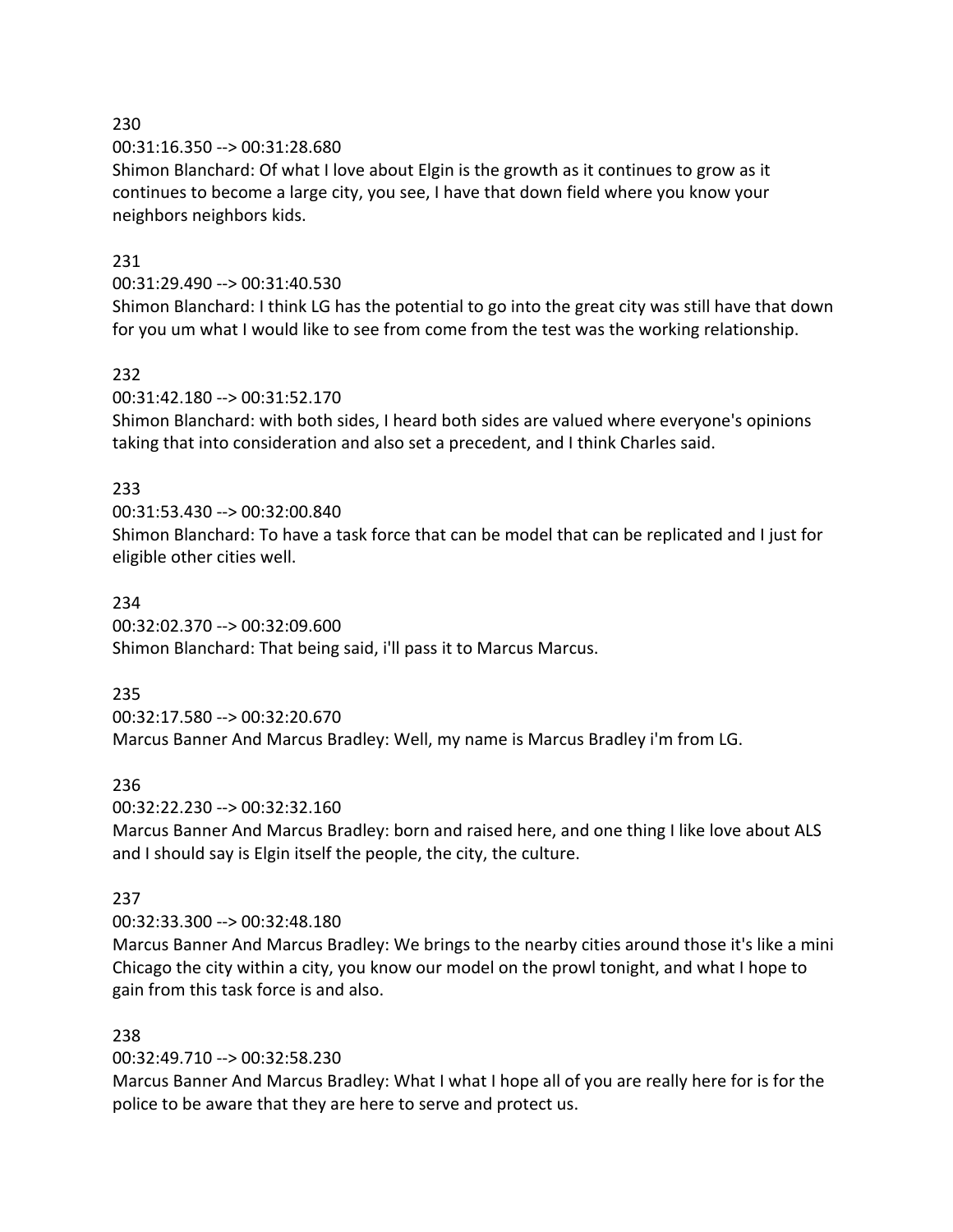230

00:31:16.350 --> 00:31:28.680

Shimon Blanchard: Of what I love about Elgin is the growth as it continues to grow as it continues to become a large city, you see, I have that down field where you know your neighbors neighbors kids.

231

00:31:29.490 --> 00:31:40.530

Shimon Blanchard: I think LG has the potential to go into the great city was still have that down for you um what I would like to see from come from the test was the working relationship.

232

00:31:42.180 --> 00:31:52.170

Shimon Blanchard: with both sides, I heard both sides are valued where everyone's opinions taking that into consideration and also set a precedent, and I think Charles said.

233

00:31:53.430 --> 00:32:00.840

Shimon Blanchard: To have a task force that can be model that can be replicated and I just for eligible other cities well.

234

00:32:02.370 --> 00:32:09.600

Shimon Blanchard: That being said, i'll pass it to Marcus Marcus.

235

00:32:17.580 --> 00:32:20.670

Marcus Banner And Marcus Bradley: Well, my name is Marcus Bradley i'm from LG.

236

00:32:22.230 --> 00:32:32.160

Marcus Banner And Marcus Bradley: born and raised here, and one thing I like love about ALS and I should say is Elgin itself the people, the city, the culture.

237

00:32:33.300 --> 00:32:48.180

Marcus Banner And Marcus Bradley: We brings to the nearby cities around those it's like a mini Chicago the city within a city, you know our model on the prowl tonight, and what I hope to gain from this task force is and also.

238

00:32:49.710 --> 00:32:58.230

Marcus Banner And Marcus Bradley: What I what I hope all of you are really here for is for the police to be aware that they are here to serve and protect us.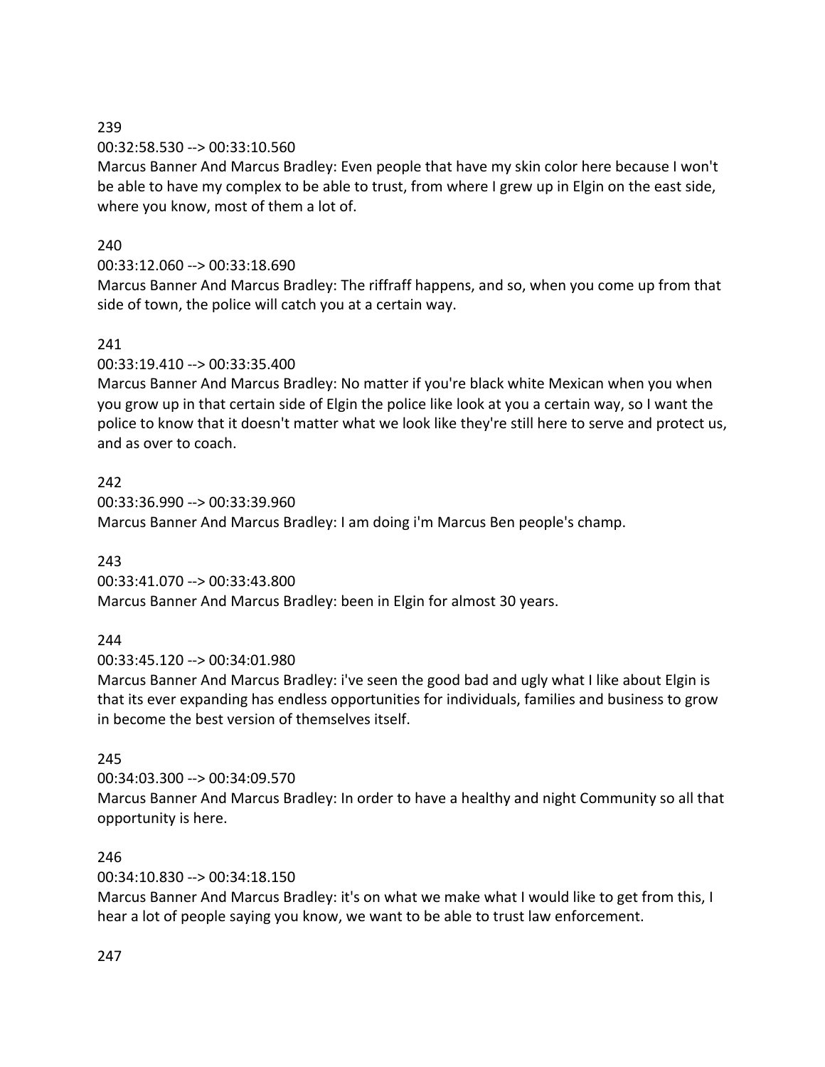239

00:32:58.530 --> 00:33:10.560

Marcus Banner And Marcus Bradley: Even people that have my skin color here because I won't be able to have my complex to be able to trust, from where I grew up in Elgin on the east side, where you know, most of them a lot of.

240

00:33:12.060 --> 00:33:18.690

Marcus Banner And Marcus Bradley: The riffraff happens, and so, when you come up from that side of town, the police will catch you at a certain way.

241

00:33:19.410 --> 00:33:35.400

Marcus Banner And Marcus Bradley: No matter if you're black white Mexican when you when you grow up in that certain side of Elgin the police like look at you a certain way, so I want the police to know that it doesn't matter what we look like they're still here to serve and protect us, and as over to coach.

242

00:33:36.990 --> 00:33:39.960

Marcus Banner And Marcus Bradley: I am doing i'm Marcus Ben people's champ.

243

00:33:41.070 --> 00:33:43.800

Marcus Banner And Marcus Bradley: been in Elgin for almost 30 years.

244

00:33:45.120 --> 00:34:01.980

Marcus Banner And Marcus Bradley: i've seen the good bad and ugly what I like about Elgin is that its ever expanding has endless opportunities for individuals, families and business to grow in become the best version of themselves itself.

245

00:34:03.300 --> 00:34:09.570

Marcus Banner And Marcus Bradley: In order to have a healthy and night Community so all that opportunity is here.

246

00:34:10.830 --> 00:34:18.150

Marcus Banner And Marcus Bradley: it's on what we make what I would like to get from this, I hear a lot of people saying you know, we want to be able to trust law enforcement.

247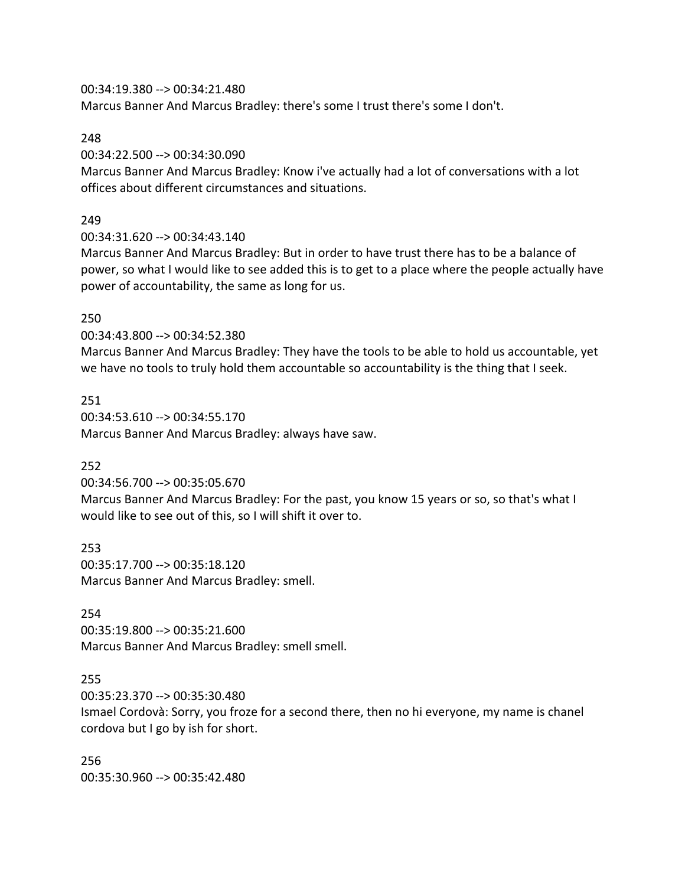00:34:19.380 --> 00:34:21.480
Marcus Banner And Marcus Bradley: there's some I trust there's some I don't.

248
00:34:22.500 --> 00:34:30.090
Marcus Banner And Marcus Bradley: Know i've actually had a lot of conversations with a lot offices about different circumstances and situations.

249
00:34:31.620 --> 00:34:43.140
Marcus Banner And Marcus Bradley: But in order to have trust there has to be a balance of power, so what I would like to see added this is to get to a place where the people actually have power of accountability, the same as long for us.

250
00:34:43.800 --> 00:34:52.380
Marcus Banner And Marcus Bradley: They have the tools to be able to hold us accountable, yet we have no tools to truly hold them accountable so accountability is the thing that I seek.

251
00:34:53.610 --> 00:34:55.170
Marcus Banner And Marcus Bradley: always have saw.

252
00:34:56.700 --> 00:35:05.670
Marcus Banner And Marcus Bradley: For the past, you know 15 years or so, so that's what I would like to see out of this, so I will shift it over to.

253
00:35:17.700 --> 00:35:18.120
Marcus Banner And Marcus Bradley: smell.

254
00:35:19.800 --> 00:35:21.600
Marcus Banner And Marcus Bradley: smell smell.

255
00:35:23.370 --> 00:35:30.480
Ismael Cordovà: Sorry, you froze for a second there, then no hi everyone, my name is chanel cordova but I go by ish for short.

256
00:35:30.960 --> 00:35:42.480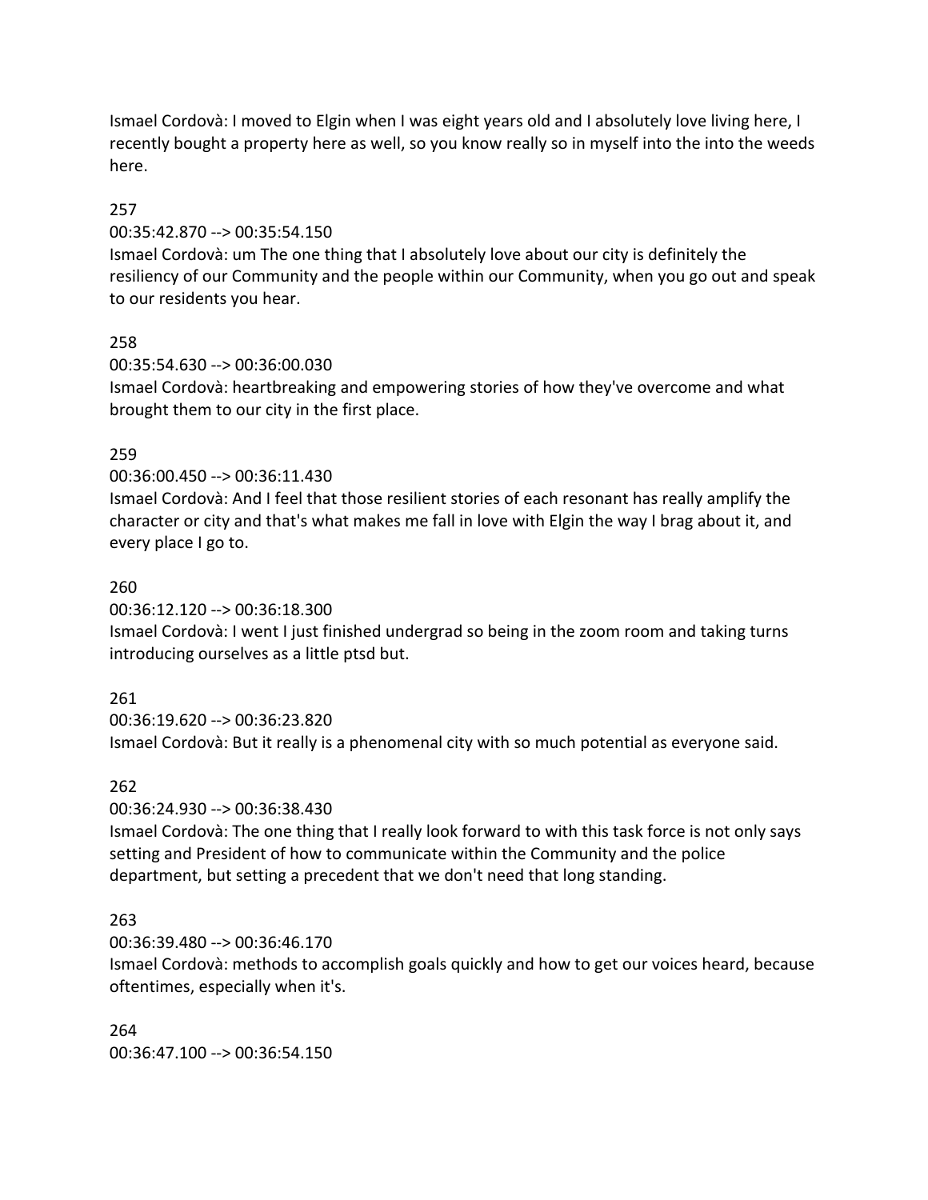Ismael Cordovà: I moved to Elgin when I was eight years old and I absolutely love living here, I recently bought a property here as well, so you know really so in myself into the into the weeds here.

257

00:35:42.870 --> 00:35:54.150

Ismael Cordovà: um The one thing that I absolutely love about our city is definitely the resiliency of our Community and the people within our Community, when you go out and speak to our residents you hear.

258

00:35:54.630 --> 00:36:00.030

Ismael Cordovà: heartbreaking and empowering stories of how they've overcome and what brought them to our city in the first place.

259

00:36:00.450 --> 00:36:11.430

Ismael Cordovà: And I feel that those resilient stories of each resonant has really amplify the character or city and that's what makes me fall in love with Elgin the way I brag about it, and every place I go to.

260

00:36:12.120 --> 00:36:18.300

Ismael Cordovà: I went I just finished undergrad so being in the zoom room and taking turns introducing ourselves as a little ptsd but.

261

00:36:19.620 --> 00:36:23.820

Ismael Cordovà: But it really is a phenomenal city with so much potential as everyone said.

262

00:36:24.930 --> 00:36:38.430

Ismael Cordovà: The one thing that I really look forward to with this task force is not only says setting and President of how to communicate within the Community and the police department, but setting a precedent that we don't need that long standing.

263

00:36:39.480 --> 00:36:46.170

Ismael Cordovà: methods to accomplish goals quickly and how to get our voices heard, because oftentimes, especially when it's.

264

00:36:47.100 --> 00:36:54.150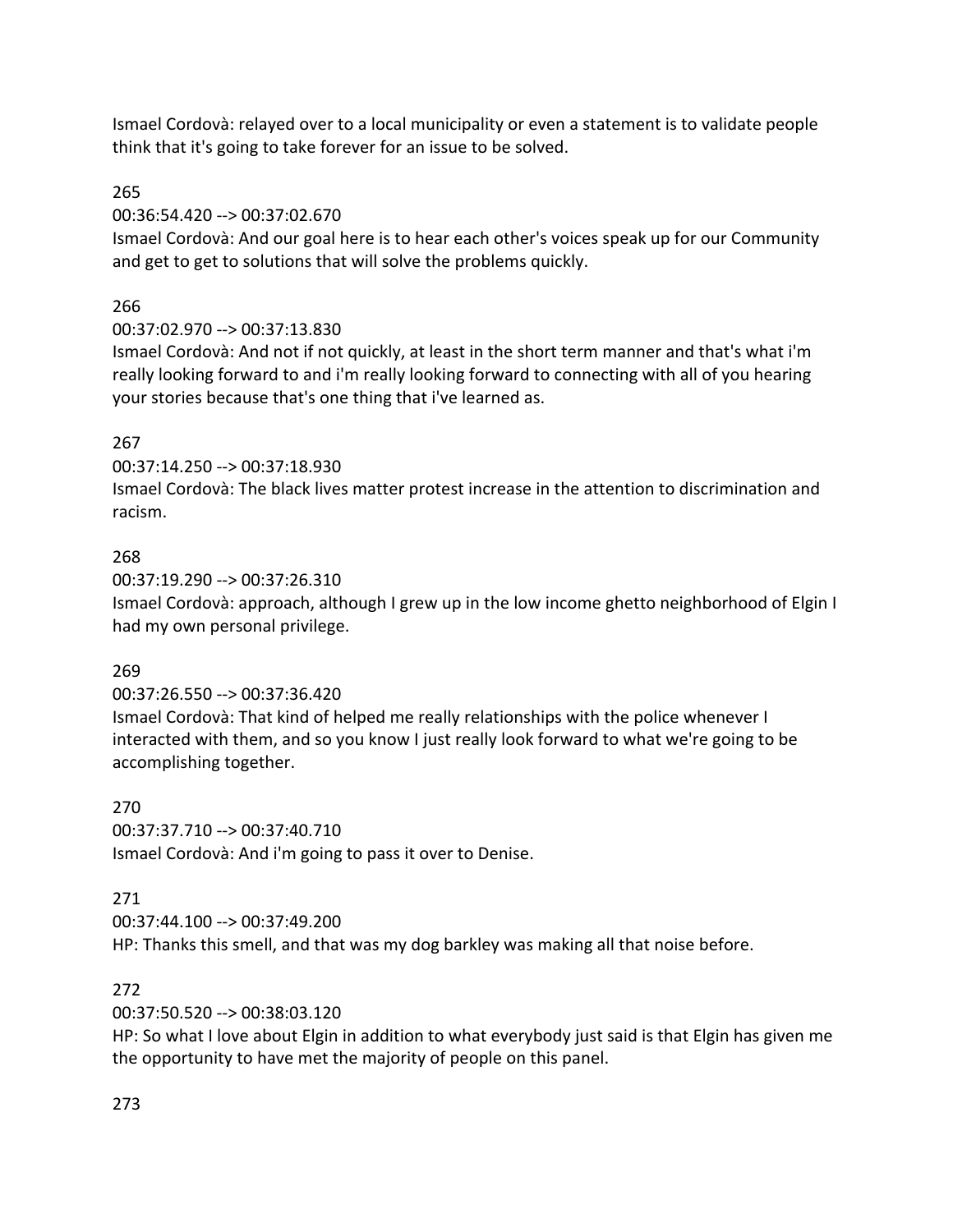Ismael Cordovà: relayed over to a local municipality or even a statement is to validate people think that it's going to take forever for an issue to be solved.

265

00:36:54.420 --> 00:37:02.670
Ismael Cordovà: And our goal here is to hear each other's voices speak up for our Community and get to get to solutions that will solve the problems quickly.

266

00:37:02.970 --> 00:37:13.830
Ismael Cordovà: And not if not quickly, at least in the short term manner and that's what i'm really looking forward to and i'm really looking forward to connecting with all of you hearing your stories because that's one thing that i've learned as.

267

00:37:14.250 --> 00:37:18.930
Ismael Cordovà: The black lives matter protest increase in the attention to discrimination and racism.

268

00:37:19.290 --> 00:37:26.310
Ismael Cordovà: approach, although I grew up in the low income ghetto neighborhood of Elgin I had my own personal privilege.

269

00:37:26.550 --> 00:37:36.420
Ismael Cordovà: That kind of helped me really relationships with the police whenever I interacted with them, and so you know I just really look forward to what we're going to be accomplishing together.

270

00:37:37.710 --> 00:37:40.710
Ismael Cordovà: And i'm going to pass it over to Denise.

271

00:37:44.100 --> 00:37:49.200
HP: Thanks this smell, and that was my dog barkley was making all that noise before.

272

00:37:50.520 --> 00:38:03.120
HP: So what I love about Elgin in addition to what everybody just said is that Elgin has given me the opportunity to have met the majority of people on this panel.

273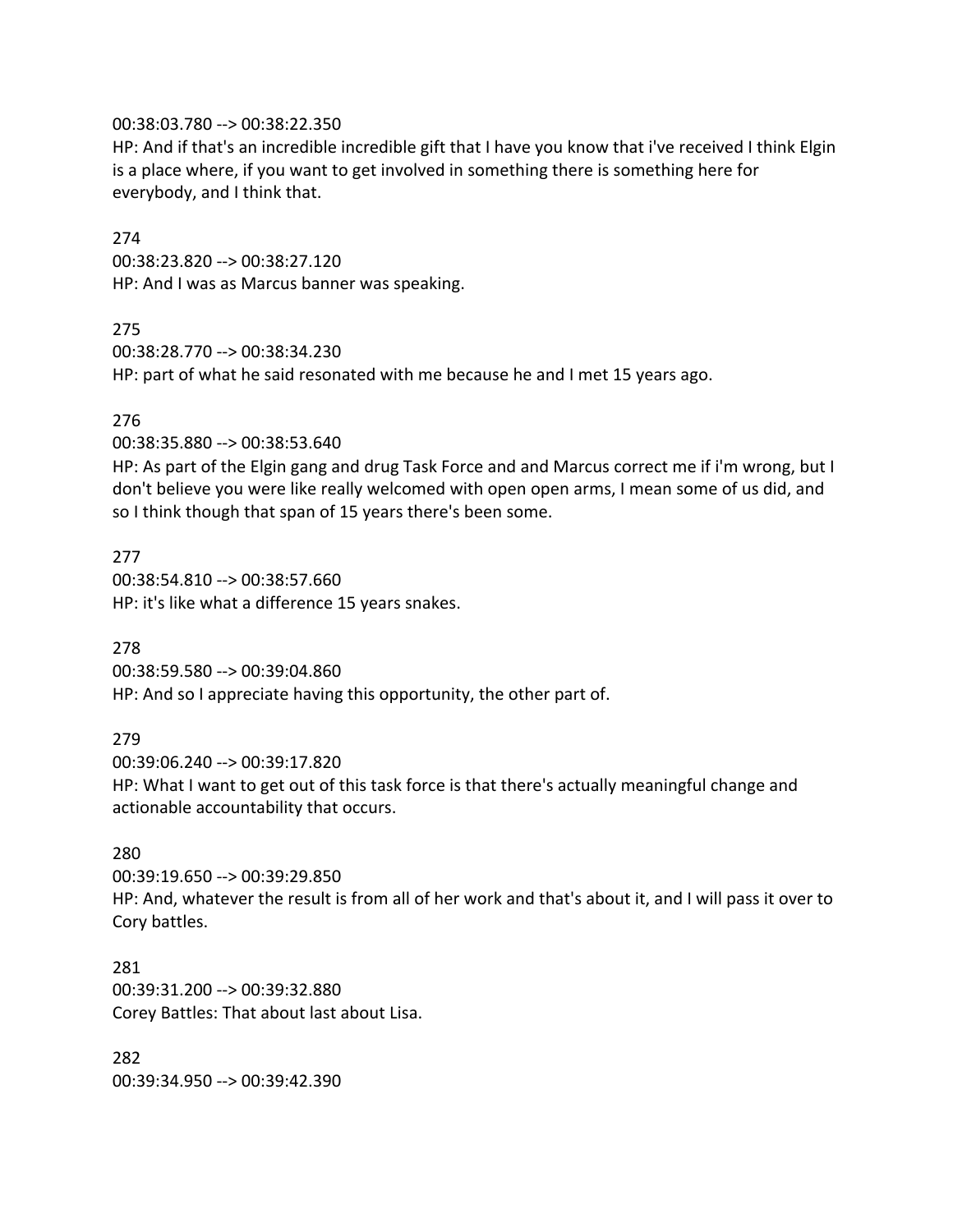00:38:03.780 --> 00:38:22.350
HP: And if that's an incredible incredible gift that I have you know that i've received I think Elgin is a place where, if you want to get involved in something there is something here for everybody, and I think that.

274
00:38:23.820 --> 00:38:27.120
HP: And I was as Marcus banner was speaking.

275
00:38:28.770 --> 00:38:34.230
HP: part of what he said resonated with me because he and I met 15 years ago.

276
00:38:35.880 --> 00:38:53.640
HP: As part of the Elgin gang and drug Task Force and and Marcus correct me if i'm wrong, but I don't believe you were like really welcomed with open open arms, I mean some of us did, and so I think though that span of 15 years there's been some.

277
00:38:54.810 --> 00:38:57.660
HP: it's like what a difference 15 years snakes.

278
00:38:59.580 --> 00:39:04.860
HP: And so I appreciate having this opportunity, the other part of.

279
00:39:06.240 --> 00:39:17.820
HP: What I want to get out of this task force is that there's actually meaningful change and actionable accountability that occurs.

280
00:39:19.650 --> 00:39:29.850
HP: And, whatever the result is from all of her work and that's about it, and I will pass it over to Cory battles.

281
00:39:31.200 --> 00:39:32.880
Corey Battles: That about last about Lisa.

282
00:39:34.950 --> 00:39:42.390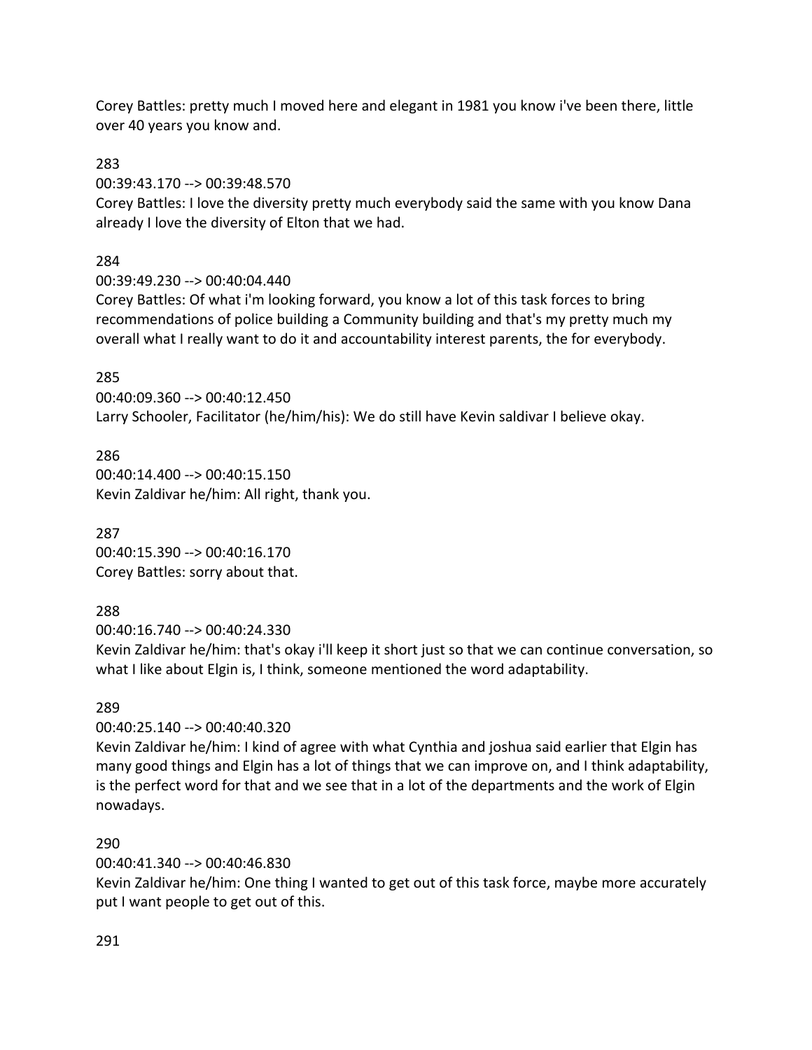Corey Battles: pretty much I moved here and elegant in 1981 you know i've been there, little over 40 years you know and.

283
00:39:43.170 --> 00:39:48.570
Corey Battles: I love the diversity pretty much everybody said the same with you know Dana already I love the diversity of Elton that we had.

284
00:39:49.230 --> 00:40:04.440
Corey Battles: Of what i'm looking forward, you know a lot of this task forces to bring recommendations of police building a Community building and that's my pretty much my overall what I really want to do it and accountability interest parents, the for everybody.

285
00:40:09.360 --> 00:40:12.450
Larry Schooler, Facilitator (he/him/his): We do still have Kevin saldivar I believe okay.

286
00:40:14.400 --> 00:40:15.150
Kevin Zaldivar he/him: All right, thank you.

287
00:40:15.390 --> 00:40:16.170
Corey Battles: sorry about that.

288
00:40:16.740 --> 00:40:24.330
Kevin Zaldivar he/him: that's okay i'll keep it short just so that we can continue conversation, so what I like about Elgin is, I think, someone mentioned the word adaptability.

289
00:40:25.140 --> 00:40:40.320
Kevin Zaldivar he/him: I kind of agree with what Cynthia and joshua said earlier that Elgin has many good things and Elgin has a lot of things that we can improve on, and I think adaptability, is the perfect word for that and we see that in a lot of the departments and the work of Elgin nowadays.

290
00:40:41.340 --> 00:40:46.830
Kevin Zaldivar he/him: One thing I wanted to get out of this task force, maybe more accurately put I want people to get out of this.

291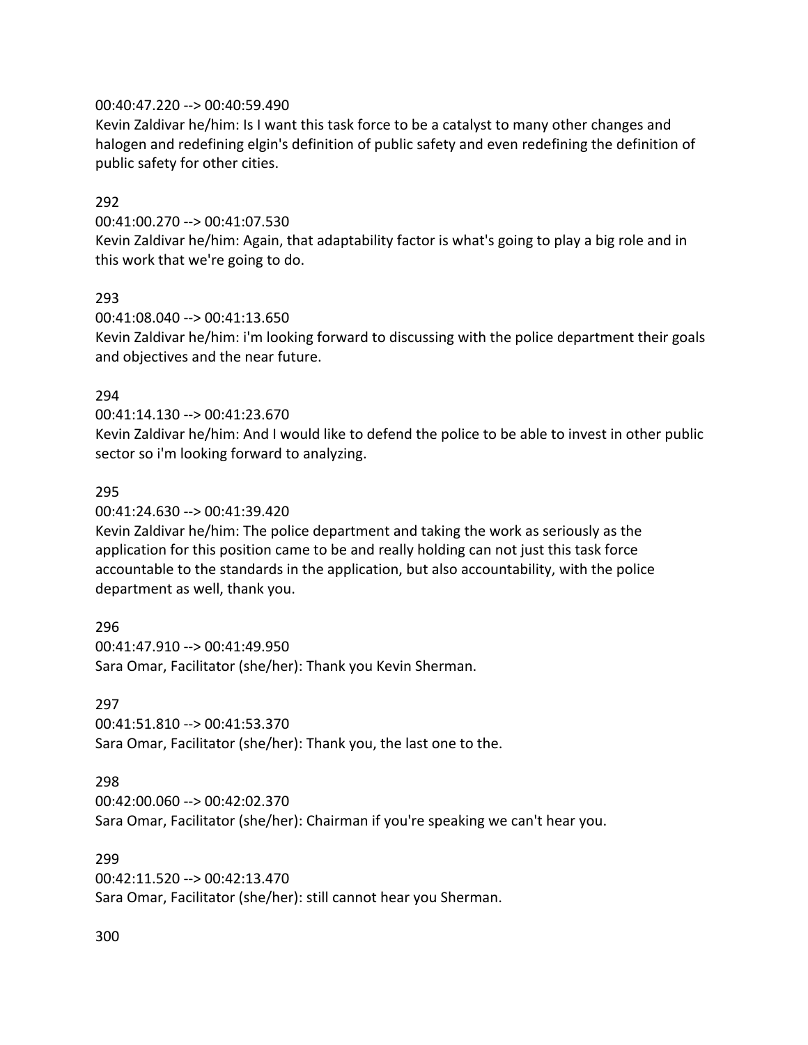00:40:47.220 --> 00:40:59.490
Kevin Zaldivar he/him: Is I want this task force to be a catalyst to many other changes and halogen and redefining elgin's definition of public safety and even redefining the definition of public safety for other cities.

292
00:41:00.270 --> 00:41:07.530
Kevin Zaldivar he/him: Again, that adaptability factor is what's going to play a big role and in this work that we're going to do.

293
00:41:08.040 --> 00:41:13.650
Kevin Zaldivar he/him: i'm looking forward to discussing with the police department their goals and objectives and the near future.

294
00:41:14.130 --> 00:41:23.670
Kevin Zaldivar he/him: And I would like to defend the police to be able to invest in other public sector so i'm looking forward to analyzing.

295
00:41:24.630 --> 00:41:39.420
Kevin Zaldivar he/him: The police department and taking the work as seriously as the application for this position came to be and really holding can not just this task force accountable to the standards in the application, but also accountability, with the police department as well, thank you.

296
00:41:47.910 --> 00:41:49.950
Sara Omar, Facilitator (she/her): Thank you Kevin Sherman.

297
00:41:51.810 --> 00:41:53.370
Sara Omar, Facilitator (she/her): Thank you, the last one to the.

298
00:42:00.060 --> 00:42:02.370
Sara Omar, Facilitator (she/her): Chairman if you're speaking we can't hear you.

299
00:42:11.520 --> 00:42:13.470
Sara Omar, Facilitator (she/her): still cannot hear you Sherman.

300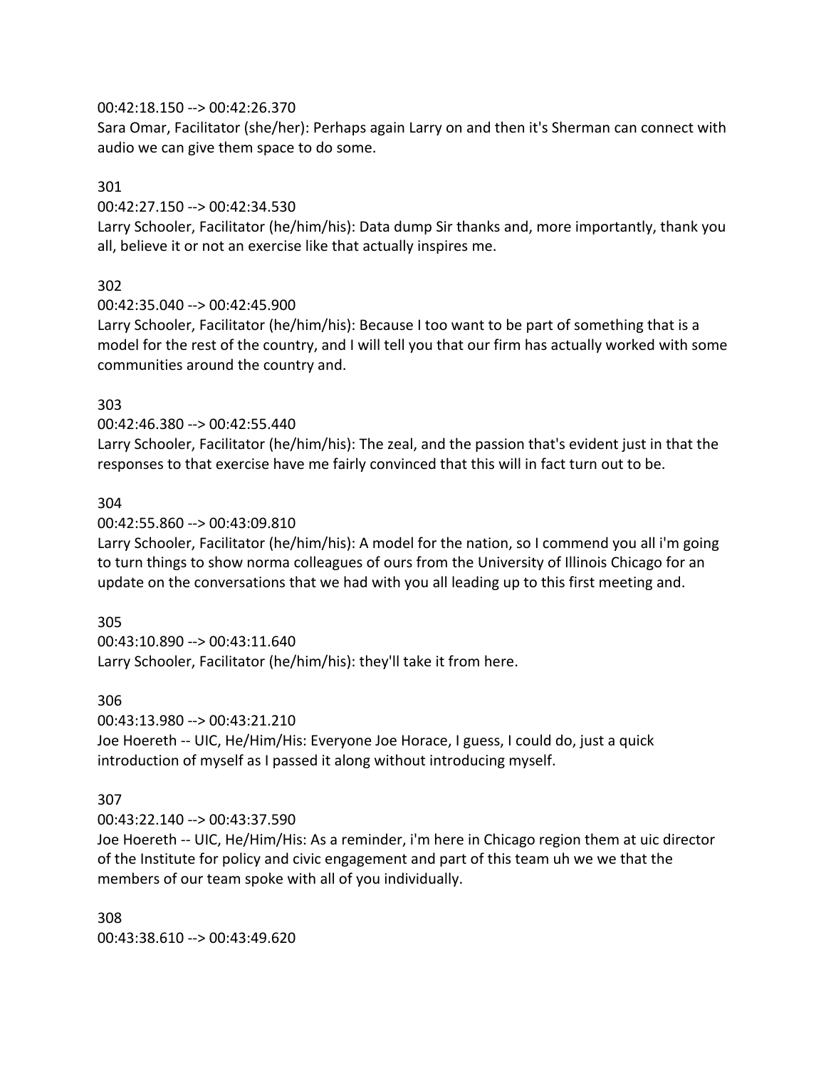00:42:18.150 --> 00:42:26.370
Sara Omar, Facilitator (she/her): Perhaps again Larry on and then it's Sherman can connect with audio we can give them space to do some.

301
00:42:27.150 --> 00:42:34.530
Larry Schooler, Facilitator (he/him/his): Data dump Sir thanks and, more importantly, thank you all, believe it or not an exercise like that actually inspires me.

302
00:42:35.040 --> 00:42:45.900
Larry Schooler, Facilitator (he/him/his): Because I too want to be part of something that is a model for the rest of the country, and I will tell you that our firm has actually worked with some communities around the country and.

303
00:42:46.380 --> 00:42:55.440
Larry Schooler, Facilitator (he/him/his): The zeal, and the passion that's evident just in that the responses to that exercise have me fairly convinced that this will in fact turn out to be.

304
00:42:55.860 --> 00:43:09.810
Larry Schooler, Facilitator (he/him/his): A model for the nation, so I commend you all i'm going to turn things to show norma colleagues of ours from the University of Illinois Chicago for an update on the conversations that we had with you all leading up to this first meeting and.

305
00:43:10.890 --> 00:43:11.640
Larry Schooler, Facilitator (he/him/his): they'll take it from here.

306
00:43:13.980 --> 00:43:21.210
Joe Hoereth -- UIC, He/Him/His: Everyone Joe Horace, I guess, I could do, just a quick introduction of myself as I passed it along without introducing myself.

307
00:43:22.140 --> 00:43:37.590
Joe Hoereth -- UIC, He/Him/His: As a reminder, i'm here in Chicago region them at uic director of the Institute for policy and civic engagement and part of this team uh we we that the members of our team spoke with all of you individually.

308
00:43:38.610 --> 00:43:49.620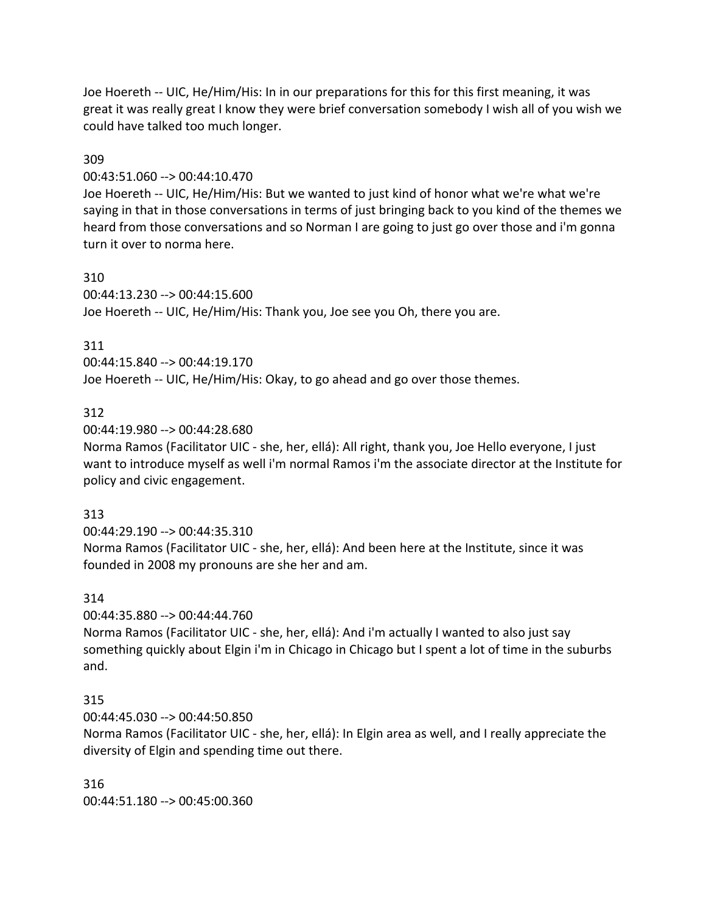Joe Hoereth -- UIC, He/Him/His: In in our preparations for this for this first meaning, it was great it was really great I know they were brief conversation somebody I wish all of you wish we could have talked too much longer.

309
00:43:51.060 --> 00:44:10.470
Joe Hoereth -- UIC, He/Him/His: But we wanted to just kind of honor what we're what we're saying in that in those conversations in terms of just bringing back to you kind of the themes we heard from those conversations and so Norman I are going to just go over those and i'm gonna turn it over to norma here.

310
00:44:13.230 --> 00:44:15.600
Joe Hoereth -- UIC, He/Him/His: Thank you, Joe see you Oh, there you are.

311
00:44:15.840 --> 00:44:19.170
Joe Hoereth -- UIC, He/Him/His: Okay, to go ahead and go over those themes.

312
00:44:19.980 --> 00:44:28.680
Norma Ramos (Facilitator UIC - she, her, ellá): All right, thank you, Joe Hello everyone, I just want to introduce myself as well i'm normal Ramos i'm the associate director at the Institute for policy and civic engagement.

313
00:44:29.190 --> 00:44:35.310
Norma Ramos (Facilitator UIC - she, her, ellá): And been here at the Institute, since it was founded in 2008 my pronouns are she her and am.

314
00:44:35.880 --> 00:44:44.760
Norma Ramos (Facilitator UIC - she, her, ellá): And i'm actually I wanted to also just say something quickly about Elgin i'm in Chicago in Chicago but I spent a lot of time in the suburbs and.

315
00:44:45.030 --> 00:44:50.850
Norma Ramos (Facilitator UIC - she, her, ellá): In Elgin area as well, and I really appreciate the diversity of Elgin and spending time out there.

316
00:44:51.180 --> 00:45:00.360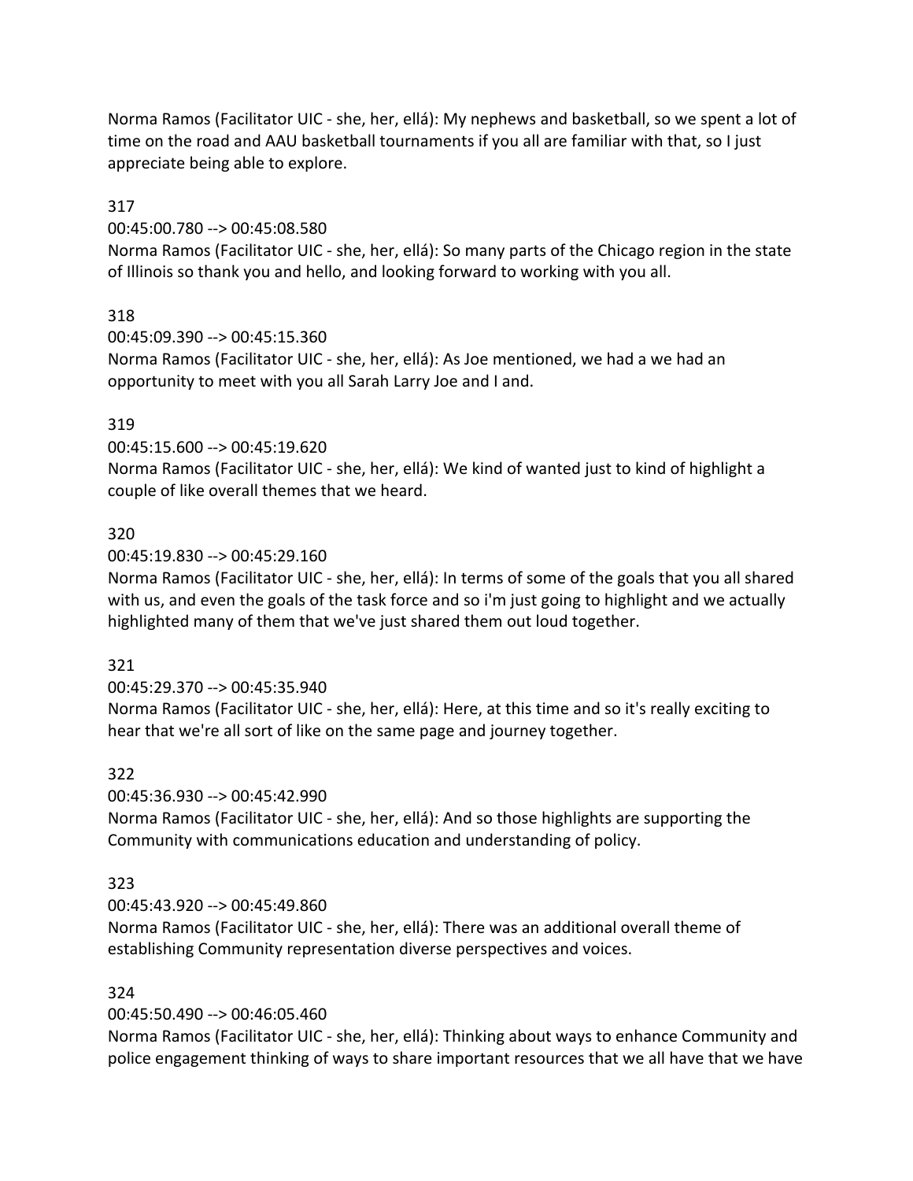Norma Ramos (Facilitator UIC - she, her, ellá): My nephews and basketball, so we spent a lot of time on the road and AAU basketball tournaments if you all are familiar with that, so I just appreciate being able to explore.

317

00:45:00.780 --> 00:45:08.580

Norma Ramos (Facilitator UIC - she, her, ellá): So many parts of the Chicago region in the state of Illinois so thank you and hello, and looking forward to working with you all.

318

00:45:09.390 --> 00:45:15.360

Norma Ramos (Facilitator UIC - she, her, ellá): As Joe mentioned, we had a we had an opportunity to meet with you all Sarah Larry Joe and I and.

319

00:45:15.600 --> 00:45:19.620

Norma Ramos (Facilitator UIC - she, her, ellá): We kind of wanted just to kind of highlight a couple of like overall themes that we heard.

320

00:45:19.830 --> 00:45:29.160

Norma Ramos (Facilitator UIC - she, her, ellá): In terms of some of the goals that you all shared with us, and even the goals of the task force and so i'm just going to highlight and we actually highlighted many of them that we've just shared them out loud together.

321

00:45:29.370 --> 00:45:35.940

Norma Ramos (Facilitator UIC - she, her, ellá): Here, at this time and so it's really exciting to hear that we're all sort of like on the same page and journey together.

322

00:45:36.930 --> 00:45:42.990

Norma Ramos (Facilitator UIC - she, her, ellá): And so those highlights are supporting the Community with communications education and understanding of policy.

323

00:45:43.920 --> 00:45:49.860

Norma Ramos (Facilitator UIC - she, her, ellá): There was an additional overall theme of establishing Community representation diverse perspectives and voices.

324

00:45:50.490 --> 00:46:05.460

Norma Ramos (Facilitator UIC - she, her, ellá): Thinking about ways to enhance Community and police engagement thinking of ways to share important resources that we all have that we have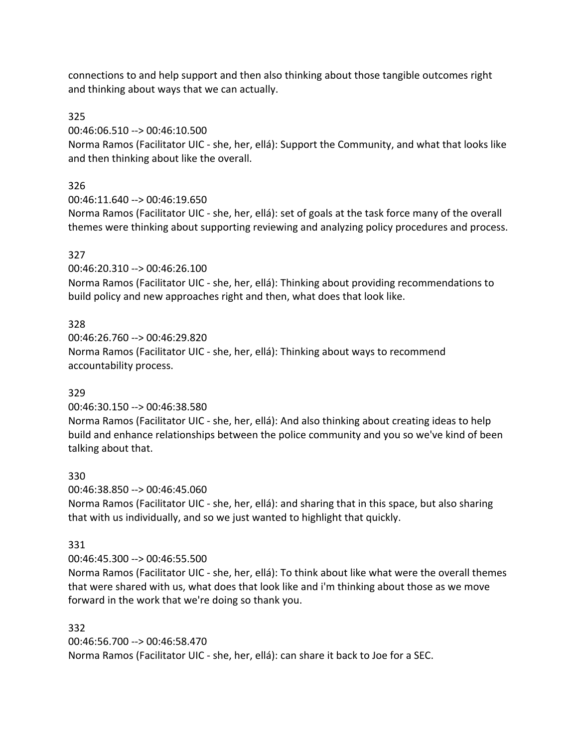connections to and help support and then also thinking about those tangible outcomes right and thinking about ways that we can actually.

325

00:46:06.510 --> 00:46:10.500

Norma Ramos (Facilitator UIC - she, her, ellá): Support the Community, and what that looks like and then thinking about like the overall.

326

00:46:11.640 --> 00:46:19.650

Norma Ramos (Facilitator UIC - she, her, ellá): set of goals at the task force many of the overall themes were thinking about supporting reviewing and analyzing policy procedures and process.

327

00:46:20.310 --> 00:46:26.100

Norma Ramos (Facilitator UIC - she, her, ellá): Thinking about providing recommendations to build policy and new approaches right and then, what does that look like.

328

00:46:26.760 --> 00:46:29.820

Norma Ramos (Facilitator UIC - she, her, ellá): Thinking about ways to recommend accountability process.

329

00:46:30.150 --> 00:46:38.580

Norma Ramos (Facilitator UIC - she, her, ellá): And also thinking about creating ideas to help build and enhance relationships between the police community and you so we've kind of been talking about that.

330

00:46:38.850 --> 00:46:45.060

Norma Ramos (Facilitator UIC - she, her, ellá): and sharing that in this space, but also sharing that with us individually, and so we just wanted to highlight that quickly.

331

00:46:45.300 --> 00:46:55.500

Norma Ramos (Facilitator UIC - she, her, ellá): To think about like what were the overall themes that were shared with us, what does that look like and i'm thinking about those as we move forward in the work that we're doing so thank you.

332

00:46:56.700 --> 00:46:58.470

Norma Ramos (Facilitator UIC - she, her, ellá): can share it back to Joe for a SEC.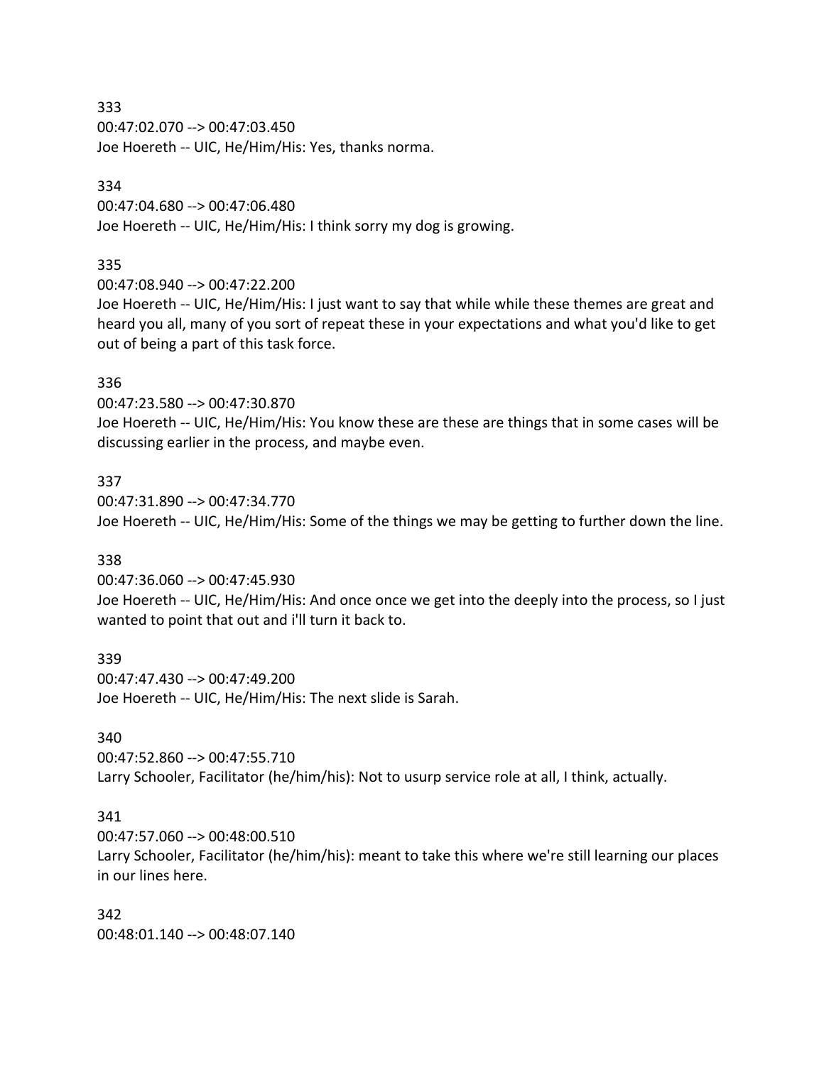333
00:47:02.070 --> 00:47:03.450
Joe Hoereth -- UIC, He/Him/His: Yes, thanks norma.

334
00:47:04.680 --> 00:47:06.480
Joe Hoereth -- UIC, He/Him/His: I think sorry my dog is growing.

335
00:47:08.940 --> 00:47:22.200
Joe Hoereth -- UIC, He/Him/His: I just want to say that while while these themes are great and heard you all, many of you sort of repeat these in your expectations and what you'd like to get out of being a part of this task force.

336
00:47:23.580 --> 00:47:30.870
Joe Hoereth -- UIC, He/Him/His: You know these are these are things that in some cases will be discussing earlier in the process, and maybe even.

337
00:47:31.890 --> 00:47:34.770
Joe Hoereth -- UIC, He/Him/His: Some of the things we may be getting to further down the line.

338
00:47:36.060 --> 00:47:45.930
Joe Hoereth -- UIC, He/Him/His: And once once we get into the deeply into the process, so I just wanted to point that out and i'll turn it back to.

339
00:47:47.430 --> 00:47:49.200
Joe Hoereth -- UIC, He/Him/His: The next slide is Sarah.

340
00:47:52.860 --> 00:47:55.710
Larry Schooler, Facilitator (he/him/his): Not to usurp service role at all, I think, actually.

341
00:47:57.060 --> 00:48:00.510
Larry Schooler, Facilitator (he/him/his): meant to take this where we're still learning our places in our lines here.

342
00:48:01.140 --> 00:48:07.140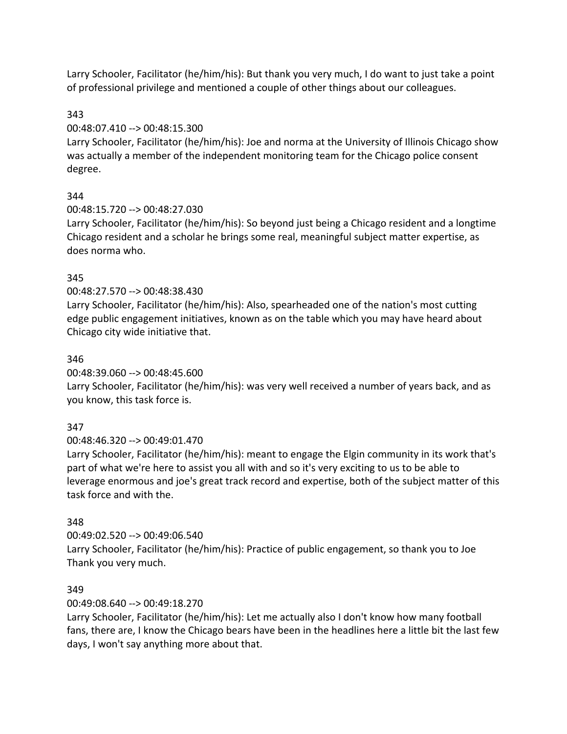Larry Schooler, Facilitator (he/him/his): But thank you very much, I do want to just take a point of professional privilege and mentioned a couple of other things about our colleagues.

343

00:48:07.410 --> 00:48:15.300

Larry Schooler, Facilitator (he/him/his): Joe and norma at the University of Illinois Chicago show was actually a member of the independent monitoring team for the Chicago police consent degree.

344

00:48:15.720 --> 00:48:27.030

Larry Schooler, Facilitator (he/him/his): So beyond just being a Chicago resident and a longtime Chicago resident and a scholar he brings some real, meaningful subject matter expertise, as does norma who.

345

00:48:27.570 --> 00:48:38.430

Larry Schooler, Facilitator (he/him/his): Also, spearheaded one of the nation's most cutting edge public engagement initiatives, known as on the table which you may have heard about Chicago city wide initiative that.

346

00:48:39.060 --> 00:48:45.600

Larry Schooler, Facilitator (he/him/his): was very well received a number of years back, and as you know, this task force is.

347

00:48:46.320 --> 00:49:01.470

Larry Schooler, Facilitator (he/him/his): meant to engage the Elgin community in its work that's part of what we're here to assist you all with and so it's very exciting to us to be able to leverage enormous and joe's great track record and expertise, both of the subject matter of this task force and with the.

348

00:49:02.520 --> 00:49:06.540

Larry Schooler, Facilitator (he/him/his): Practice of public engagement, so thank you to Joe Thank you very much.

349

00:49:08.640 --> 00:49:18.270

Larry Schooler, Facilitator (he/him/his): Let me actually also I don't know how many football fans, there are, I know the Chicago bears have been in the headlines here a little bit the last few days, I won't say anything more about that.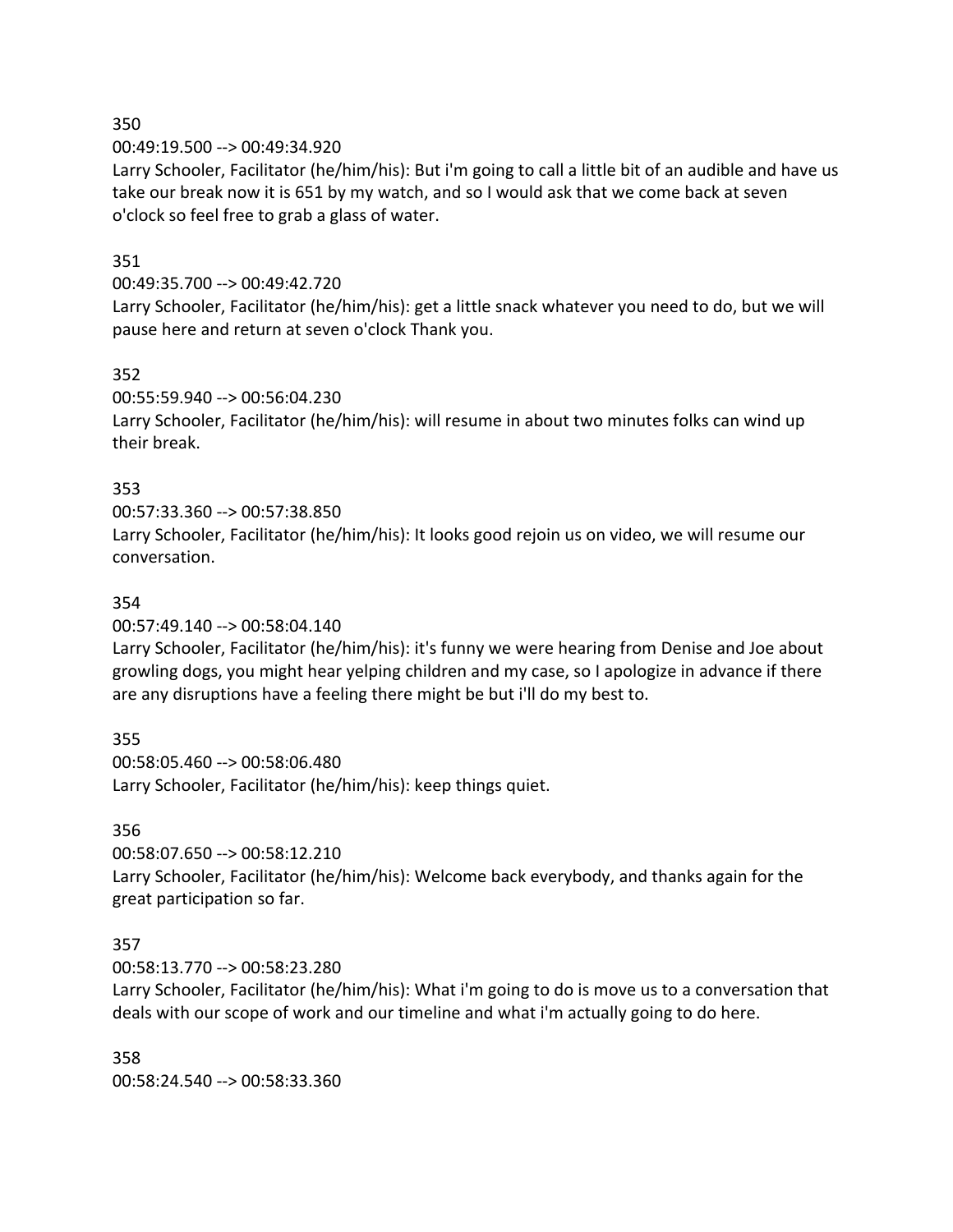350
00:49:19.500 --> 00:49:34.920
Larry Schooler, Facilitator (he/him/his): But i'm going to call a little bit of an audible and have us take our break now it is 651 by my watch, and so I would ask that we come back at seven o'clock so feel free to grab a glass of water.

351
00:49:35.700 --> 00:49:42.720
Larry Schooler, Facilitator (he/him/his): get a little snack whatever you need to do, but we will pause here and return at seven o'clock Thank you.

352
00:55:59.940 --> 00:56:04.230
Larry Schooler, Facilitator (he/him/his): will resume in about two minutes folks can wind up their break.

353
00:57:33.360 --> 00:57:38.850
Larry Schooler, Facilitator (he/him/his): It looks good rejoin us on video, we will resume our conversation.

354
00:57:49.140 --> 00:58:04.140
Larry Schooler, Facilitator (he/him/his): it's funny we were hearing from Denise and Joe about growling dogs, you might hear yelping children and my case, so I apologize in advance if there are any disruptions have a feeling there might be but i'll do my best to.

355
00:58:05.460 --> 00:58:06.480
Larry Schooler, Facilitator (he/him/his): keep things quiet.

356
00:58:07.650 --> 00:58:12.210
Larry Schooler, Facilitator (he/him/his): Welcome back everybody, and thanks again for the great participation so far.

357
00:58:13.770 --> 00:58:23.280
Larry Schooler, Facilitator (he/him/his): What i'm going to do is move us to a conversation that deals with our scope of work and our timeline and what i'm actually going to do here.

358
00:58:24.540 --> 00:58:33.360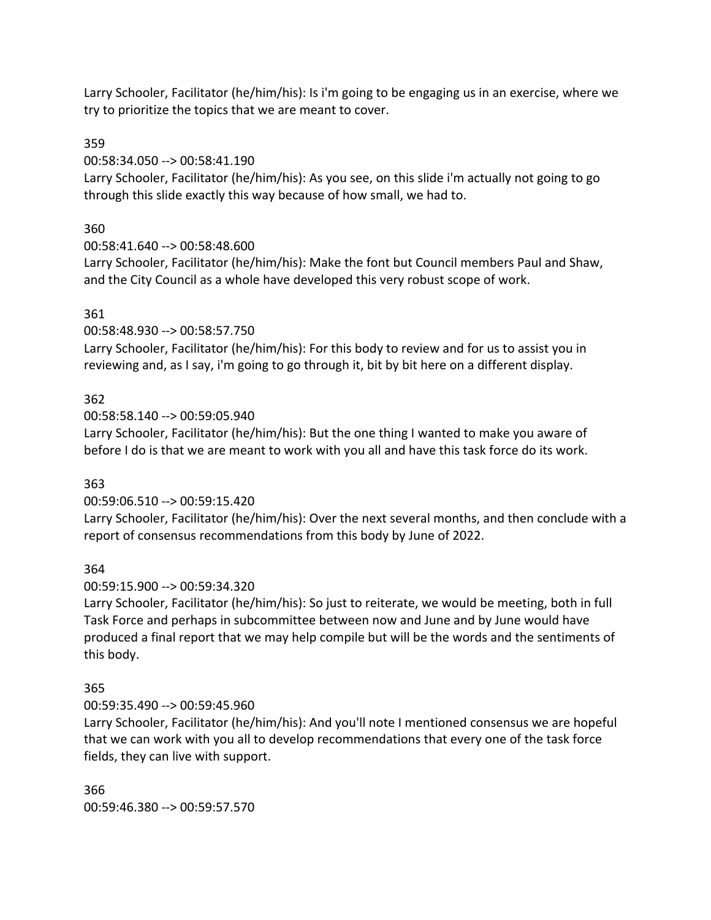Larry Schooler, Facilitator (he/him/his): Is i'm going to be engaging us in an exercise, where we try to prioritize the topics that we are meant to cover.

359
00:58:34.050 --> 00:58:41.190
Larry Schooler, Facilitator (he/him/his): As you see, on this slide i'm actually not going to go through this slide exactly this way because of how small, we had to.

360
00:58:41.640 --> 00:58:48.600
Larry Schooler, Facilitator (he/him/his): Make the font but Council members Paul and Shaw, and the City Council as a whole have developed this very robust scope of work.

361
00:58:48.930 --> 00:58:57.750
Larry Schooler, Facilitator (he/him/his): For this body to review and for us to assist you in reviewing and, as I say, i'm going to go through it, bit by bit here on a different display.

362
00:58:58.140 --> 00:59:05.940
Larry Schooler, Facilitator (he/him/his): But the one thing I wanted to make you aware of before I do is that we are meant to work with you all and have this task force do its work.

363
00:59:06.510 --> 00:59:15.420
Larry Schooler, Facilitator (he/him/his): Over the next several months, and then conclude with a report of consensus recommendations from this body by June of 2022.

364
00:59:15.900 --> 00:59:34.320
Larry Schooler, Facilitator (he/him/his): So just to reiterate, we would be meeting, both in full Task Force and perhaps in subcommittee between now and June and by June would have produced a final report that we may help compile but will be the words and the sentiments of this body.

365
00:59:35.490 --> 00:59:45.960
Larry Schooler, Facilitator (he/him/his): And you'll note I mentioned consensus we are hopeful that we can work with you all to develop recommendations that every one of the task force fields, they can live with support.

366
00:59:46.380 --> 00:59:57.570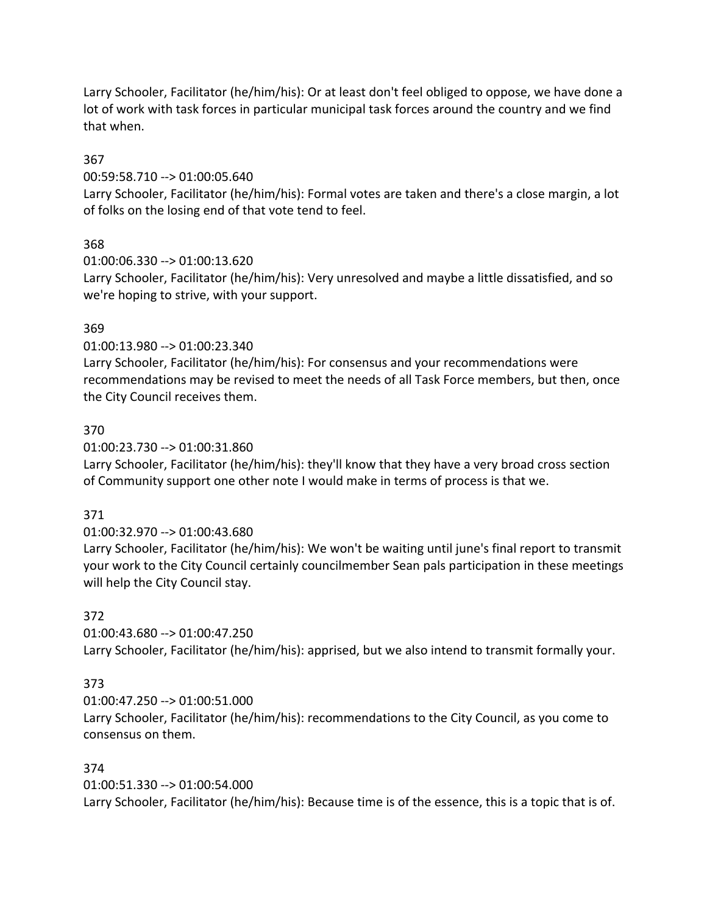Larry Schooler, Facilitator (he/him/his): Or at least don't feel obliged to oppose, we have done a lot of work with task forces in particular municipal task forces around the country and we find that when.

367

00:59:58.710 --> 01:00:05.640

Larry Schooler, Facilitator (he/him/his): Formal votes are taken and there's a close margin, a lot of folks on the losing end of that vote tend to feel.

368

01:00:06.330 --> 01:00:13.620

Larry Schooler, Facilitator (he/him/his): Very unresolved and maybe a little dissatisfied, and so we're hoping to strive, with your support.

369

01:00:13.980 --> 01:00:23.340

Larry Schooler, Facilitator (he/him/his): For consensus and your recommendations were recommendations may be revised to meet the needs of all Task Force members, but then, once the City Council receives them.

370

01:00:23.730 --> 01:00:31.860

Larry Schooler, Facilitator (he/him/his): they'll know that they have a very broad cross section of Community support one other note I would make in terms of process is that we.

371

01:00:32.970 --> 01:00:43.680

Larry Schooler, Facilitator (he/him/his): We won't be waiting until june's final report to transmit your work to the City Council certainly councilmember Sean pals participation in these meetings will help the City Council stay.

372

01:00:43.680 --> 01:00:47.250

Larry Schooler, Facilitator (he/him/his): apprised, but we also intend to transmit formally your.

373

01:00:47.250 --> 01:00:51.000

Larry Schooler, Facilitator (he/him/his): recommendations to the City Council, as you come to consensus on them.

374

01:00:51.330 --> 01:00:54.000

Larry Schooler, Facilitator (he/him/his): Because time is of the essence, this is a topic that is of.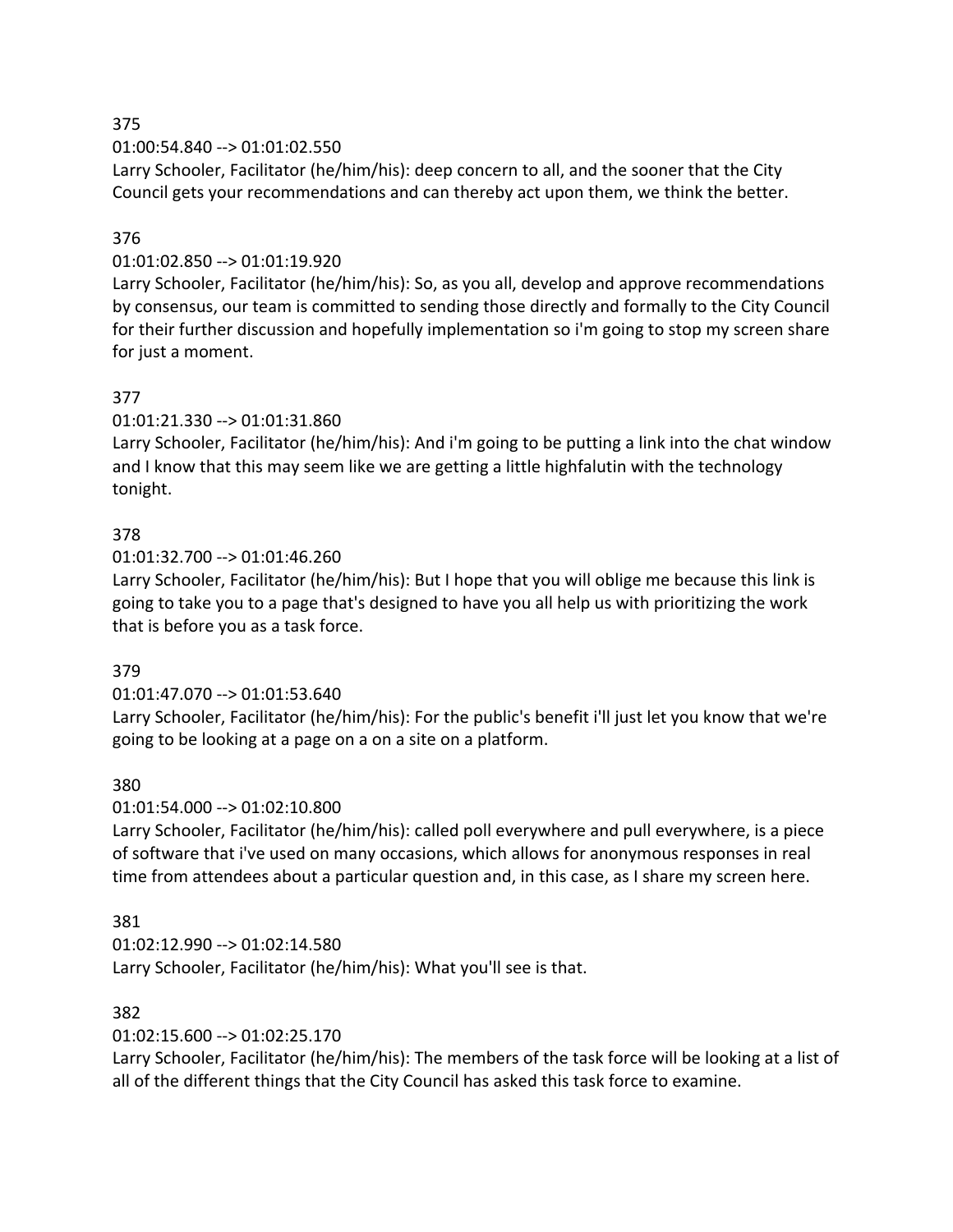375

01:00:54.840 --> 01:01:02.550

Larry Schooler, Facilitator (he/him/his): deep concern to all, and the sooner that the City Council gets your recommendations and can thereby act upon them, we think the better.

376

01:01:02.850 --> 01:01:19.920

Larry Schooler, Facilitator (he/him/his): So, as you all, develop and approve recommendations by consensus, our team is committed to sending those directly and formally to the City Council for their further discussion and hopefully implementation so i'm going to stop my screen share for just a moment.

377

01:01:21.330 --> 01:01:31.860

Larry Schooler, Facilitator (he/him/his): And i'm going to be putting a link into the chat window and I know that this may seem like we are getting a little highfalutin with the technology tonight.

378

01:01:32.700 --> 01:01:46.260

Larry Schooler, Facilitator (he/him/his): But I hope that you will oblige me because this link is going to take you to a page that's designed to have you all help us with prioritizing the work that is before you as a task force.

379

01:01:47.070 --> 01:01:53.640

Larry Schooler, Facilitator (he/him/his): For the public's benefit i'll just let you know that we're going to be looking at a page on a on a site on a platform.

380

01:01:54.000 --> 01:02:10.800

Larry Schooler, Facilitator (he/him/his): called poll everywhere and pull everywhere, is a piece of software that i've used on many occasions, which allows for anonymous responses in real time from attendees about a particular question and, in this case, as I share my screen here.

381

01:02:12.990 --> 01:02:14.580

Larry Schooler, Facilitator (he/him/his): What you'll see is that.

382

01:02:15.600 --> 01:02:25.170

Larry Schooler, Facilitator (he/him/his): The members of the task force will be looking at a list of all of the different things that the City Council has asked this task force to examine.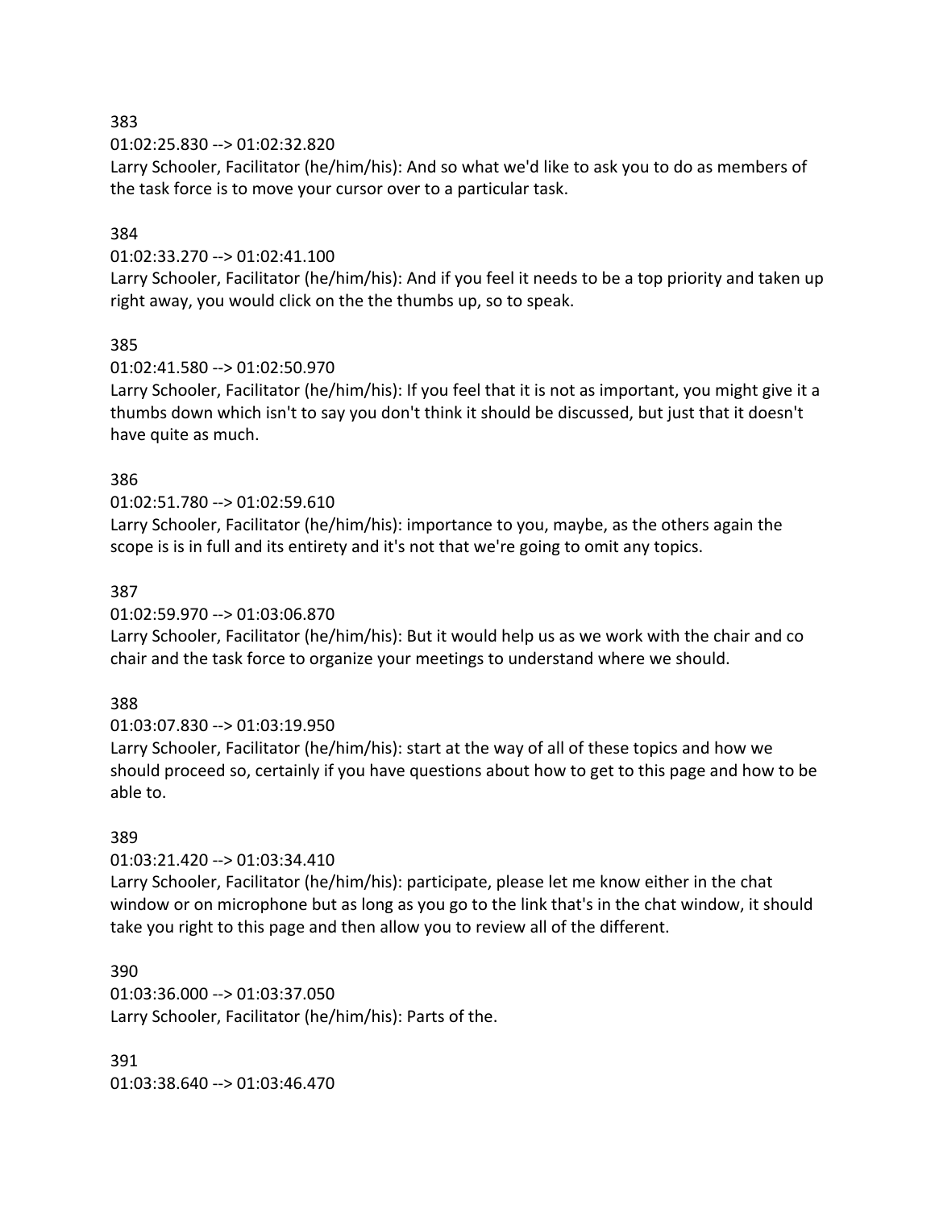383

01:02:25.830 --> 01:02:32.820

Larry Schooler, Facilitator (he/him/his): And so what we'd like to ask you to do as members of the task force is to move your cursor over to a particular task.

384

01:02:33.270 --> 01:02:41.100

Larry Schooler, Facilitator (he/him/his): And if you feel it needs to be a top priority and taken up right away, you would click on the the thumbs up, so to speak.

385

01:02:41.580 --> 01:02:50.970

Larry Schooler, Facilitator (he/him/his): If you feel that it is not as important, you might give it a thumbs down which isn't to say you don't think it should be discussed, but just that it doesn't have quite as much.

386

01:02:51.780 --> 01:02:59.610

Larry Schooler, Facilitator (he/him/his): importance to you, maybe, as the others again the scope is is in full and its entirety and it's not that we're going to omit any topics.

387

01:02:59.970 --> 01:03:06.870

Larry Schooler, Facilitator (he/him/his): But it would help us as we work with the chair and co chair and the task force to organize your meetings to understand where we should.

388

01:03:07.830 --> 01:03:19.950

Larry Schooler, Facilitator (he/him/his): start at the way of all of these topics and how we should proceed so, certainly if you have questions about how to get to this page and how to be able to.

389

01:03:21.420 --> 01:03:34.410

Larry Schooler, Facilitator (he/him/his): participate, please let me know either in the chat window or on microphone but as long as you go to the link that's in the chat window, it should take you right to this page and then allow you to review all of the different.

390

01:03:36.000 --> 01:03:37.050

Larry Schooler, Facilitator (he/him/his): Parts of the.

391

01:03:38.640 --> 01:03:46.470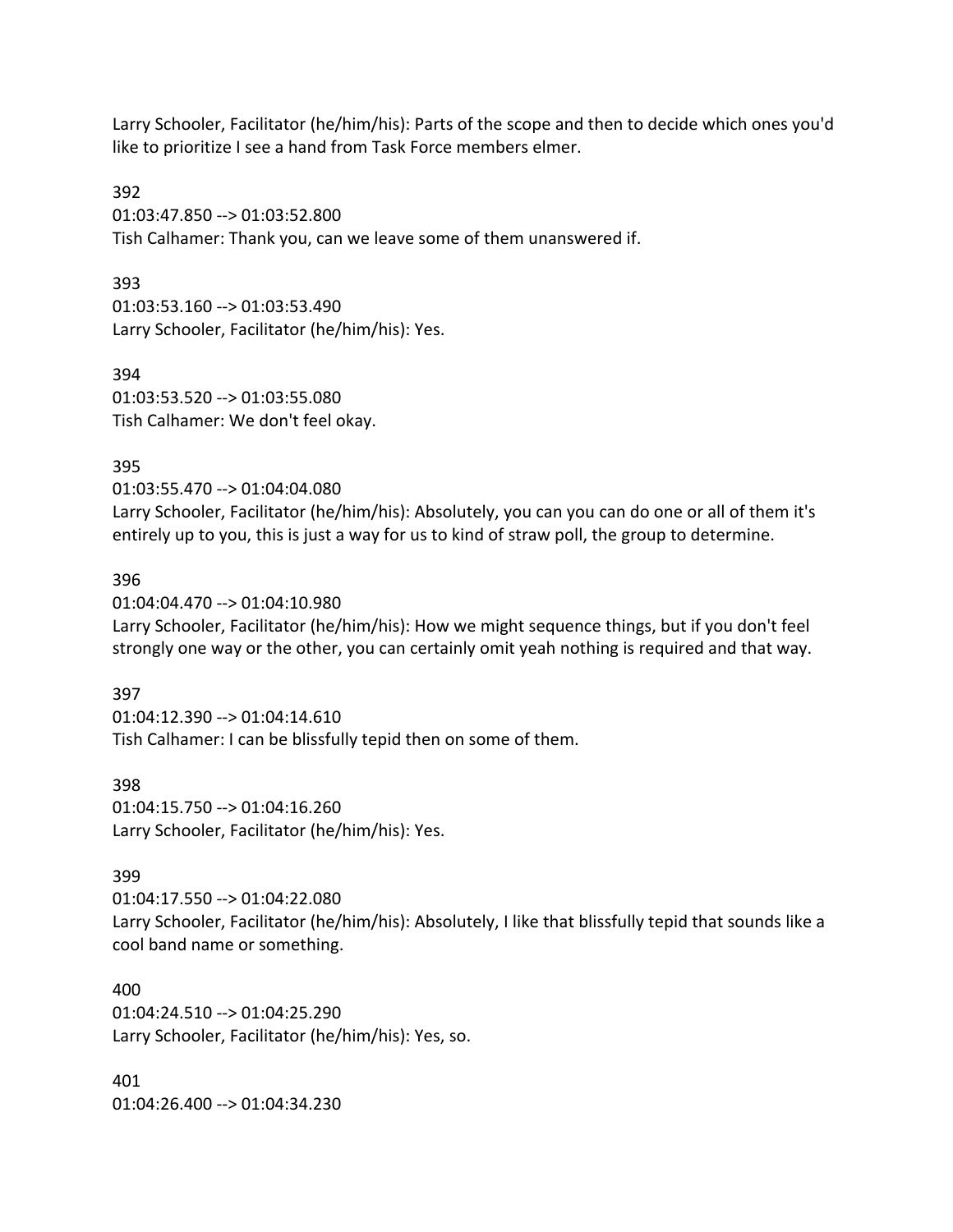Larry Schooler, Facilitator (he/him/his): Parts of the scope and then to decide which ones you'd like to prioritize I see a hand from Task Force members elmer.

392
01:03:47.850 --> 01:03:52.800
Tish Calhamer: Thank you, can we leave some of them unanswered if.

393
01:03:53.160 --> 01:03:53.490
Larry Schooler, Facilitator (he/him/his): Yes.

394
01:03:53.520 --> 01:03:55.080
Tish Calhamer: We don't feel okay.

395
01:03:55.470 --> 01:04:04.080
Larry Schooler, Facilitator (he/him/his): Absolutely, you can you can do one or all of them it's entirely up to you, this is just a way for us to kind of straw poll, the group to determine.

396
01:04:04.470 --> 01:04:10.980
Larry Schooler, Facilitator (he/him/his): How we might sequence things, but if you don't feel strongly one way or the other, you can certainly omit yeah nothing is required and that way.

397
01:04:12.390 --> 01:04:14.610
Tish Calhamer: I can be blissfully tepid then on some of them.

398
01:04:15.750 --> 01:04:16.260
Larry Schooler, Facilitator (he/him/his): Yes.

399
01:04:17.550 --> 01:04:22.080
Larry Schooler, Facilitator (he/him/his): Absolutely, I like that blissfully tepid that sounds like a cool band name or something.

400
01:04:24.510 --> 01:04:25.290
Larry Schooler, Facilitator (he/him/his): Yes, so.

401
01:04:26.400 --> 01:04:34.230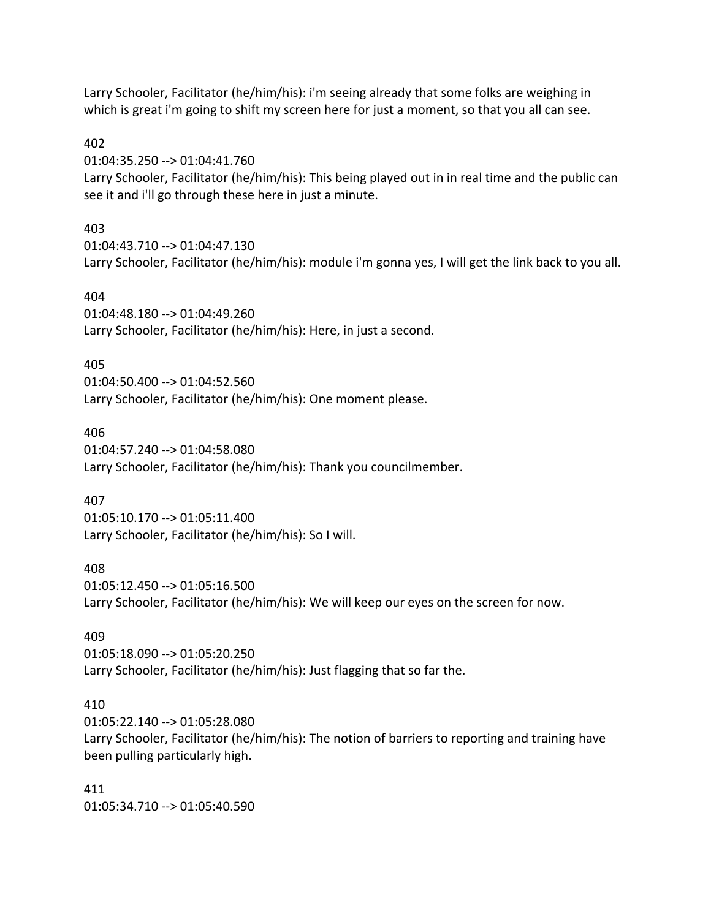Larry Schooler, Facilitator (he/him/his): i'm seeing already that some folks are weighing in which is great i'm going to shift my screen here for just a moment, so that you all can see.

402
01:04:35.250 --> 01:04:41.760
Larry Schooler, Facilitator (he/him/his): This being played out in in real time and the public can see it and i'll go through these here in just a minute.

403
01:04:43.710 --> 01:04:47.130
Larry Schooler, Facilitator (he/him/his): module i'm gonna yes, I will get the link back to you all.

404
01:04:48.180 --> 01:04:49.260
Larry Schooler, Facilitator (he/him/his): Here, in just a second.

405
01:04:50.400 --> 01:04:52.560
Larry Schooler, Facilitator (he/him/his): One moment please.

406
01:04:57.240 --> 01:04:58.080
Larry Schooler, Facilitator (he/him/his): Thank you councilmember.

407
01:05:10.170 --> 01:05:11.400
Larry Schooler, Facilitator (he/him/his): So I will.

408
01:05:12.450 --> 01:05:16.500
Larry Schooler, Facilitator (he/him/his): We will keep our eyes on the screen for now.

409
01:05:18.090 --> 01:05:20.250
Larry Schooler, Facilitator (he/him/his): Just flagging that so far the.

410
01:05:22.140 --> 01:05:28.080
Larry Schooler, Facilitator (he/him/his): The notion of barriers to reporting and training have been pulling particularly high.

411
01:05:34.710 --> 01:05:40.590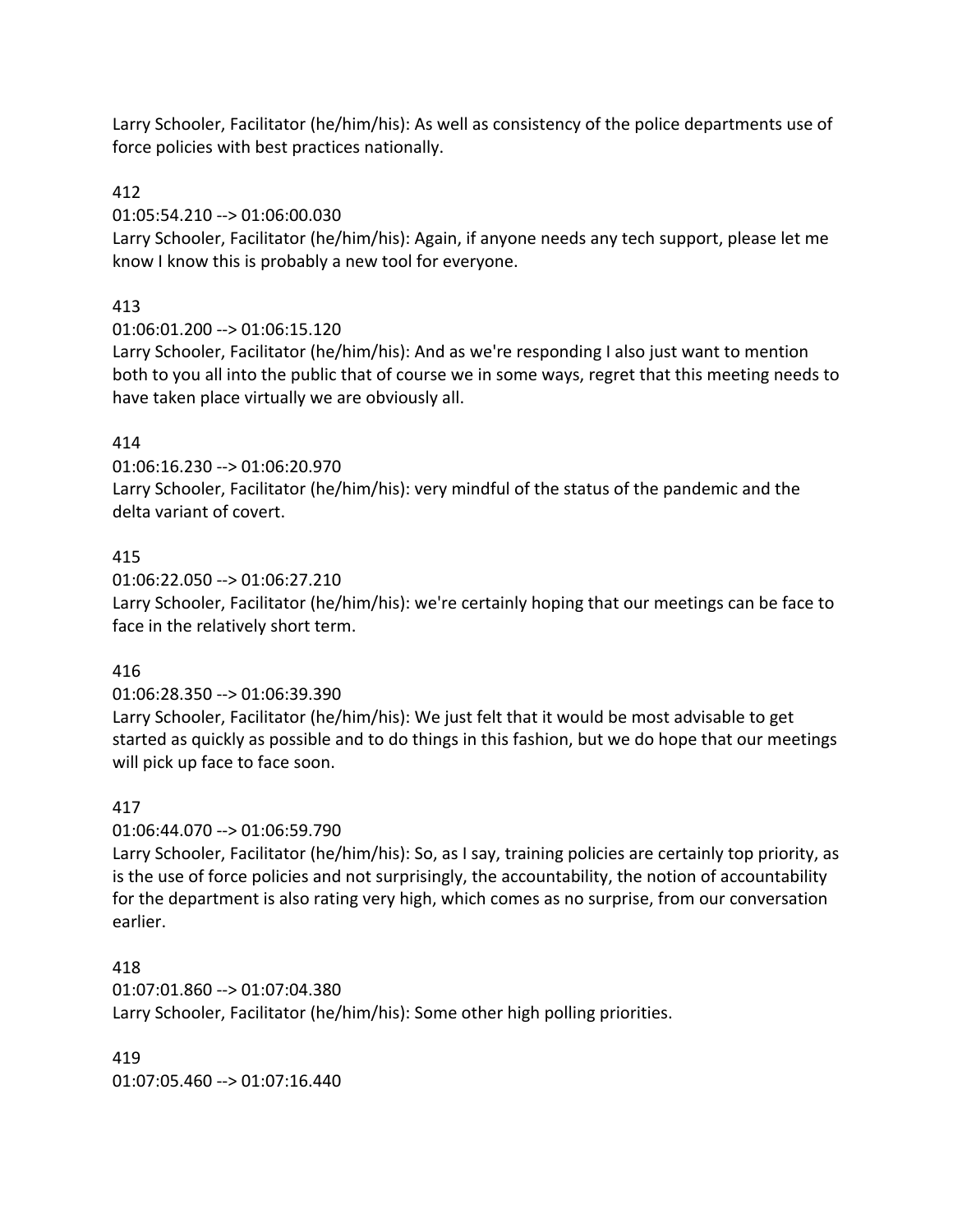Larry Schooler, Facilitator (he/him/his): As well as consistency of the police departments use of force policies with best practices nationally.

412

01:05:54.210 --> 01:06:00.030

Larry Schooler, Facilitator (he/him/his): Again, if anyone needs any tech support, please let me know I know this is probably a new tool for everyone.

413

01:06:01.200 --> 01:06:15.120

Larry Schooler, Facilitator (he/him/his): And as we're responding I also just want to mention both to you all into the public that of course we in some ways, regret that this meeting needs to have taken place virtually we are obviously all.

414

01:06:16.230 --> 01:06:20.970

Larry Schooler, Facilitator (he/him/his): very mindful of the status of the pandemic and the delta variant of covert.

415

01:06:22.050 --> 01:06:27.210

Larry Schooler, Facilitator (he/him/his): we're certainly hoping that our meetings can be face to face in the relatively short term.

416

01:06:28.350 --> 01:06:39.390

Larry Schooler, Facilitator (he/him/his): We just felt that it would be most advisable to get started as quickly as possible and to do things in this fashion, but we do hope that our meetings will pick up face to face soon.

417

01:06:44.070 --> 01:06:59.790

Larry Schooler, Facilitator (he/him/his): So, as I say, training policies are certainly top priority, as is the use of force policies and not surprisingly, the accountability, the notion of accountability for the department is also rating very high, which comes as no surprise, from our conversation earlier.

418

01:07:01.860 --> 01:07:04.380

Larry Schooler, Facilitator (he/him/his): Some other high polling priorities.

419

01:07:05.460 --> 01:07:16.440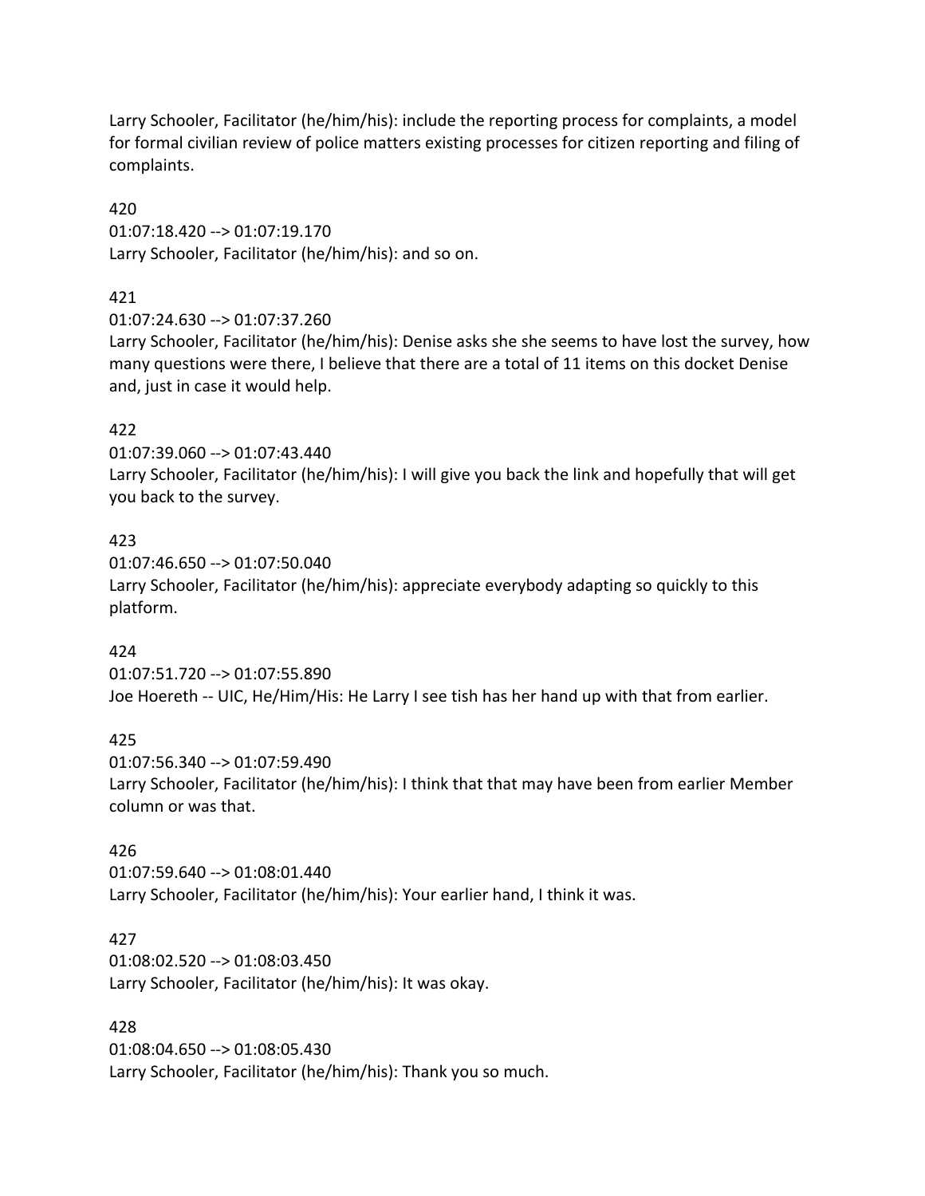Larry Schooler, Facilitator (he/him/his): include the reporting process for complaints, a model for formal civilian review of police matters existing processes for citizen reporting and filing of complaints.

420
01:07:18.420 --> 01:07:19.170
Larry Schooler, Facilitator (he/him/his): and so on.

421
01:07:24.630 --> 01:07:37.260
Larry Schooler, Facilitator (he/him/his): Denise asks she she seems to have lost the survey, how many questions were there, I believe that there are a total of 11 items on this docket Denise and, just in case it would help.

422
01:07:39.060 --> 01:07:43.440
Larry Schooler, Facilitator (he/him/his): I will give you back the link and hopefully that will get you back to the survey.

423
01:07:46.650 --> 01:07:50.040
Larry Schooler, Facilitator (he/him/his): appreciate everybody adapting so quickly to this platform.

424
01:07:51.720 --> 01:07:55.890
Joe Hoereth -- UIC, He/Him/His: He Larry I see tish has her hand up with that from earlier.

425
01:07:56.340 --> 01:07:59.490
Larry Schooler, Facilitator (he/him/his): I think that that may have been from earlier Member column or was that.

426
01:07:59.640 --> 01:08:01.440
Larry Schooler, Facilitator (he/him/his): Your earlier hand, I think it was.

427
01:08:02.520 --> 01:08:03.450
Larry Schooler, Facilitator (he/him/his): It was okay.

428
01:08:04.650 --> 01:08:05.430
Larry Schooler, Facilitator (he/him/his): Thank you so much.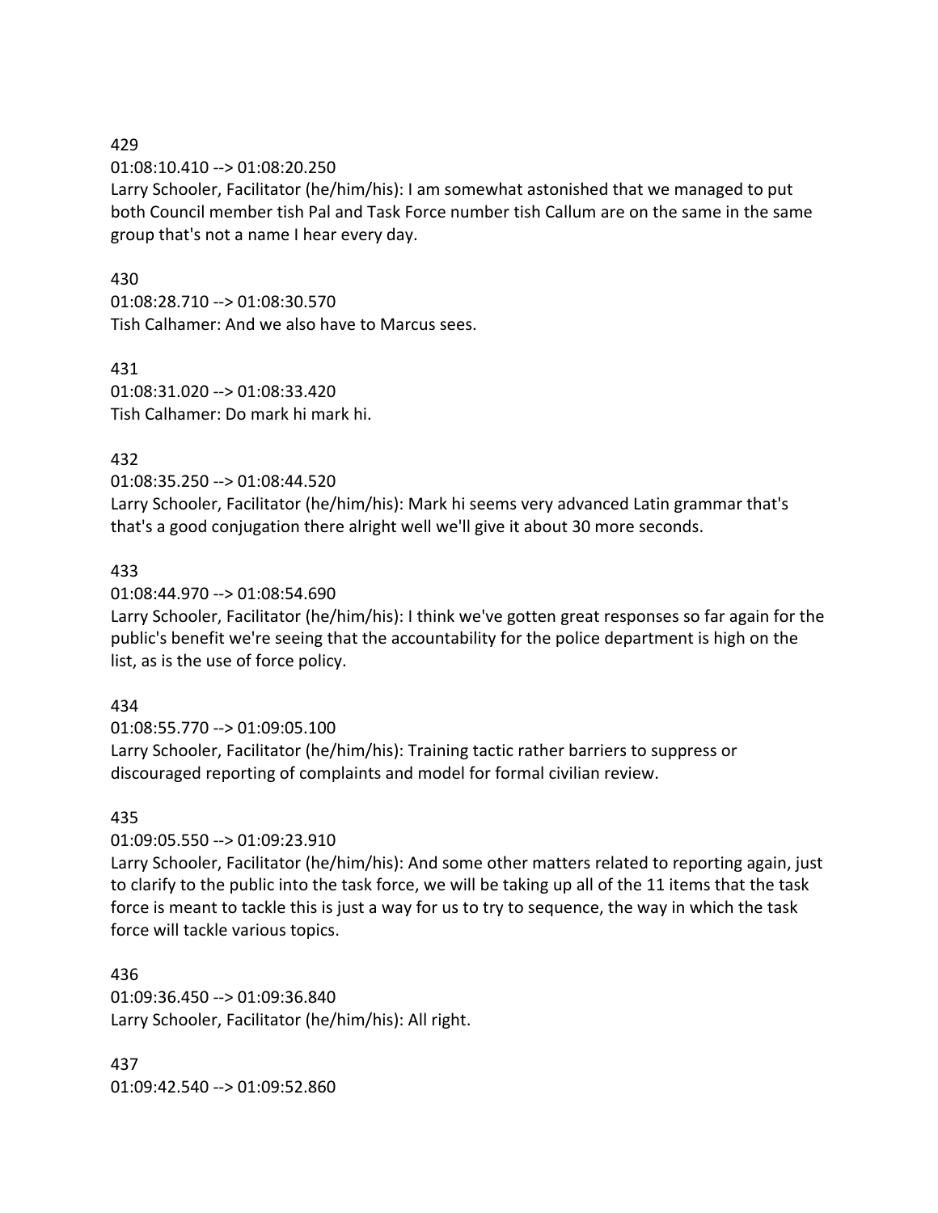429
01:08:10.410 --> 01:08:20.250
Larry Schooler, Facilitator (he/him/his): I am somewhat astonished that we managed to put both Council member tish Pal and Task Force number tish Callum are on the same in the same group that's not a name I hear every day.

430
01:08:28.710 --> 01:08:30.570
Tish Calhamer: And we also have to Marcus sees.

431
01:08:31.020 --> 01:08:33.420
Tish Calhamer: Do mark hi mark hi.

432
01:08:35.250 --> 01:08:44.520
Larry Schooler, Facilitator (he/him/his): Mark hi seems very advanced Latin grammar that's that's a good conjugation there alright well we'll give it about 30 more seconds.

433
01:08:44.970 --> 01:08:54.690
Larry Schooler, Facilitator (he/him/his): I think we've gotten great responses so far again for the public's benefit we're seeing that the accountability for the police department is high on the list, as is the use of force policy.

434
01:08:55.770 --> 01:09:05.100
Larry Schooler, Facilitator (he/him/his): Training tactic rather barriers to suppress or discouraged reporting of complaints and model for formal civilian review.

435
01:09:05.550 --> 01:09:23.910
Larry Schooler, Facilitator (he/him/his): And some other matters related to reporting again, just to clarify to the public into the task force, we will be taking up all of the 11 items that the task force is meant to tackle this is just a way for us to try to sequence, the way in which the task force will tackle various topics.

436
01:09:36.450 --> 01:09:36.840
Larry Schooler, Facilitator (he/him/his): All right.

437
01:09:42.540 --> 01:09:52.860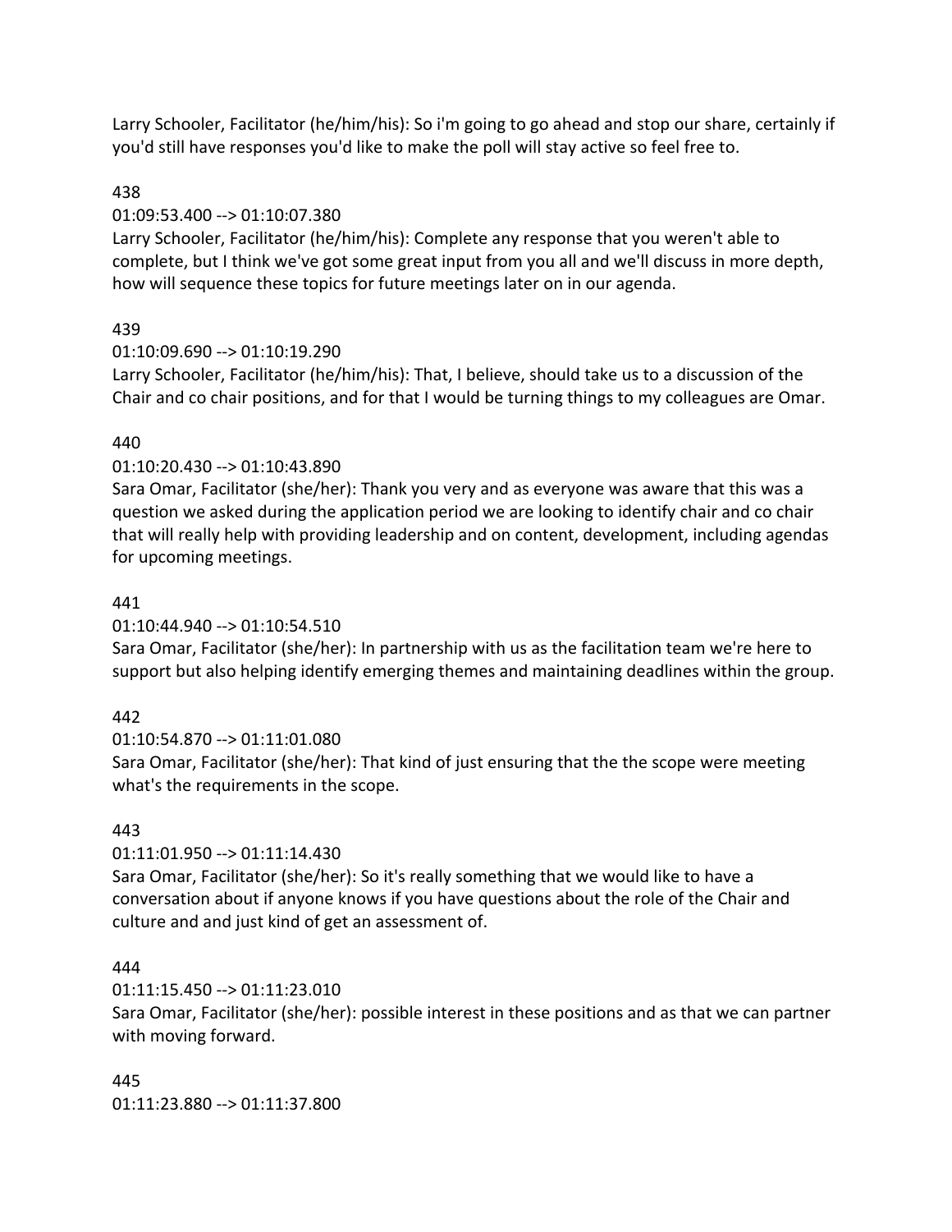Larry Schooler, Facilitator (he/him/his): So i'm going to go ahead and stop our share, certainly if you'd still have responses you'd like to make the poll will stay active so feel free to.

438

01:09:53.400 --> 01:10:07.380

Larry Schooler, Facilitator (he/him/his): Complete any response that you weren't able to complete, but I think we've got some great input from you all and we'll discuss in more depth, how will sequence these topics for future meetings later on in our agenda.

439

01:10:09.690 --> 01:10:19.290

Larry Schooler, Facilitator (he/him/his): That, I believe, should take us to a discussion of the Chair and co chair positions, and for that I would be turning things to my colleagues are Omar.

440

01:10:20.430 --> 01:10:43.890

Sara Omar, Facilitator (she/her): Thank you very and as everyone was aware that this was a question we asked during the application period we are looking to identify chair and co chair that will really help with providing leadership and on content, development, including agendas for upcoming meetings.

441

01:10:44.940 --> 01:10:54.510

Sara Omar, Facilitator (she/her): In partnership with us as the facilitation team we're here to support but also helping identify emerging themes and maintaining deadlines within the group.

442

01:10:54.870 --> 01:11:01.080

Sara Omar, Facilitator (she/her): That kind of just ensuring that the the scope were meeting what's the requirements in the scope.

443

01:11:01.950 --> 01:11:14.430

Sara Omar, Facilitator (she/her): So it's really something that we would like to have a conversation about if anyone knows if you have questions about the role of the Chair and culture and and just kind of get an assessment of.

444

01:11:15.450 --> 01:11:23.010

Sara Omar, Facilitator (she/her): possible interest in these positions and as that we can partner with moving forward.

445

01:11:23.880 --> 01:11:37.800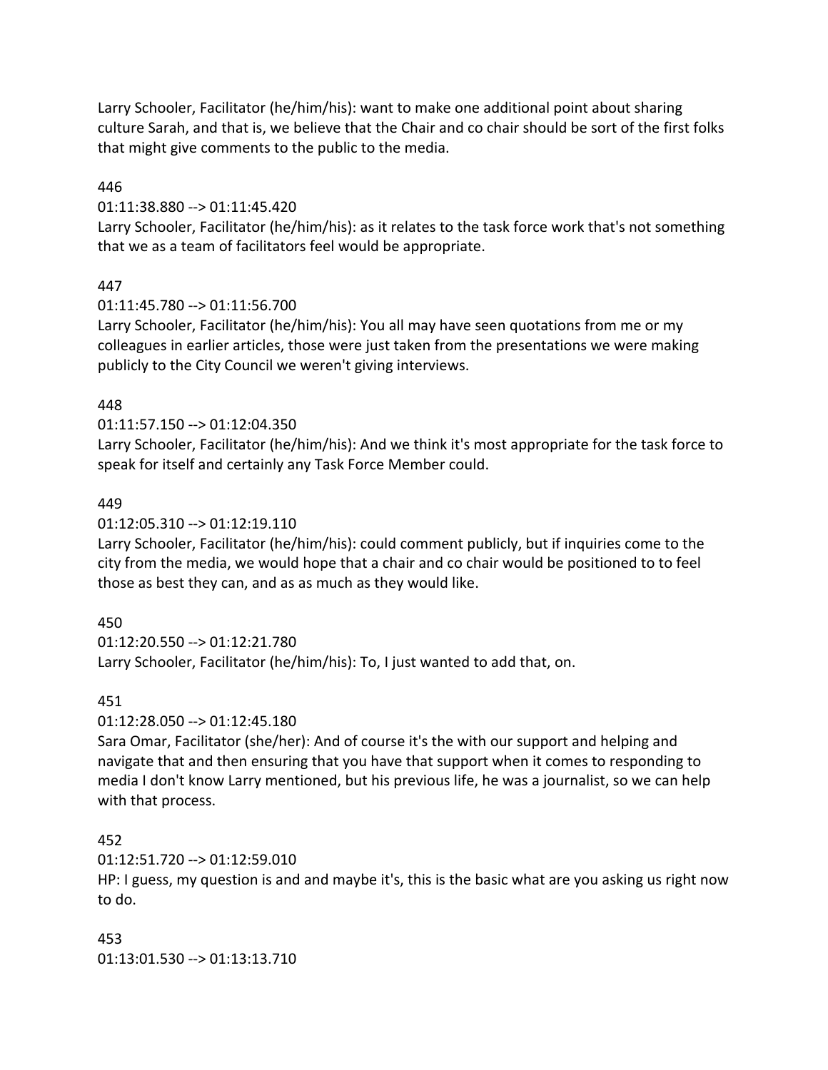Larry Schooler, Facilitator (he/him/his): want to make one additional point about sharing culture Sarah, and that is, we believe that the Chair and co chair should be sort of the first folks that might give comments to the public to the media.

446

01:11:38.880 --> 01:11:45.420

Larry Schooler, Facilitator (he/him/his): as it relates to the task force work that's not something that we as a team of facilitators feel would be appropriate.

447

01:11:45.780 --> 01:11:56.700

Larry Schooler, Facilitator (he/him/his): You all may have seen quotations from me or my colleagues in earlier articles, those were just taken from the presentations we were making publicly to the City Council we weren't giving interviews.

448

01:11:57.150 --> 01:12:04.350

Larry Schooler, Facilitator (he/him/his): And we think it's most appropriate for the task force to speak for itself and certainly any Task Force Member could.

449

01:12:05.310 --> 01:12:19.110

Larry Schooler, Facilitator (he/him/his): could comment publicly, but if inquiries come to the city from the media, we would hope that a chair and co chair would be positioned to to feel those as best they can, and as as much as they would like.

450

01:12:20.550 --> 01:12:21.780

Larry Schooler, Facilitator (he/him/his): To, I just wanted to add that, on.

451

01:12:28.050 --> 01:12:45.180

Sara Omar, Facilitator (she/her): And of course it's the with our support and helping and navigate that and then ensuring that you have that support when it comes to responding to media I don't know Larry mentioned, but his previous life, he was a journalist, so we can help with that process.

452

01:12:51.720 --> 01:12:59.010

HP: I guess, my question is and and maybe it's, this is the basic what are you asking us right now to do.

453

01:13:01.530 --> 01:13:13.710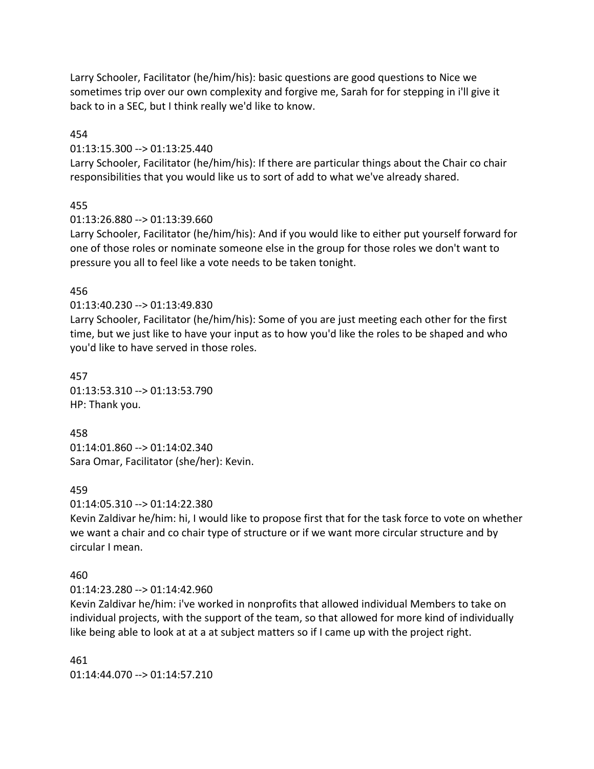Larry Schooler, Facilitator (he/him/his): basic questions are good questions to Nice we sometimes trip over our own complexity and forgive me, Sarah for for stepping in i'll give it back to in a SEC, but I think really we'd like to know.

454
01:13:15.300 --> 01:13:25.440
Larry Schooler, Facilitator (he/him/his): If there are particular things about the Chair co chair responsibilities that you would like us to sort of add to what we've already shared.

455
01:13:26.880 --> 01:13:39.660
Larry Schooler, Facilitator (he/him/his): And if you would like to either put yourself forward for one of those roles or nominate someone else in the group for those roles we don't want to pressure you all to feel like a vote needs to be taken tonight.

456
01:13:40.230 --> 01:13:49.830
Larry Schooler, Facilitator (he/him/his): Some of you are just meeting each other for the first time, but we just like to have your input as to how you'd like the roles to be shaped and who you'd like to have served in those roles.

457
01:13:53.310 --> 01:13:53.790
HP: Thank you.

458
01:14:01.860 --> 01:14:02.340
Sara Omar, Facilitator (she/her): Kevin.

459
01:14:05.310 --> 01:14:22.380
Kevin Zaldivar he/him: hi, I would like to propose first that for the task force to vote on whether we want a chair and co chair type of structure or if we want more circular structure and by circular I mean.

460
01:14:23.280 --> 01:14:42.960
Kevin Zaldivar he/him: i've worked in nonprofits that allowed individual Members to take on individual projects, with the support of the team, so that allowed for more kind of individually like being able to look at at a at subject matters so if I came up with the project right.

461
01:14:44.070 --> 01:14:57.210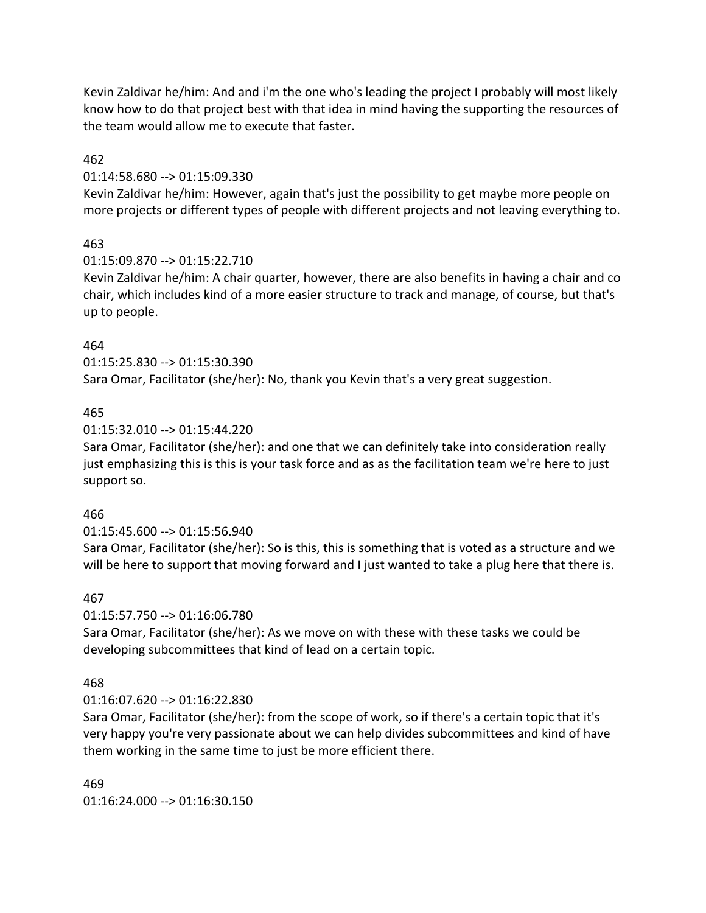Kevin Zaldivar he/him: And and i'm the one who's leading the project I probably will most likely know how to do that project best with that idea in mind having the supporting the resources of the team would allow me to execute that faster.

462

01:14:58.680 --> 01:15:09.330

Kevin Zaldivar he/him: However, again that's just the possibility to get maybe more people on more projects or different types of people with different projects and not leaving everything to.

463

01:15:09.870 --> 01:15:22.710

Kevin Zaldivar he/him: A chair quarter, however, there are also benefits in having a chair and co chair, which includes kind of a more easier structure to track and manage, of course, but that's up to people.

464

01:15:25.830 --> 01:15:30.390

Sara Omar, Facilitator (she/her): No, thank you Kevin that's a very great suggestion.

465

01:15:32.010 --> 01:15:44.220

Sara Omar, Facilitator (she/her): and one that we can definitely take into consideration really just emphasizing this is this is your task force and as as the facilitation team we're here to just support so.

466

01:15:45.600 --> 01:15:56.940

Sara Omar, Facilitator (she/her): So is this, this is something that is voted as a structure and we will be here to support that moving forward and I just wanted to take a plug here that there is.

467

01:15:57.750 --> 01:16:06.780

Sara Omar, Facilitator (she/her): As we move on with these with these tasks we could be developing subcommittees that kind of lead on a certain topic.

468

01:16:07.620 --> 01:16:22.830

Sara Omar, Facilitator (she/her): from the scope of work, so if there's a certain topic that it's very happy you're very passionate about we can help divides subcommittees and kind of have them working in the same time to just be more efficient there.

469

01:16:24.000 --> 01:16:30.150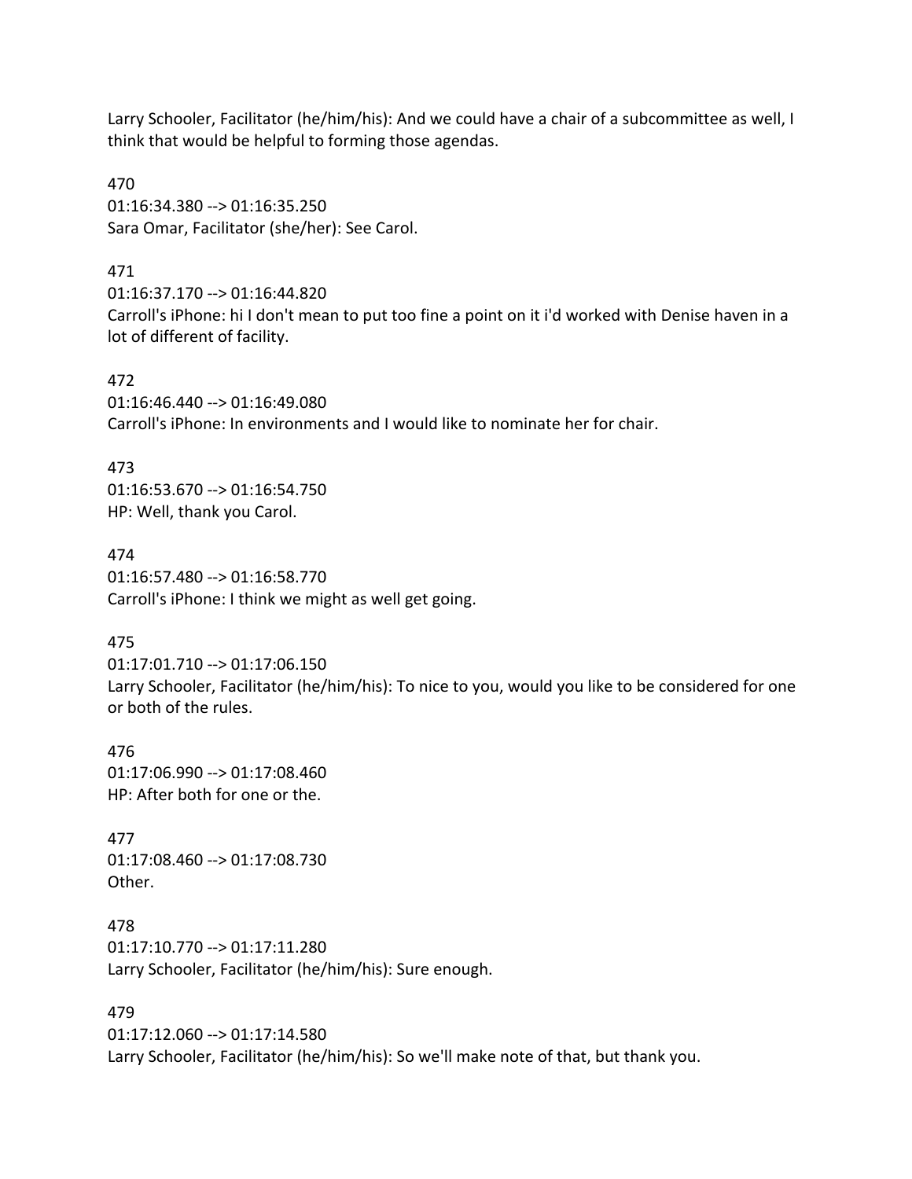Larry Schooler, Facilitator (he/him/his): And we could have a chair of a subcommittee as well, I think that would be helpful to forming those agendas.

470
01:16:34.380 --> 01:16:35.250
Sara Omar, Facilitator (she/her): See Carol.

471
01:16:37.170 --> 01:16:44.820
Carroll's iPhone: hi I don't mean to put too fine a point on it i'd worked with Denise haven in a lot of different of facility.

472
01:16:46.440 --> 01:16:49.080
Carroll's iPhone: In environments and I would like to nominate her for chair.

473
01:16:53.670 --> 01:16:54.750
HP: Well, thank you Carol.

474
01:16:57.480 --> 01:16:58.770
Carroll's iPhone: I think we might as well get going.

475
01:17:01.710 --> 01:17:06.150
Larry Schooler, Facilitator (he/him/his): To nice to you, would you like to be considered for one or both of the rules.

476
01:17:06.990 --> 01:17:08.460
HP: After both for one or the.

477
01:17:08.460 --> 01:17:08.730
Other.

478
01:17:10.770 --> 01:17:11.280
Larry Schooler, Facilitator (he/him/his): Sure enough.

479
01:17:12.060 --> 01:17:14.580
Larry Schooler, Facilitator (he/him/his): So we'll make note of that, but thank you.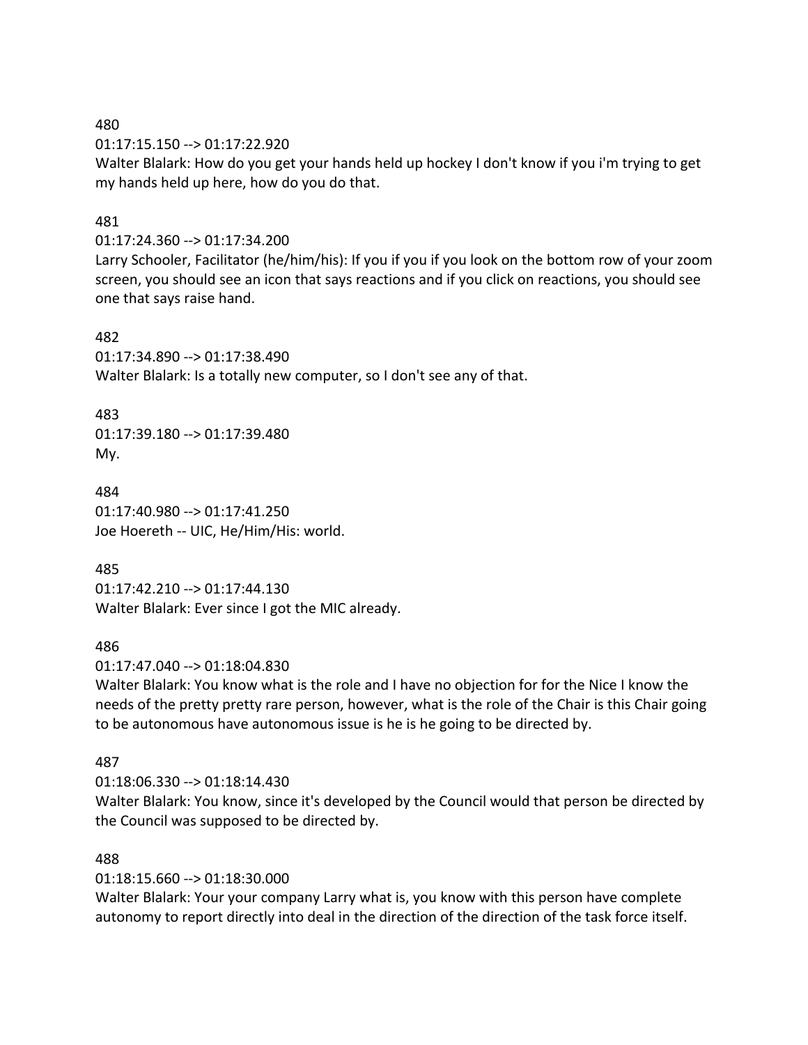480

01:17:15.150 --> 01:17:22.920

Walter Blalark: How do you get your hands held up hockey I don't know if you i'm trying to get my hands held up here, how do you do that.

481

01:17:24.360 --> 01:17:34.200

Larry Schooler, Facilitator (he/him/his): If you if you if you look on the bottom row of your zoom screen, you should see an icon that says reactions and if you click on reactions, you should see one that says raise hand.

482

01:17:34.890 --> 01:17:38.490

Walter Blalark: Is a totally new computer, so I don't see any of that.

483

01:17:39.180 --> 01:17:39.480

My.

484

01:17:40.980 --> 01:17:41.250

Joe Hoereth -- UIC, He/Him/His: world.

485

01:17:42.210 --> 01:17:44.130

Walter Blalark: Ever since I got the MIC already.

486

01:17:47.040 --> 01:18:04.830

Walter Blalark: You know what is the role and I have no objection for for the Nice I know the needs of the pretty pretty rare person, however, what is the role of the Chair is this Chair going to be autonomous have autonomous issue is he is he going to be directed by.

487

01:18:06.330 --> 01:18:14.430

Walter Blalark: You know, since it's developed by the Council would that person be directed by the Council was supposed to be directed by.

488

01:18:15.660 --> 01:18:30.000

Walter Blalark: Your your company Larry what is, you know with this person have complete autonomy to report directly into deal in the direction of the direction of the task force itself.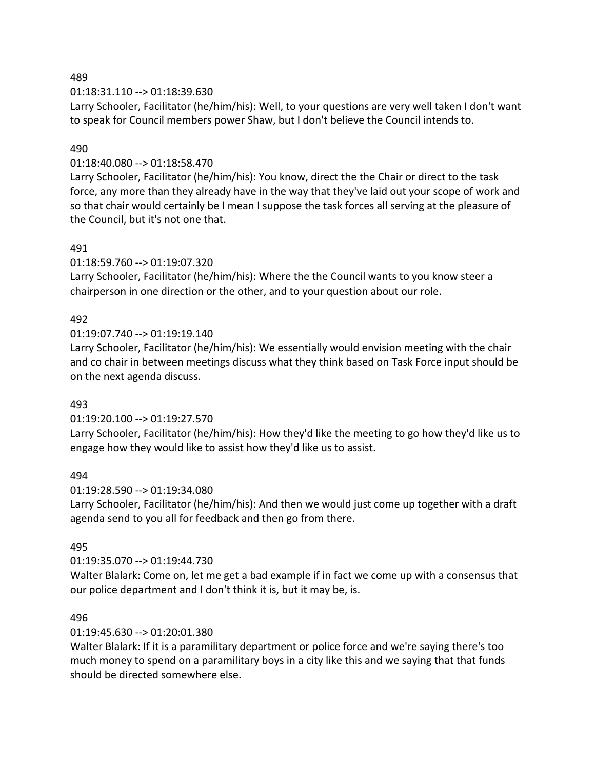489

01:18:31.110 --> 01:18:39.630

Larry Schooler, Facilitator (he/him/his): Well, to your questions are very well taken I don't want to speak for Council members power Shaw, but I don't believe the Council intends to.

490

01:18:40.080 --> 01:18:58.470

Larry Schooler, Facilitator (he/him/his): You know, direct the the Chair or direct to the task force, any more than they already have in the way that they've laid out your scope of work and so that chair would certainly be I mean I suppose the task forces all serving at the pleasure of the Council, but it's not one that.

491

01:18:59.760 --> 01:19:07.320

Larry Schooler, Facilitator (he/him/his): Where the the Council wants to you know steer a chairperson in one direction or the other, and to your question about our role.

492

01:19:07.740 --> 01:19:19.140

Larry Schooler, Facilitator (he/him/his): We essentially would envision meeting with the chair and co chair in between meetings discuss what they think based on Task Force input should be on the next agenda discuss.

493

01:19:20.100 --> 01:19:27.570

Larry Schooler, Facilitator (he/him/his): How they'd like the meeting to go how they'd like us to engage how they would like to assist how they'd like us to assist.

494

01:19:28.590 --> 01:19:34.080

Larry Schooler, Facilitator (he/him/his): And then we would just come up together with a draft agenda send to you all for feedback and then go from there.

495

01:19:35.070 --> 01:19:44.730

Walter Blalark: Come on, let me get a bad example if in fact we come up with a consensus that our police department and I don't think it is, but it may be, is.

496

01:19:45.630 --> 01:20:01.380

Walter Blalark: If it is a paramilitary department or police force and we're saying there's too much money to spend on a paramilitary boys in a city like this and we saying that that funds should be directed somewhere else.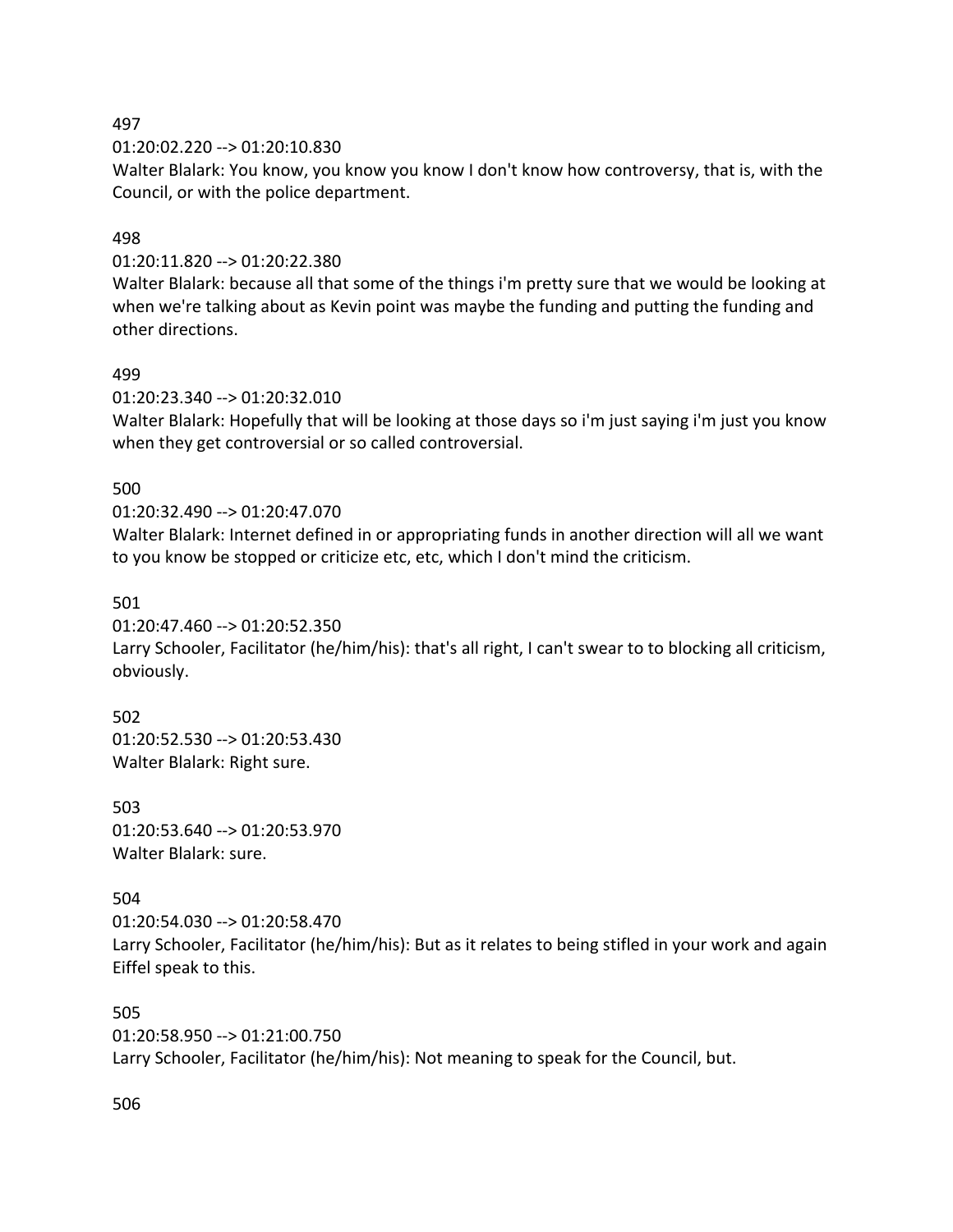497

01:20:02.220 --> 01:20:10.830

Walter Blalark: You know, you know you know I don't know how controversy, that is, with the Council, or with the police department.

498

01:20:11.820 --> 01:20:22.380

Walter Blalark: because all that some of the things i'm pretty sure that we would be looking at when we're talking about as Kevin point was maybe the funding and putting the funding and other directions.

499

01:20:23.340 --> 01:20:32.010

Walter Blalark: Hopefully that will be looking at those days so i'm just saying i'm just you know when they get controversial or so called controversial.

500

01:20:32.490 --> 01:20:47.070

Walter Blalark: Internet defined in or appropriating funds in another direction will all we want to you know be stopped or criticize etc, etc, which I don't mind the criticism.

501

01:20:47.460 --> 01:20:52.350

Larry Schooler, Facilitator (he/him/his): that's all right, I can't swear to to blocking all criticism, obviously.

502

01:20:52.530 --> 01:20:53.430

Walter Blalark: Right sure.

503

01:20:53.640 --> 01:20:53.970

Walter Blalark: sure.

504

01:20:54.030 --> 01:20:58.470

Larry Schooler, Facilitator (he/him/his): But as it relates to being stifled in your work and again Eiffel speak to this.

505

01:20:58.950 --> 01:21:00.750

Larry Schooler, Facilitator (he/him/his): Not meaning to speak for the Council, but.

506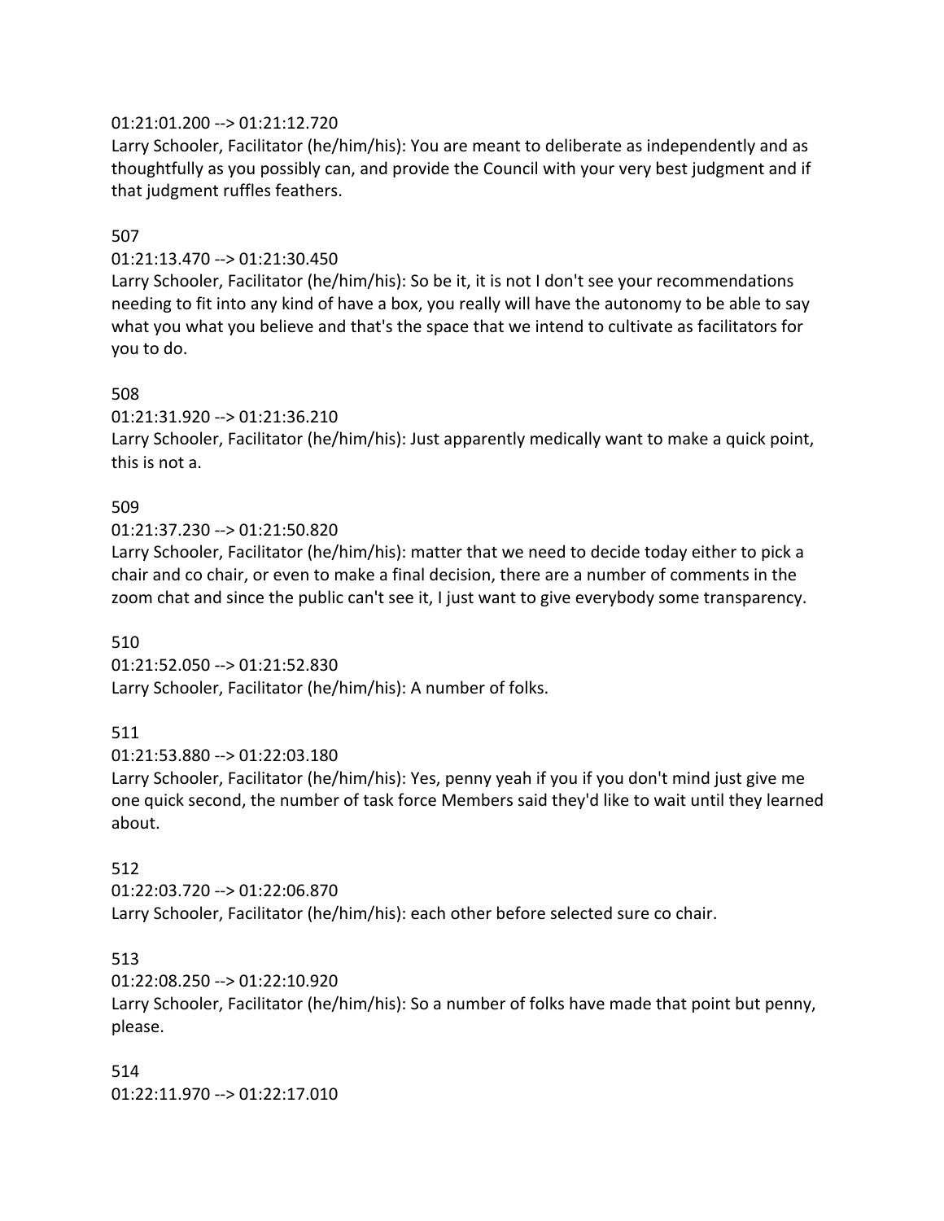01:21:01.200 --> 01:21:12.720
Larry Schooler, Facilitator (he/him/his): You are meant to deliberate as independently and as thoughtfully as you possibly can, and provide the Council with your very best judgment and if that judgment ruffles feathers.

507
01:21:13.470 --> 01:21:30.450
Larry Schooler, Facilitator (he/him/his): So be it, it is not I don't see your recommendations needing to fit into any kind of have a box, you really will have the autonomy to be able to say what you what you believe and that's the space that we intend to cultivate as facilitators for you to do.

508
01:21:31.920 --> 01:21:36.210
Larry Schooler, Facilitator (he/him/his): Just apparently medically want to make a quick point, this is not a.

509
01:21:37.230 --> 01:21:50.820
Larry Schooler, Facilitator (he/him/his): matter that we need to decide today either to pick a chair and co chair, or even to make a final decision, there are a number of comments in the zoom chat and since the public can't see it, I just want to give everybody some transparency.

510
01:21:52.050 --> 01:21:52.830
Larry Schooler, Facilitator (he/him/his): A number of folks.

511
01:21:53.880 --> 01:22:03.180
Larry Schooler, Facilitator (he/him/his): Yes, penny yeah if you if you don't mind just give me one quick second, the number of task force Members said they'd like to wait until they learned about.

512
01:22:03.720 --> 01:22:06.870
Larry Schooler, Facilitator (he/him/his): each other before selected sure co chair.

513
01:22:08.250 --> 01:22:10.920
Larry Schooler, Facilitator (he/him/his): So a number of folks have made that point but penny, please.

514
01:22:11.970 --> 01:22:17.010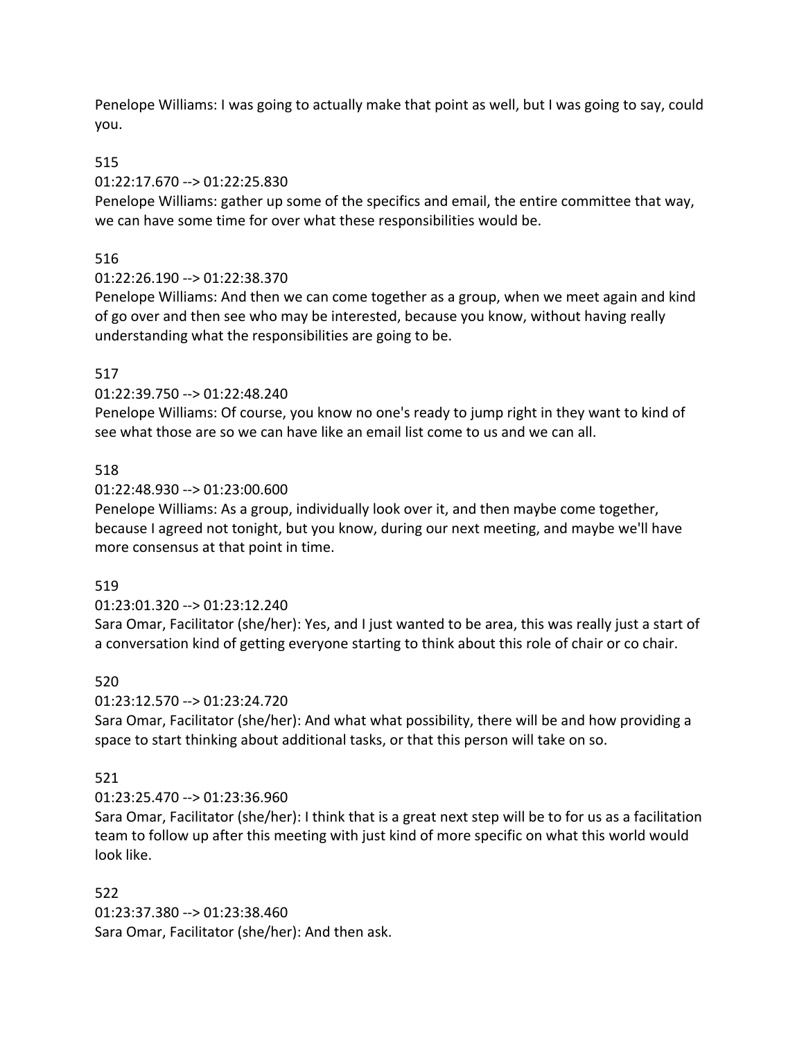Penelope Williams: I was going to actually make that point as well, but I was going to say, could you.

515

01:22:17.670 --> 01:22:25.830

Penelope Williams: gather up some of the specifics and email, the entire committee that way, we can have some time for over what these responsibilities would be.

516

01:22:26.190 --> 01:22:38.370

Penelope Williams: And then we can come together as a group, when we meet again and kind of go over and then see who may be interested, because you know, without having really understanding what the responsibilities are going to be.

517

01:22:39.750 --> 01:22:48.240

Penelope Williams: Of course, you know no one's ready to jump right in they want to kind of see what those are so we can have like an email list come to us and we can all.

518

01:22:48.930 --> 01:23:00.600

Penelope Williams: As a group, individually look over it, and then maybe come together, because I agreed not tonight, but you know, during our next meeting, and maybe we'll have more consensus at that point in time.

519

01:23:01.320 --> 01:23:12.240

Sara Omar, Facilitator (she/her): Yes, and I just wanted to be area, this was really just a start of a conversation kind of getting everyone starting to think about this role of chair or co chair.

520

01:23:12.570 --> 01:23:24.720

Sara Omar, Facilitator (she/her): And what what possibility, there will be and how providing a space to start thinking about additional tasks, or that this person will take on so.

521

01:23:25.470 --> 01:23:36.960

Sara Omar, Facilitator (she/her): I think that is a great next step will be to for us as a facilitation team to follow up after this meeting with just kind of more specific on what this world would look like.

522

01:23:37.380 --> 01:23:38.460

Sara Omar, Facilitator (she/her): And then ask.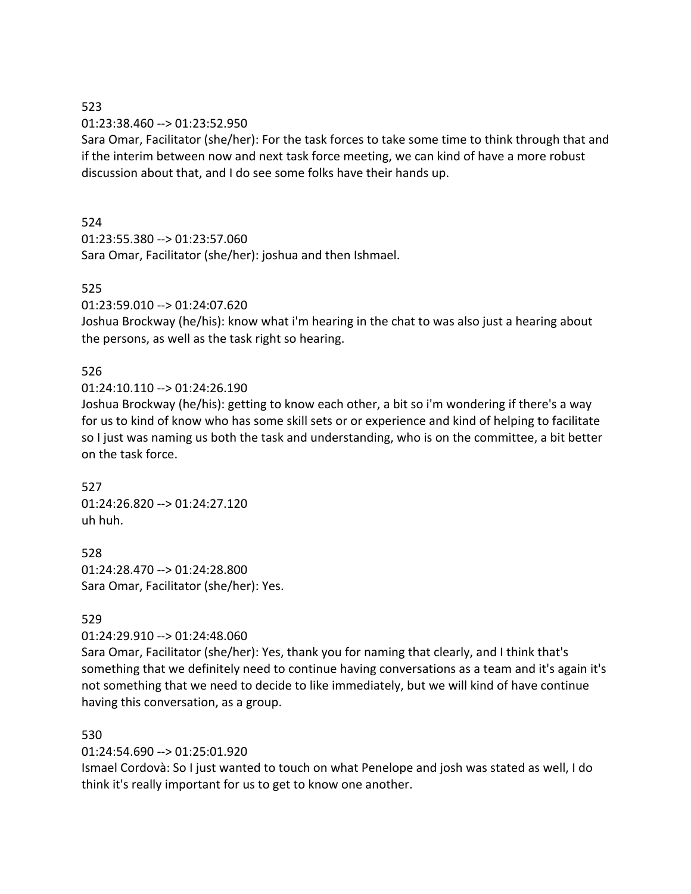523
01:23:38.460 --> 01:23:52.950
Sara Omar, Facilitator (she/her): For the task forces to take some time to think through that and if the interim between now and next task force meeting, we can kind of have a more robust discussion about that, and I do see some folks have their hands up.

524
01:23:55.380 --> 01:23:57.060
Sara Omar, Facilitator (she/her): joshua and then Ishmael.

525
01:23:59.010 --> 01:24:07.620
Joshua Brockway (he/his): know what i'm hearing in the chat to was also just a hearing about the persons, as well as the task right so hearing.

526
01:24:10.110 --> 01:24:26.190
Joshua Brockway (he/his): getting to know each other, a bit so i'm wondering if there's a way for us to kind of know who has some skill sets or or experience and kind of helping to facilitate so I just was naming us both the task and understanding, who is on the committee, a bit better on the task force.

527
01:24:26.820 --> 01:24:27.120
uh huh.

528
01:24:28.470 --> 01:24:28.800
Sara Omar, Facilitator (she/her): Yes.

529
01:24:29.910 --> 01:24:48.060
Sara Omar, Facilitator (she/her): Yes, thank you for naming that clearly, and I think that's something that we definitely need to continue having conversations as a team and it's again it's not something that we need to decide to like immediately, but we will kind of have continue having this conversation, as a group.

530
01:24:54.690 --> 01:25:01.920
Ismael Cordovà: So I just wanted to touch on what Penelope and josh was stated as well, I do think it's really important for us to get to know one another.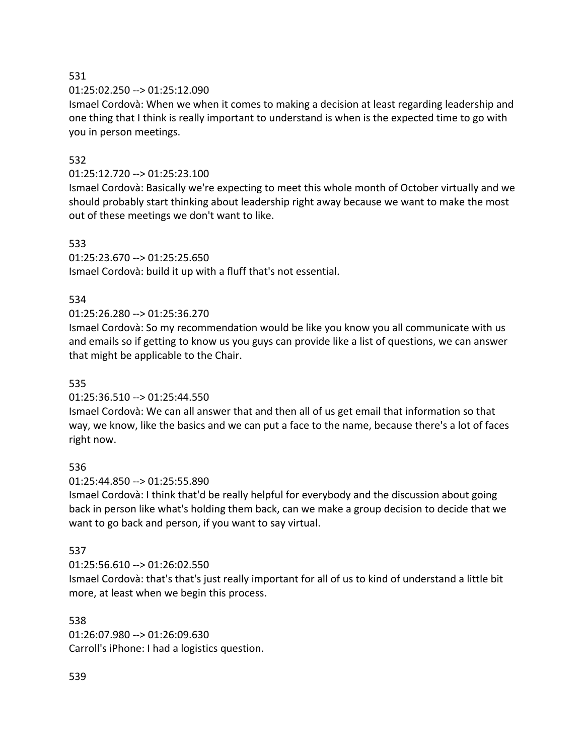531

01:25:02.250 --> 01:25:12.090

Ismael Cordovà: When we when it comes to making a decision at least regarding leadership and one thing that I think is really important to understand is when is the expected time to go with you in person meetings.

532

01:25:12.720 --> 01:25:23.100

Ismael Cordovà: Basically we're expecting to meet this whole month of October virtually and we should probably start thinking about leadership right away because we want to make the most out of these meetings we don't want to like.

533

01:25:23.670 --> 01:25:25.650

Ismael Cordovà: build it up with a fluff that's not essential.

534

01:25:26.280 --> 01:25:36.270

Ismael Cordovà: So my recommendation would be like you know you all communicate with us and emails so if getting to know us you guys can provide like a list of questions, we can answer that might be applicable to the Chair.

535

01:25:36.510 --> 01:25:44.550

Ismael Cordovà: We can all answer that and then all of us get email that information so that way, we know, like the basics and we can put a face to the name, because there's a lot of faces right now.

536

01:25:44.850 --> 01:25:55.890

Ismael Cordovà: I think that'd be really helpful for everybody and the discussion about going back in person like what's holding them back, can we make a group decision to decide that we want to go back and person, if you want to say virtual.

537

01:25:56.610 --> 01:26:02.550

Ismael Cordovà: that's that's just really important for all of us to kind of understand a little bit more, at least when we begin this process.

538

01:26:07.980 --> 01:26:09.630

Carroll's iPhone: I had a logistics question.

539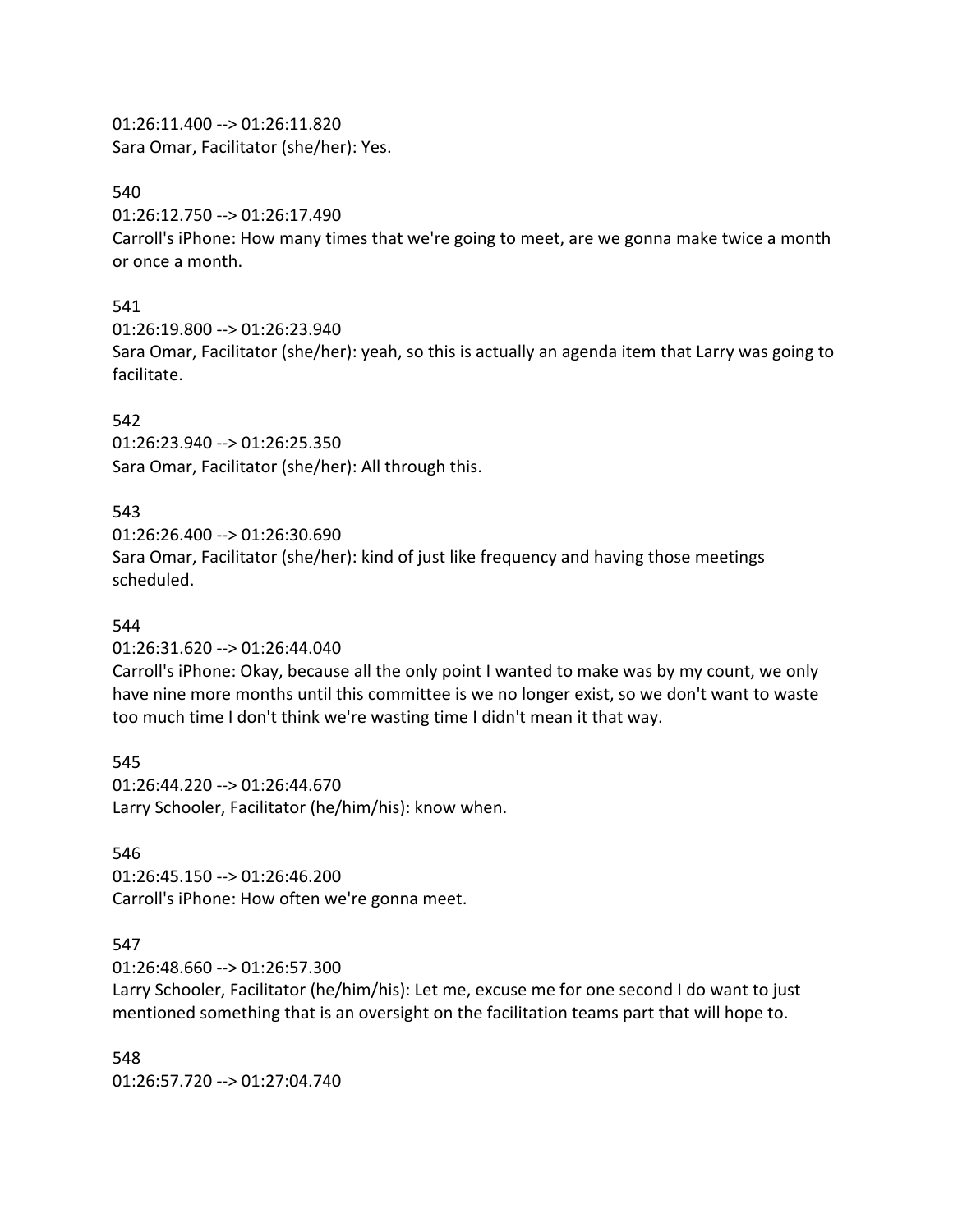01:26:11.400 --> 01:26:11.820
Sara Omar, Facilitator (she/her): Yes.

540
01:26:12.750 --> 01:26:17.490
Carroll's iPhone: How many times that we're going to meet, are we gonna make twice a month or once a month.

541
01:26:19.800 --> 01:26:23.940
Sara Omar, Facilitator (she/her): yeah, so this is actually an agenda item that Larry was going to facilitate.

542
01:26:23.940 --> 01:26:25.350
Sara Omar, Facilitator (she/her): All through this.

543
01:26:26.400 --> 01:26:30.690
Sara Omar, Facilitator (she/her): kind of just like frequency and having those meetings scheduled.

544
01:26:31.620 --> 01:26:44.040
Carroll's iPhone: Okay, because all the only point I wanted to make was by my count, we only have nine more months until this committee is we no longer exist, so we don't want to waste too much time I don't think we're wasting time I didn't mean it that way.

545
01:26:44.220 --> 01:26:44.670
Larry Schooler, Facilitator (he/him/his): know when.

546
01:26:45.150 --> 01:26:46.200
Carroll's iPhone: How often we're gonna meet.

547
01:26:48.660 --> 01:26:57.300
Larry Schooler, Facilitator (he/him/his): Let me, excuse me for one second I do want to just mentioned something that is an oversight on the facilitation teams part that will hope to.

548
01:26:57.720 --> 01:27:04.740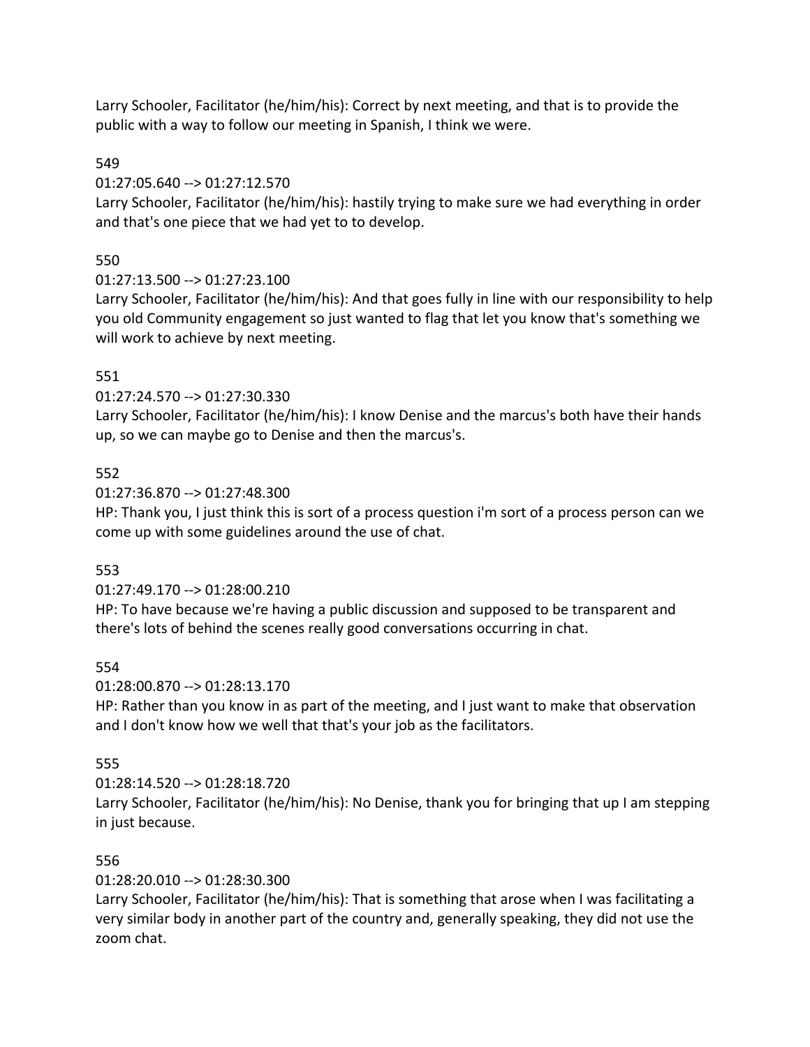Larry Schooler, Facilitator (he/him/his): Correct by next meeting, and that is to provide the public with a way to follow our meeting in Spanish, I think we were.

549

01:27:05.640 --> 01:27:12.570

Larry Schooler, Facilitator (he/him/his): hastily trying to make sure we had everything in order and that's one piece that we had yet to to develop.

550

01:27:13.500 --> 01:27:23.100

Larry Schooler, Facilitator (he/him/his): And that goes fully in line with our responsibility to help you old Community engagement so just wanted to flag that let you know that's something we will work to achieve by next meeting.

551

01:27:24.570 --> 01:27:30.330

Larry Schooler, Facilitator (he/him/his): I know Denise and the marcus's both have their hands up, so we can maybe go to Denise and then the marcus's.

552

01:27:36.870 --> 01:27:48.300

HP: Thank you, I just think this is sort of a process question i'm sort of a process person can we come up with some guidelines around the use of chat.

553

01:27:49.170 --> 01:28:00.210

HP: To have because we're having a public discussion and supposed to be transparent and there's lots of behind the scenes really good conversations occurring in chat.

554

01:28:00.870 --> 01:28:13.170

HP: Rather than you know in as part of the meeting, and I just want to make that observation and I don't know how we well that that's your job as the facilitators.

555

01:28:14.520 --> 01:28:18.720

Larry Schooler, Facilitator (he/him/his): No Denise, thank you for bringing that up I am stepping in just because.

556

01:28:20.010 --> 01:28:30.300

Larry Schooler, Facilitator (he/him/his): That is something that arose when I was facilitating a very similar body in another part of the country and, generally speaking, they did not use the zoom chat.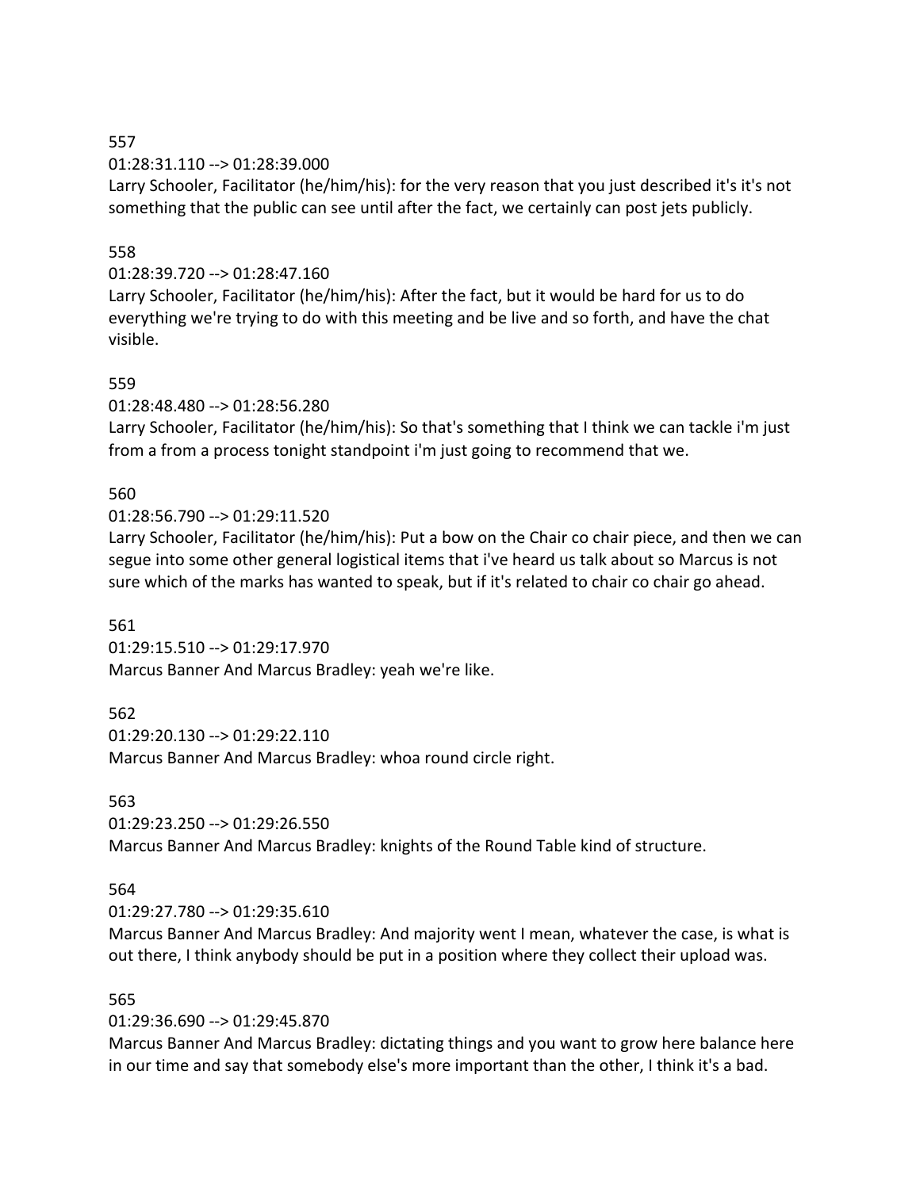557

01:28:31.110 --> 01:28:39.000

Larry Schooler, Facilitator (he/him/his): for the very reason that you just described it's it's not something that the public can see until after the fact, we certainly can post jets publicly.

558

01:28:39.720 --> 01:28:47.160

Larry Schooler, Facilitator (he/him/his): After the fact, but it would be hard for us to do everything we're trying to do with this meeting and be live and so forth, and have the chat visible.

559

01:28:48.480 --> 01:28:56.280

Larry Schooler, Facilitator (he/him/his): So that's something that I think we can tackle i'm just from a from a process tonight standpoint i'm just going to recommend that we.

560

01:28:56.790 --> 01:29:11.520

Larry Schooler, Facilitator (he/him/his): Put a bow on the Chair co chair piece, and then we can segue into some other general logistical items that i've heard us talk about so Marcus is not sure which of the marks has wanted to speak, but if it's related to chair co chair go ahead.

561

01:29:15.510 --> 01:29:17.970

Marcus Banner And Marcus Bradley: yeah we're like.

562

01:29:20.130 --> 01:29:22.110

Marcus Banner And Marcus Bradley: whoa round circle right.

563

01:29:23.250 --> 01:29:26.550

Marcus Banner And Marcus Bradley: knights of the Round Table kind of structure.

564

01:29:27.780 --> 01:29:35.610

Marcus Banner And Marcus Bradley: And majority went I mean, whatever the case, is what is out there, I think anybody should be put in a position where they collect their upload was.

565

01:29:36.690 --> 01:29:45.870

Marcus Banner And Marcus Bradley: dictating things and you want to grow here balance here in our time and say that somebody else's more important than the other, I think it's a bad.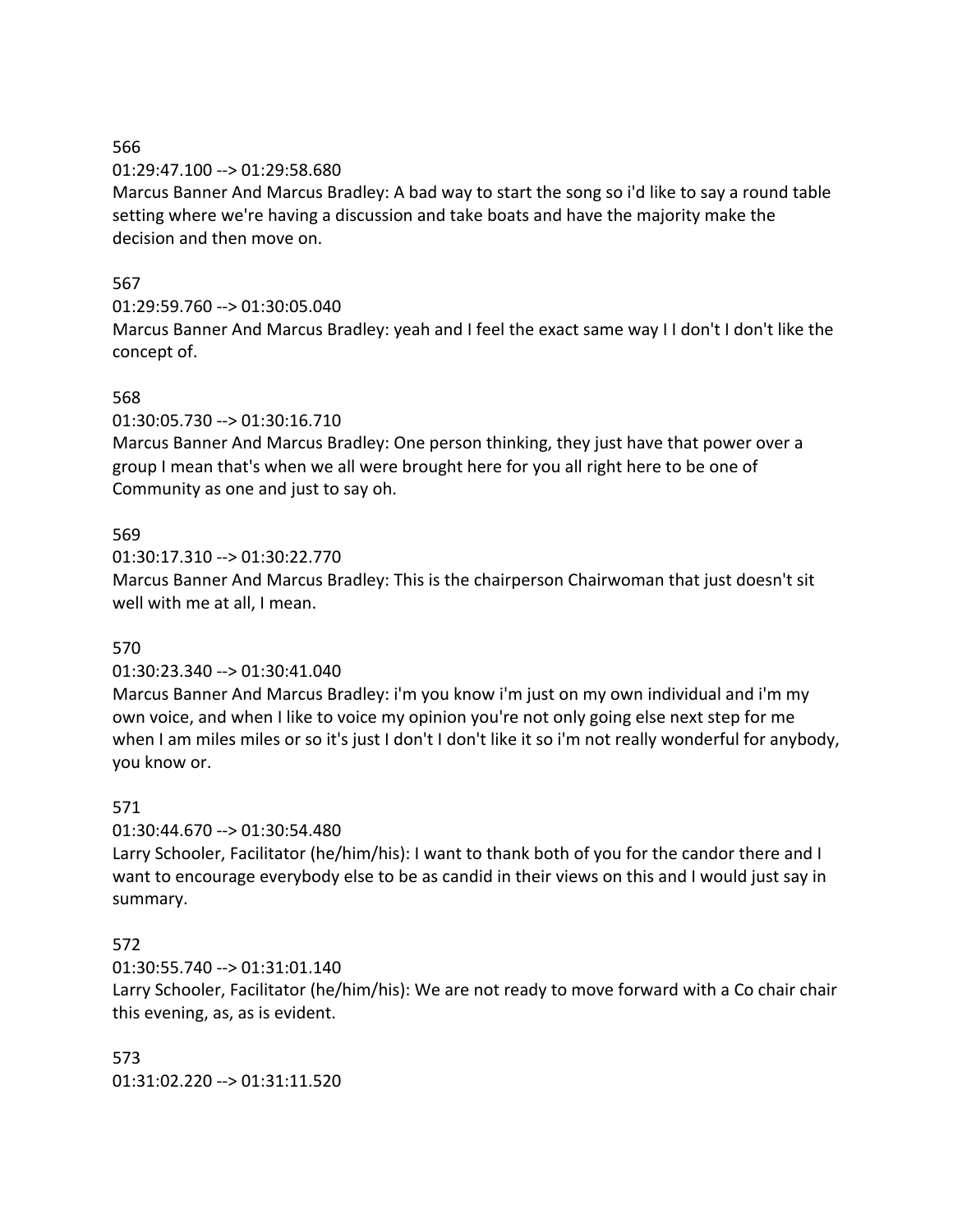566
01:29:47.100 --> 01:29:58.680
Marcus Banner And Marcus Bradley: A bad way to start the song so i'd like to say a round table setting where we're having a discussion and take boats and have the majority make the decision and then move on.

567
01:29:59.760 --> 01:30:05.040
Marcus Banner And Marcus Bradley: yeah and I feel the exact same way I I don't I don't like the concept of.

568
01:30:05.730 --> 01:30:16.710
Marcus Banner And Marcus Bradley: One person thinking, they just have that power over a group I mean that's when we all were brought here for you all right here to be one of Community as one and just to say oh.

569
01:30:17.310 --> 01:30:22.770
Marcus Banner And Marcus Bradley: This is the chairperson Chairwoman that just doesn't sit well with me at all, I mean.

570
01:30:23.340 --> 01:30:41.040
Marcus Banner And Marcus Bradley: i'm you know i'm just on my own individual and i'm my own voice, and when I like to voice my opinion you're not only going else next step for me when I am miles miles or so it's just I don't I don't like it so i'm not really wonderful for anybody, you know or.

571
01:30:44.670 --> 01:30:54.480
Larry Schooler, Facilitator (he/him/his): I want to thank both of you for the candor there and I want to encourage everybody else to be as candid in their views on this and I would just say in summary.

572
01:30:55.740 --> 01:31:01.140
Larry Schooler, Facilitator (he/him/his): We are not ready to move forward with a Co chair chair this evening, as, as is evident.

573
01:31:02.220 --> 01:31:11.520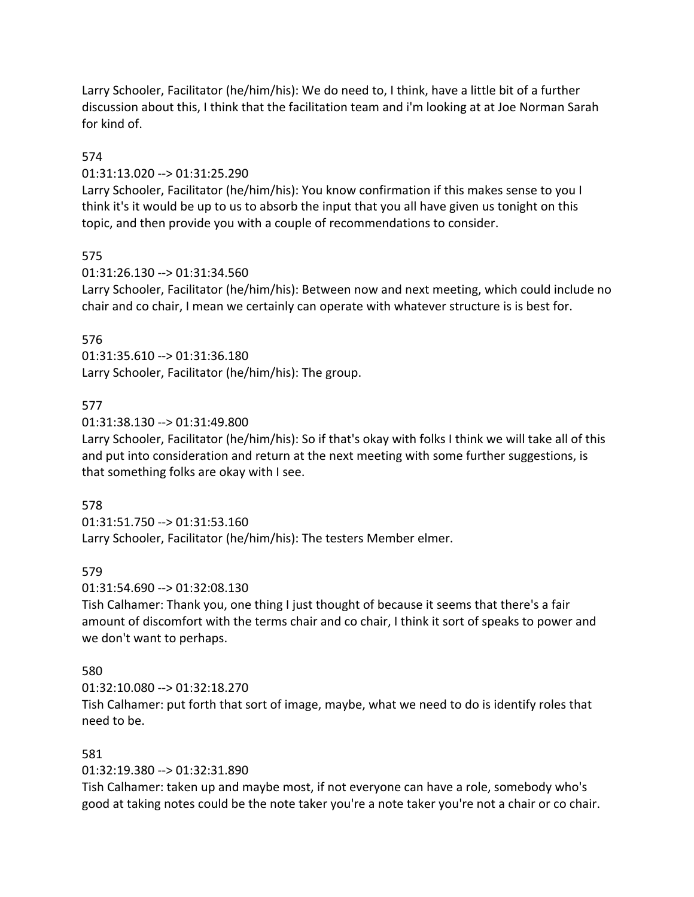Larry Schooler, Facilitator (he/him/his): We do need to, I think, have a little bit of a further discussion about this, I think that the facilitation team and i'm looking at at Joe Norman Sarah for kind of.

574

01:31:13.020 --> 01:31:25.290

Larry Schooler, Facilitator (he/him/his): You know confirmation if this makes sense to you I think it's it would be up to us to absorb the input that you all have given us tonight on this topic, and then provide you with a couple of recommendations to consider.

575

01:31:26.130 --> 01:31:34.560

Larry Schooler, Facilitator (he/him/his): Between now and next meeting, which could include no chair and co chair, I mean we certainly can operate with whatever structure is is best for.

576

01:31:35.610 --> 01:31:36.180

Larry Schooler, Facilitator (he/him/his): The group.

577

01:31:38.130 --> 01:31:49.800

Larry Schooler, Facilitator (he/him/his): So if that's okay with folks I think we will take all of this and put into consideration and return at the next meeting with some further suggestions, is that something folks are okay with I see.

578

01:31:51.750 --> 01:31:53.160

Larry Schooler, Facilitator (he/him/his): The testers Member elmer.

579

01:31:54.690 --> 01:32:08.130

Tish Calhamer: Thank you, one thing I just thought of because it seems that there's a fair amount of discomfort with the terms chair and co chair, I think it sort of speaks to power and we don't want to perhaps.

580

01:32:10.080 --> 01:32:18.270

Tish Calhamer: put forth that sort of image, maybe, what we need to do is identify roles that need to be.

581

01:32:19.380 --> 01:32:31.890

Tish Calhamer: taken up and maybe most, if not everyone can have a role, somebody who's good at taking notes could be the note taker you're a note taker you're not a chair or co chair.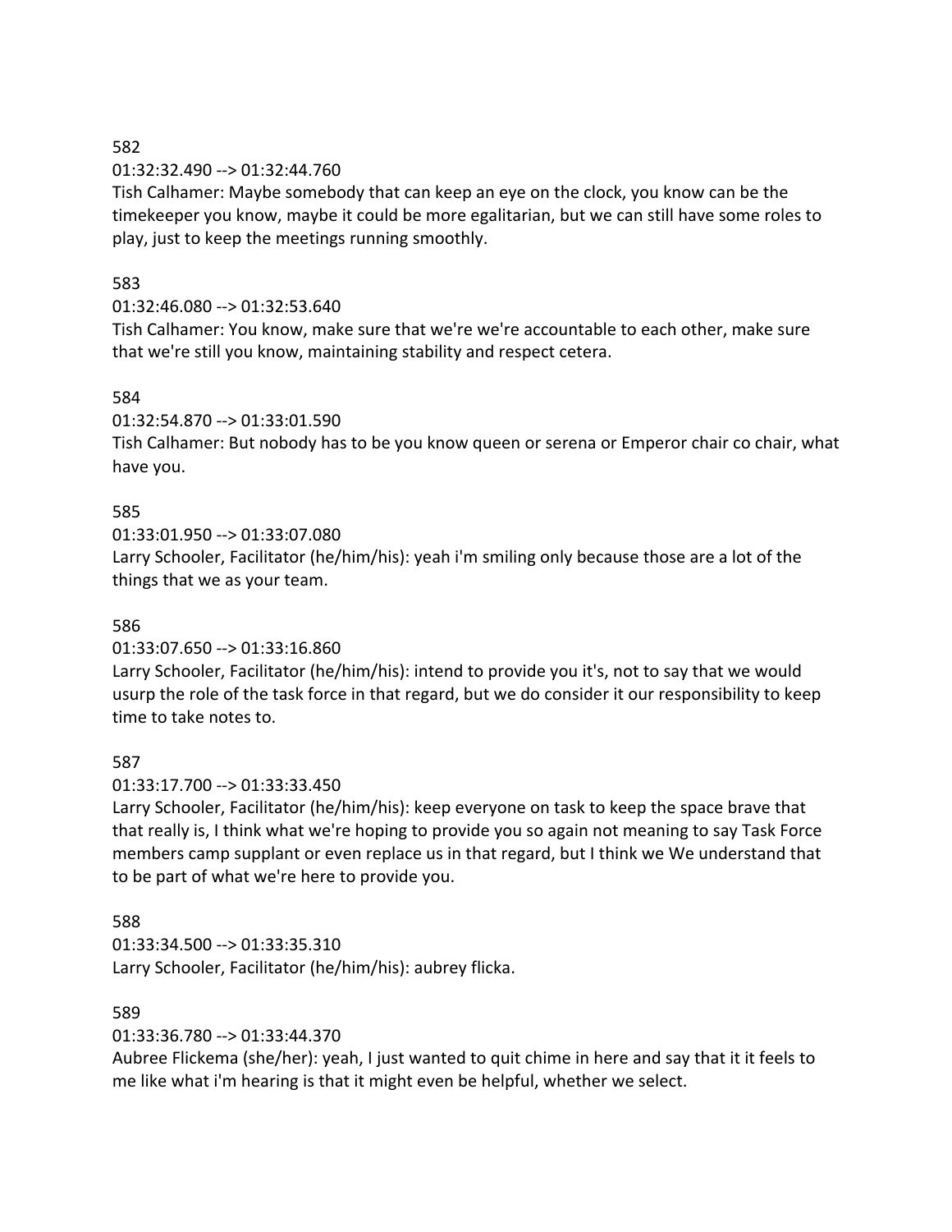582

01:32:32.490 --> 01:32:44.760

Tish Calhamer: Maybe somebody that can keep an eye on the clock, you know can be the timekeeper you know, maybe it could be more egalitarian, but we can still have some roles to play, just to keep the meetings running smoothly.

583

01:32:46.080 --> 01:32:53.640

Tish Calhamer: You know, make sure that we're we're accountable to each other, make sure that we're still you know, maintaining stability and respect cetera.

584

01:32:54.870 --> 01:33:01.590

Tish Calhamer: But nobody has to be you know queen or serena or Emperor chair co chair, what have you.

585

01:33:01.950 --> 01:33:07.080

Larry Schooler, Facilitator (he/him/his): yeah i'm smiling only because those are a lot of the things that we as your team.

586

01:33:07.650 --> 01:33:16.860

Larry Schooler, Facilitator (he/him/his): intend to provide you it's, not to say that we would usurp the role of the task force in that regard, but we do consider it our responsibility to keep time to take notes to.

587

01:33:17.700 --> 01:33:33.450

Larry Schooler, Facilitator (he/him/his): keep everyone on task to keep the space brave that that really is, I think what we're hoping to provide you so again not meaning to say Task Force members camp supplant or even replace us in that regard, but I think we We understand that to be part of what we're here to provide you.

588

01:33:34.500 --> 01:33:35.310

Larry Schooler, Facilitator (he/him/his): aubrey flicka.

589

01:33:36.780 --> 01:33:44.370

Aubree Flickema (she/her): yeah, I just wanted to quit chime in here and say that it it feels to me like what i'm hearing is that it might even be helpful, whether we select.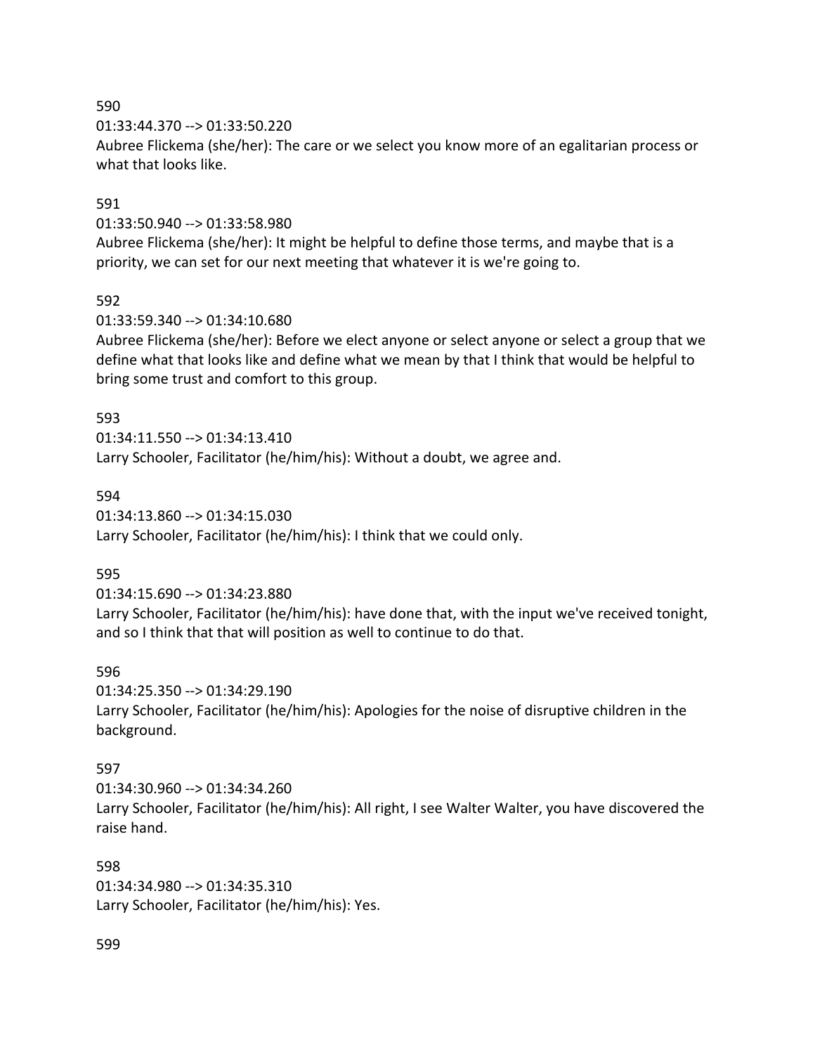590
01:33:44.370 --> 01:33:50.220
Aubree Flickema (she/her): The care or we select you know more of an egalitarian process or what that looks like.

591
01:33:50.940 --> 01:33:58.980
Aubree Flickema (she/her): It might be helpful to define those terms, and maybe that is a priority, we can set for our next meeting that whatever it is we're going to.

592
01:33:59.340 --> 01:34:10.680
Aubree Flickema (she/her): Before we elect anyone or select anyone or select a group that we define what that looks like and define what we mean by that I think that would be helpful to bring some trust and comfort to this group.

593
01:34:11.550 --> 01:34:13.410
Larry Schooler, Facilitator (he/him/his): Without a doubt, we agree and.

594
01:34:13.860 --> 01:34:15.030
Larry Schooler, Facilitator (he/him/his): I think that we could only.

595
01:34:15.690 --> 01:34:23.880
Larry Schooler, Facilitator (he/him/his): have done that, with the input we've received tonight, and so I think that that will position as well to continue to do that.

596
01:34:25.350 --> 01:34:29.190
Larry Schooler, Facilitator (he/him/his): Apologies for the noise of disruptive children in the background.

597
01:34:30.960 --> 01:34:34.260
Larry Schooler, Facilitator (he/him/his): All right, I see Walter Walter, you have discovered the raise hand.

598
01:34:34.980 --> 01:34:35.310
Larry Schooler, Facilitator (he/him/his): Yes.

599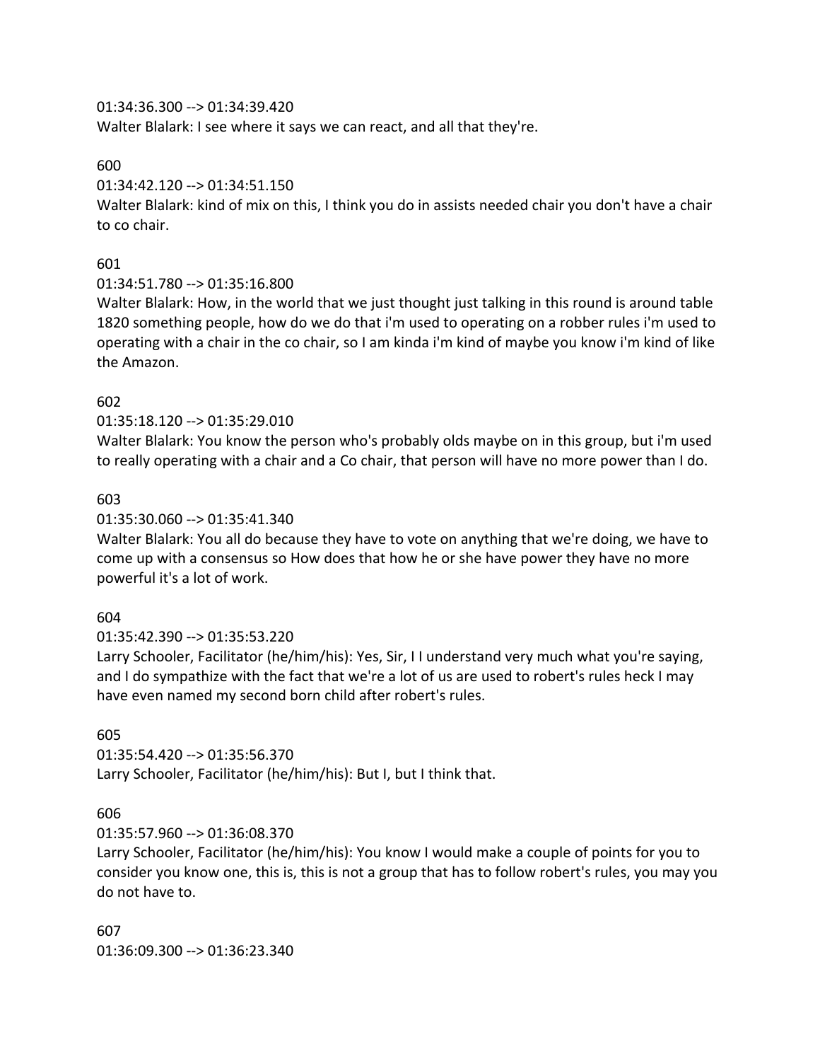01:34:36.300 --> 01:34:39.420
Walter Blalark: I see where it says we can react, and all that they're.

600
01:34:42.120 --> 01:34:51.150
Walter Blalark: kind of mix on this, I think you do in assists needed chair you don't have a chair to co chair.

601
01:34:51.780 --> 01:35:16.800
Walter Blalark: How, in the world that we just thought just talking in this round is around table 1820 something people, how do we do that i'm used to operating on a robber rules i'm used to operating with a chair in the co chair, so I am kinda i'm kind of maybe you know i'm kind of like the Amazon.

602
01:35:18.120 --> 01:35:29.010
Walter Blalark: You know the person who's probably olds maybe on in this group, but i'm used to really operating with a chair and a Co chair, that person will have no more power than I do.

603
01:35:30.060 --> 01:35:41.340
Walter Blalark: You all do because they have to vote on anything that we're doing, we have to come up with a consensus so How does that how he or she have power they have no more powerful it's a lot of work.

604
01:35:42.390 --> 01:35:53.220
Larry Schooler, Facilitator (he/him/his): Yes, Sir, I I understand very much what you're saying, and I do sympathize with the fact that we're a lot of us are used to robert's rules heck I may have even named my second born child after robert's rules.

605
01:35:54.420 --> 01:35:56.370
Larry Schooler, Facilitator (he/him/his): But I, but I think that.

606
01:35:57.960 --> 01:36:08.370
Larry Schooler, Facilitator (he/him/his): You know I would make a couple of points for you to consider you know one, this is, this is not a group that has to follow robert's rules, you may you do not have to.

607
01:36:09.300 --> 01:36:23.340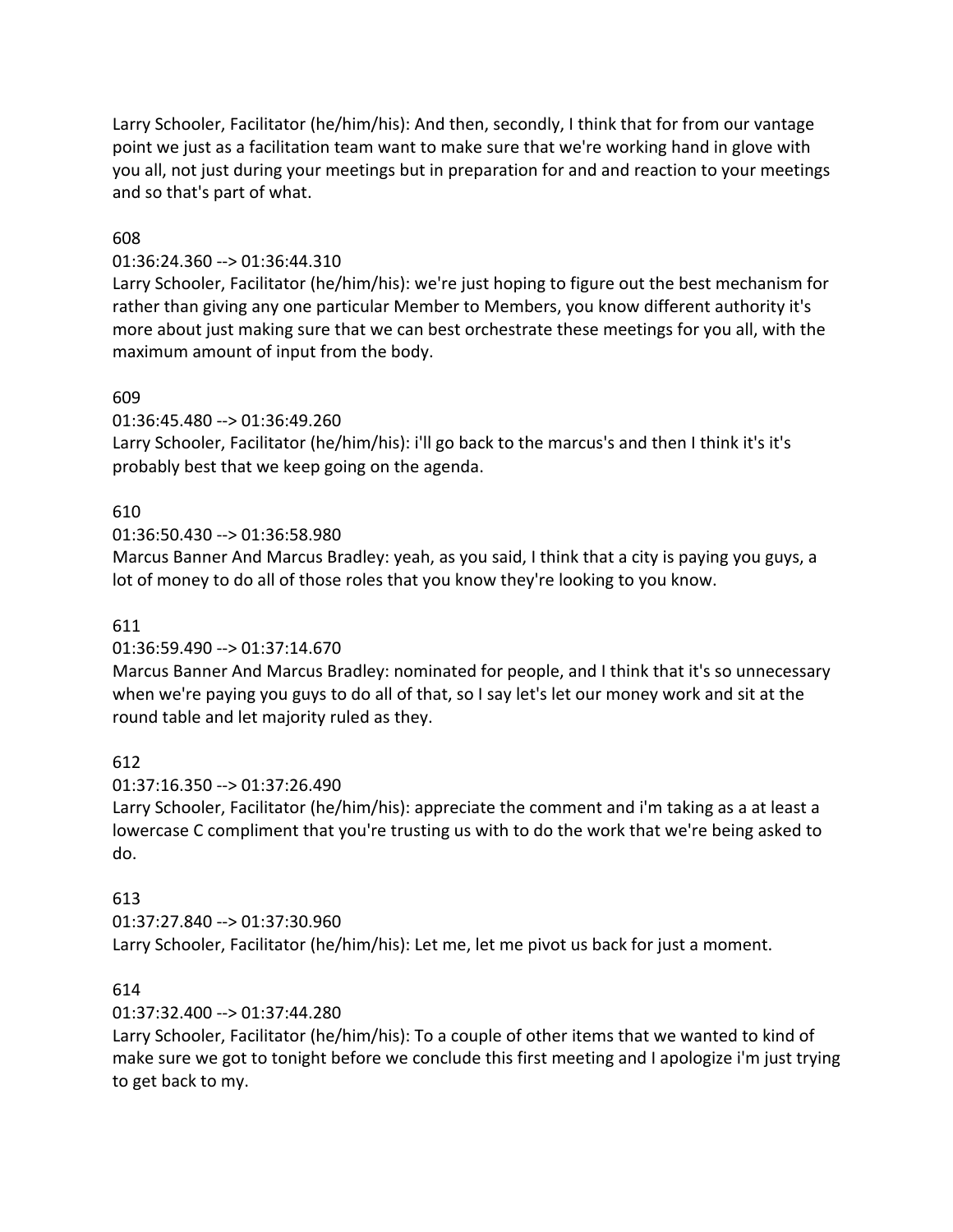Larry Schooler, Facilitator (he/him/his): And then, secondly, I think that for from our vantage point we just as a facilitation team want to make sure that we're working hand in glove with you all, not just during your meetings but in preparation for and and reaction to your meetings and so that's part of what.

608

01:36:24.360 --> 01:36:44.310

Larry Schooler, Facilitator (he/him/his): we're just hoping to figure out the best mechanism for rather than giving any one particular Member to Members, you know different authority it's more about just making sure that we can best orchestrate these meetings for you all, with the maximum amount of input from the body.

609

01:36:45.480 --> 01:36:49.260

Larry Schooler, Facilitator (he/him/his): i'll go back to the marcus's and then I think it's it's probably best that we keep going on the agenda.

610

01:36:50.430 --> 01:36:58.980

Marcus Banner And Marcus Bradley: yeah, as you said, I think that a city is paying you guys, a lot of money to do all of those roles that you know they're looking to you know.

611

01:36:59.490 --> 01:37:14.670

Marcus Banner And Marcus Bradley: nominated for people, and I think that it's so unnecessary when we're paying you guys to do all of that, so I say let's let our money work and sit at the round table and let majority ruled as they.

612

01:37:16.350 --> 01:37:26.490

Larry Schooler, Facilitator (he/him/his): appreciate the comment and i'm taking as a at least a lowercase C compliment that you're trusting us with to do the work that we're being asked to do.

613

01:37:27.840 --> 01:37:30.960

Larry Schooler, Facilitator (he/him/his): Let me, let me pivot us back for just a moment.

614

01:37:32.400 --> 01:37:44.280

Larry Schooler, Facilitator (he/him/his): To a couple of other items that we wanted to kind of make sure we got to tonight before we conclude this first meeting and I apologize i'm just trying to get back to my.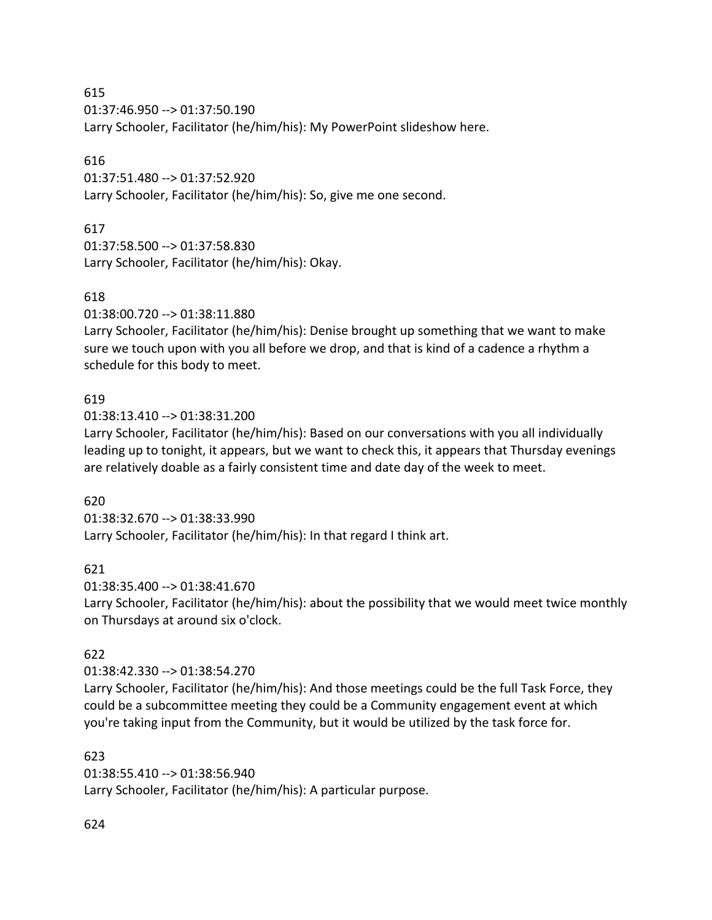615
01:37:46.950 --> 01:37:50.190
Larry Schooler, Facilitator (he/him/his): My PowerPoint slideshow here.

616
01:37:51.480 --> 01:37:52.920
Larry Schooler, Facilitator (he/him/his): So, give me one second.

617
01:37:58.500 --> 01:37:58.830
Larry Schooler, Facilitator (he/him/his): Okay.

618
01:38:00.720 --> 01:38:11.880
Larry Schooler, Facilitator (he/him/his): Denise brought up something that we want to make sure we touch upon with you all before we drop, and that is kind of a cadence a rhythm a schedule for this body to meet.

619
01:38:13.410 --> 01:38:31.200
Larry Schooler, Facilitator (he/him/his): Based on our conversations with you all individually leading up to tonight, it appears, but we want to check this, it appears that Thursday evenings are relatively doable as a fairly consistent time and date day of the week to meet.

620
01:38:32.670 --> 01:38:33.990
Larry Schooler, Facilitator (he/him/his): In that regard I think art.

621
01:38:35.400 --> 01:38:41.670
Larry Schooler, Facilitator (he/him/his): about the possibility that we would meet twice monthly on Thursdays at around six o'clock.

622
01:38:42.330 --> 01:38:54.270
Larry Schooler, Facilitator (he/him/his): And those meetings could be the full Task Force, they could be a subcommittee meeting they could be a Community engagement event at which you're taking input from the Community, but it would be utilized by the task force for.

623
01:38:55.410 --> 01:38:56.940
Larry Schooler, Facilitator (he/him/his): A particular purpose.

624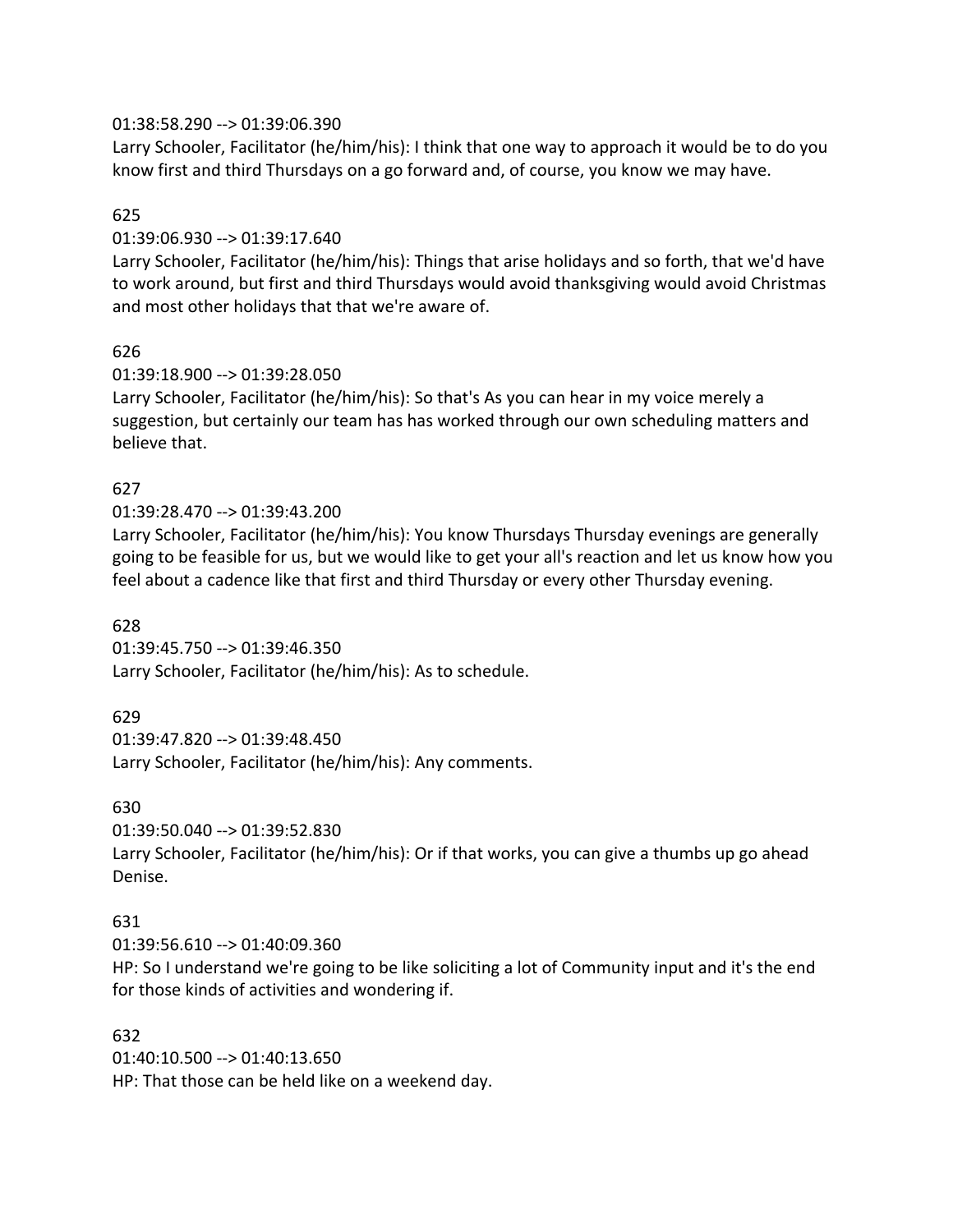01:38:58.290 --> 01:39:06.390
Larry Schooler, Facilitator (he/him/his): I think that one way to approach it would be to do you know first and third Thursdays on a go forward and, of course, you know we may have.

625
01:39:06.930 --> 01:39:17.640
Larry Schooler, Facilitator (he/him/his): Things that arise holidays and so forth, that we'd have to work around, but first and third Thursdays would avoid thanksgiving would avoid Christmas and most other holidays that that we're aware of.

626
01:39:18.900 --> 01:39:28.050
Larry Schooler, Facilitator (he/him/his): So that's As you can hear in my voice merely a suggestion, but certainly our team has has worked through our own scheduling matters and believe that.

627
01:39:28.470 --> 01:39:43.200
Larry Schooler, Facilitator (he/him/his): You know Thursdays Thursday evenings are generally going to be feasible for us, but we would like to get your all's reaction and let us know how you feel about a cadence like that first and third Thursday or every other Thursday evening.

628
01:39:45.750 --> 01:39:46.350
Larry Schooler, Facilitator (he/him/his): As to schedule.

629
01:39:47.820 --> 01:39:48.450
Larry Schooler, Facilitator (he/him/his): Any comments.

630
01:39:50.040 --> 01:39:52.830
Larry Schooler, Facilitator (he/him/his): Or if that works, you can give a thumbs up go ahead Denise.

631
01:39:56.610 --> 01:40:09.360
HP: So I understand we're going to be like soliciting a lot of Community input and it's the end for those kinds of activities and wondering if.

632
01:40:10.500 --> 01:40:13.650
HP: That those can be held like on a weekend day.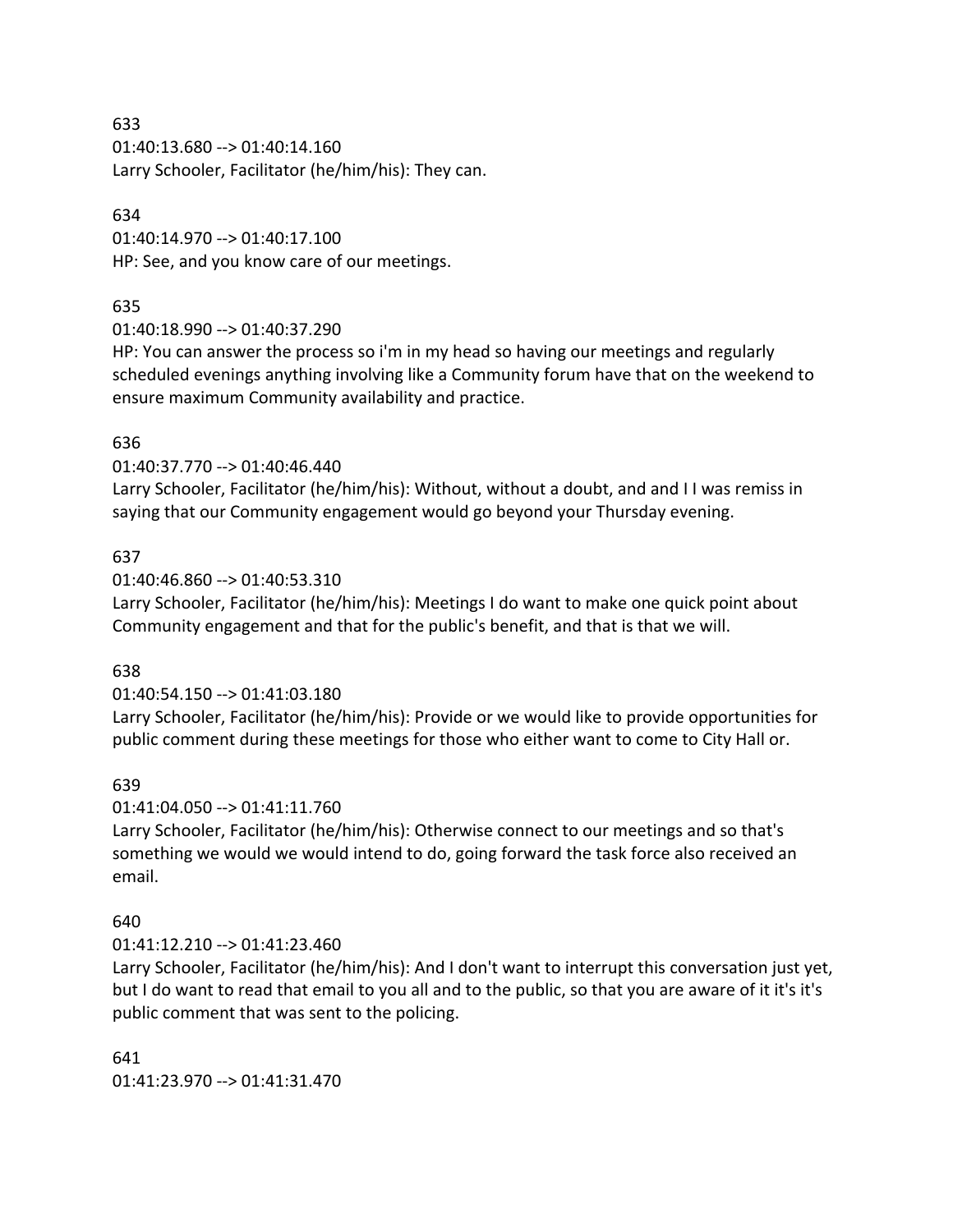633
01:40:13.680 --> 01:40:14.160
Larry Schooler, Facilitator (he/him/his): They can.

634
01:40:14.970 --> 01:40:17.100
HP: See, and you know care of our meetings.

635
01:40:18.990 --> 01:40:37.290
HP: You can answer the process so i'm in my head so having our meetings and regularly scheduled evenings anything involving like a Community forum have that on the weekend to ensure maximum Community availability and practice.

636
01:40:37.770 --> 01:40:46.440
Larry Schooler, Facilitator (he/him/his): Without, without a doubt, and and I I was remiss in saying that our Community engagement would go beyond your Thursday evening.

637
01:40:46.860 --> 01:40:53.310
Larry Schooler, Facilitator (he/him/his): Meetings I do want to make one quick point about Community engagement and that for the public's benefit, and that is that we will.

638
01:40:54.150 --> 01:41:03.180
Larry Schooler, Facilitator (he/him/his): Provide or we would like to provide opportunities for public comment during these meetings for those who either want to come to City Hall or.

639
01:41:04.050 --> 01:41:11.760
Larry Schooler, Facilitator (he/him/his): Otherwise connect to our meetings and so that's something we would we would intend to do, going forward the task force also received an email.

640
01:41:12.210 --> 01:41:23.460
Larry Schooler, Facilitator (he/him/his): And I don't want to interrupt this conversation just yet, but I do want to read that email to you all and to the public, so that you are aware of it it's it's public comment that was sent to the policing.

641
01:41:23.970 --> 01:41:31.470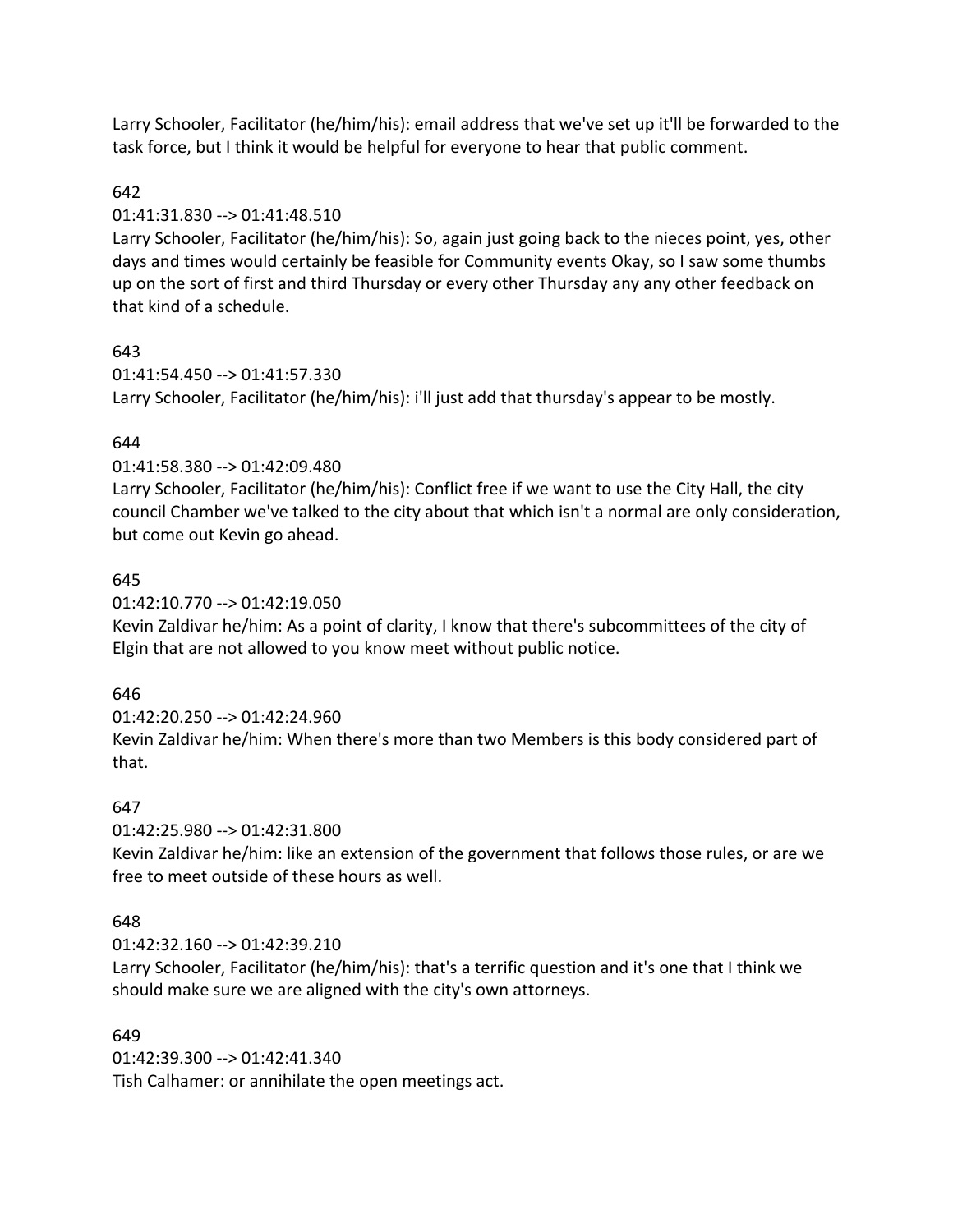Larry Schooler, Facilitator (he/him/his): email address that we've set up it'll be forwarded to the task force, but I think it would be helpful for everyone to hear that public comment.

642

01:41:31.830 --> 01:41:48.510

Larry Schooler, Facilitator (he/him/his): So, again just going back to the nieces point, yes, other days and times would certainly be feasible for Community events Okay, so I saw some thumbs up on the sort of first and third Thursday or every other Thursday any any other feedback on that kind of a schedule.

643

01:41:54.450 --> 01:41:57.330

Larry Schooler, Facilitator (he/him/his): i'll just add that thursday's appear to be mostly.

644

01:41:58.380 --> 01:42:09.480

Larry Schooler, Facilitator (he/him/his): Conflict free if we want to use the City Hall, the city council Chamber we've talked to the city about that which isn't a normal are only consideration, but come out Kevin go ahead.

645

01:42:10.770 --> 01:42:19.050

Kevin Zaldivar he/him: As a point of clarity, I know that there's subcommittees of the city of Elgin that are not allowed to you know meet without public notice.

646

01:42:20.250 --> 01:42:24.960

Kevin Zaldivar he/him: When there's more than two Members is this body considered part of that.

647

01:42:25.980 --> 01:42:31.800

Kevin Zaldivar he/him: like an extension of the government that follows those rules, or are we free to meet outside of these hours as well.

648

01:42:32.160 --> 01:42:39.210

Larry Schooler, Facilitator (he/him/his): that's a terrific question and it's one that I think we should make sure we are aligned with the city's own attorneys.

649

01:42:39.300 --> 01:42:41.340

Tish Calhamer: or annihilate the open meetings act.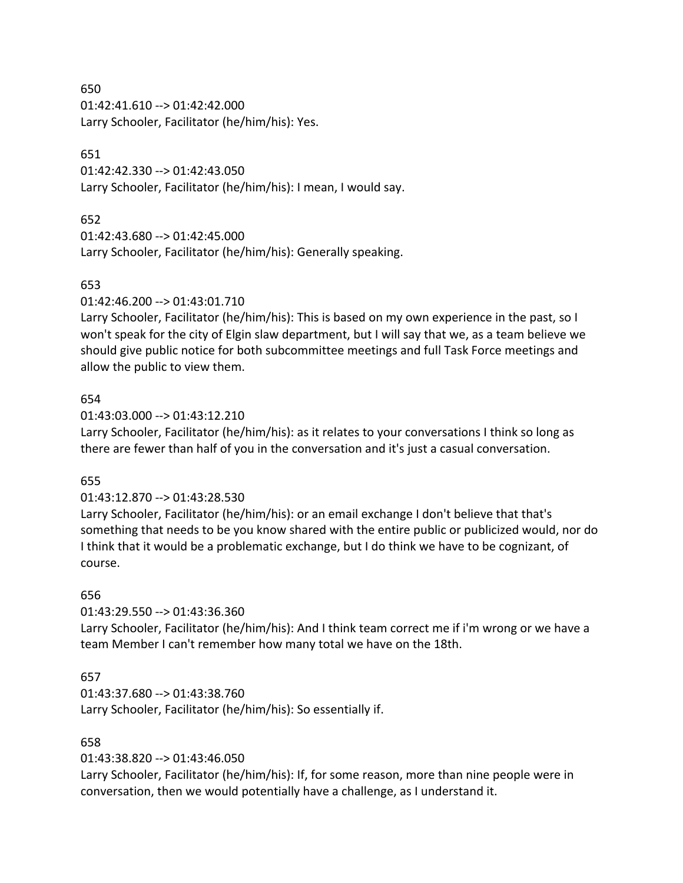650
01:42:41.610 --> 01:42:42.000
Larry Schooler, Facilitator (he/him/his): Yes.

651
01:42:42.330 --> 01:42:43.050
Larry Schooler, Facilitator (he/him/his): I mean, I would say.

652
01:42:43.680 --> 01:42:45.000
Larry Schooler, Facilitator (he/him/his): Generally speaking.

653
01:42:46.200 --> 01:43:01.710
Larry Schooler, Facilitator (he/him/his): This is based on my own experience in the past, so I won't speak for the city of Elgin slaw department, but I will say that we, as a team believe we should give public notice for both subcommittee meetings and full Task Force meetings and allow the public to view them.

654
01:43:03.000 --> 01:43:12.210
Larry Schooler, Facilitator (he/him/his): as it relates to your conversations I think so long as there are fewer than half of you in the conversation and it's just a casual conversation.

655
01:43:12.870 --> 01:43:28.530
Larry Schooler, Facilitator (he/him/his): or an email exchange I don't believe that that's something that needs to be you know shared with the entire public or publicized would, nor do I think that it would be a problematic exchange, but I do think we have to be cognizant, of course.

656
01:43:29.550 --> 01:43:36.360
Larry Schooler, Facilitator (he/him/his): And I think team correct me if i'm wrong or we have a team Member I can't remember how many total we have on the 18th.

657
01:43:37.680 --> 01:43:38.760
Larry Schooler, Facilitator (he/him/his): So essentially if.

658
01:43:38.820 --> 01:43:46.050
Larry Schooler, Facilitator (he/him/his): If, for some reason, more than nine people were in conversation, then we would potentially have a challenge, as I understand it.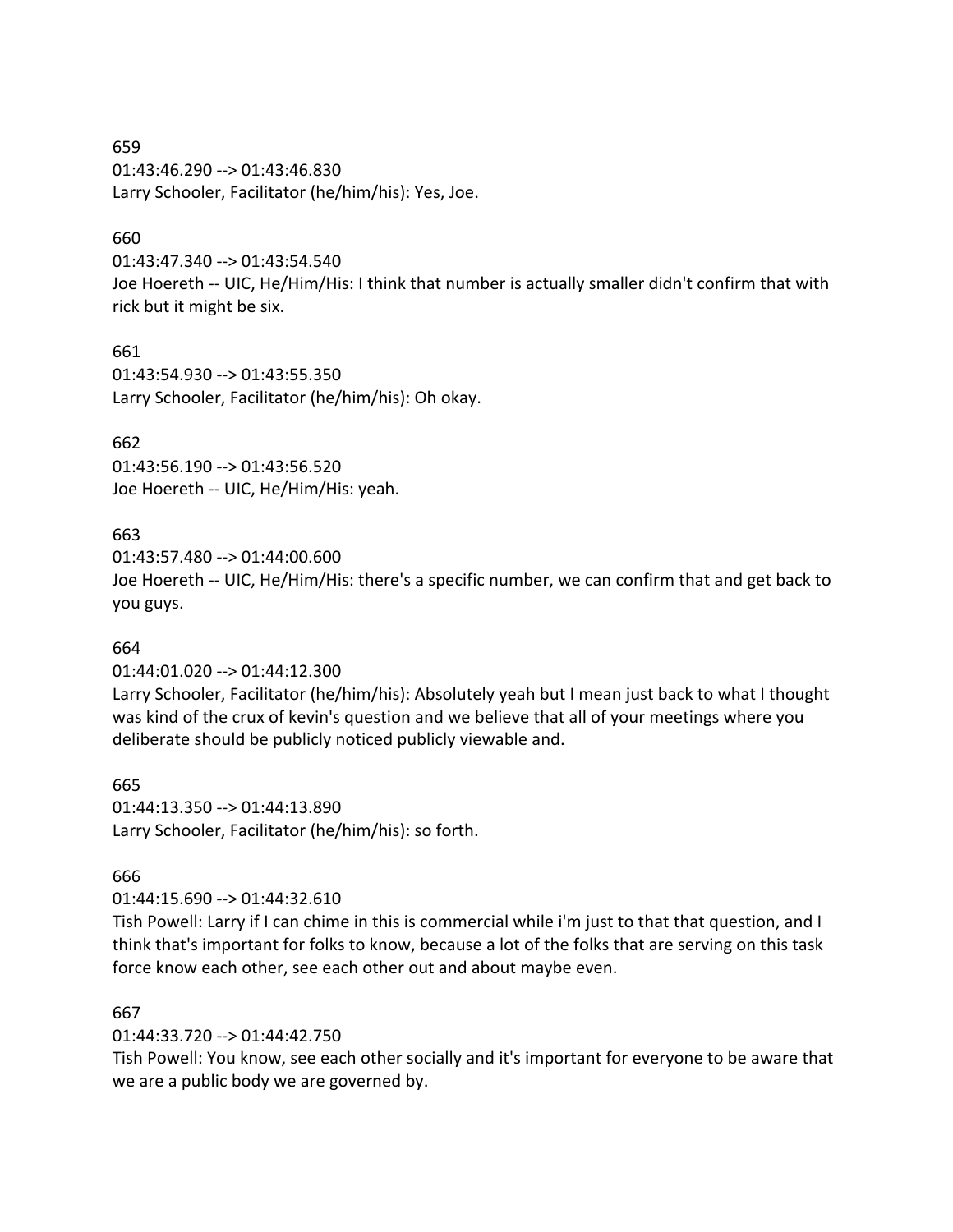659
01:43:46.290 --> 01:43:46.830
Larry Schooler, Facilitator (he/him/his): Yes, Joe.

660
01:43:47.340 --> 01:43:54.540
Joe Hoereth -- UIC, He/Him/His: I think that number is actually smaller didn't confirm that with rick but it might be six.

661
01:43:54.930 --> 01:43:55.350
Larry Schooler, Facilitator (he/him/his): Oh okay.

662
01:43:56.190 --> 01:43:56.520
Joe Hoereth -- UIC, He/Him/His: yeah.

663
01:43:57.480 --> 01:44:00.600
Joe Hoereth -- UIC, He/Him/His: there's a specific number, we can confirm that and get back to you guys.

664
01:44:01.020 --> 01:44:12.300
Larry Schooler, Facilitator (he/him/his): Absolutely yeah but I mean just back to what I thought was kind of the crux of kevin's question and we believe that all of your meetings where you deliberate should be publicly noticed publicly viewable and.

665
01:44:13.350 --> 01:44:13.890
Larry Schooler, Facilitator (he/him/his): so forth.

666
01:44:15.690 --> 01:44:32.610
Tish Powell: Larry if I can chime in this is commercial while i'm just to that that question, and I think that's important for folks to know, because a lot of the folks that are serving on this task force know each other, see each other out and about maybe even.

667
01:44:33.720 --> 01:44:42.750
Tish Powell: You know, see each other socially and it's important for everyone to be aware that we are a public body we are governed by.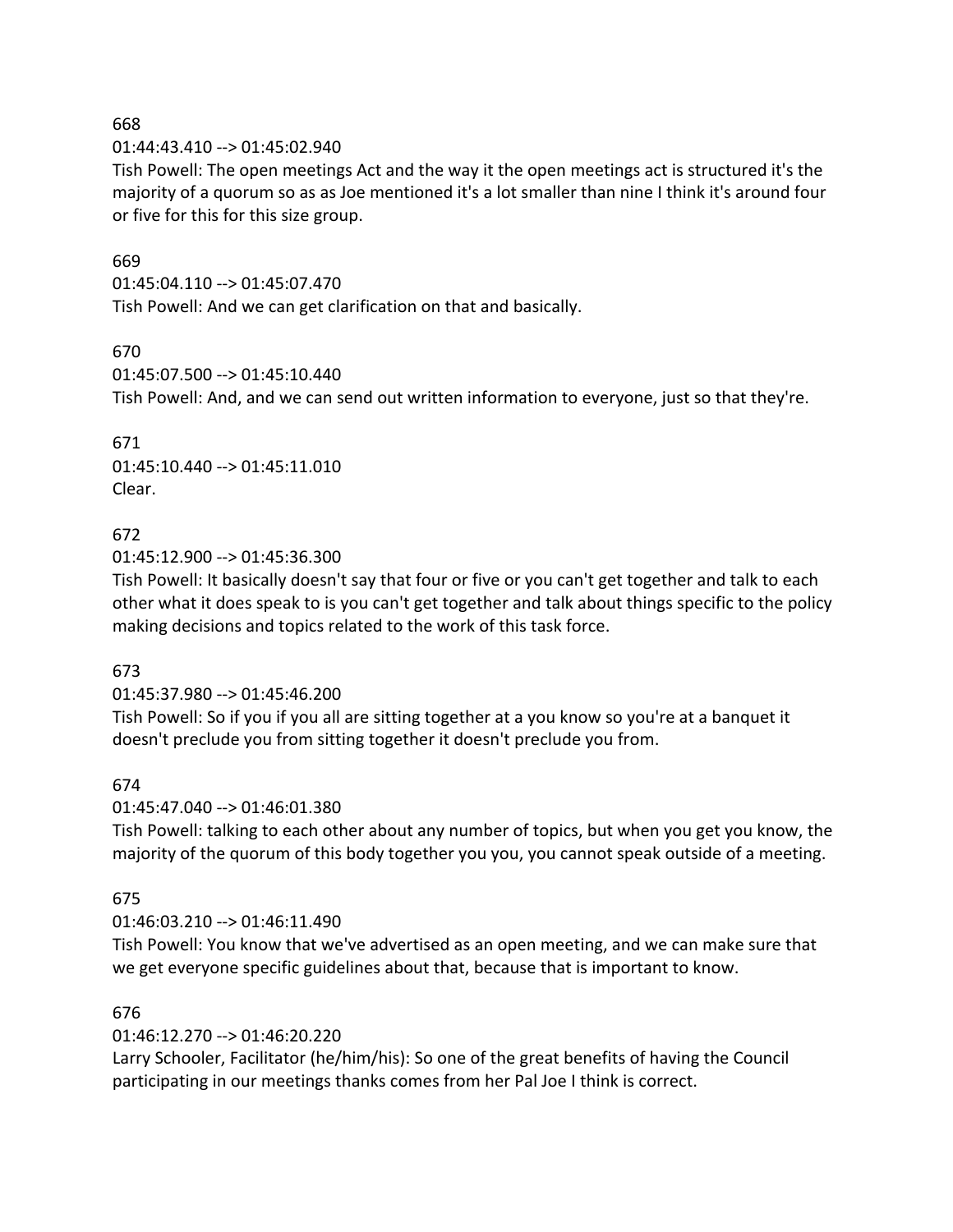668

01:44:43.410 --> 01:45:02.940

Tish Powell: The open meetings Act and the way it the open meetings act is structured it's the majority of a quorum so as as Joe mentioned it's a lot smaller than nine I think it's around four or five for this for this size group.

669

01:45:04.110 --> 01:45:07.470

Tish Powell: And we can get clarification on that and basically.

670

01:45:07.500 --> 01:45:10.440

Tish Powell: And, and we can send out written information to everyone, just so that they're.

671

01:45:10.440 --> 01:45:11.010

Clear.

672

01:45:12.900 --> 01:45:36.300

Tish Powell: It basically doesn't say that four or five or you can't get together and talk to each other what it does speak to is you can't get together and talk about things specific to the policy making decisions and topics related to the work of this task force.

673

01:45:37.980 --> 01:45:46.200

Tish Powell: So if you if you all are sitting together at a you know so you're at a banquet it doesn't preclude you from sitting together it doesn't preclude you from.

674

01:45:47.040 --> 01:46:01.380

Tish Powell: talking to each other about any number of topics, but when you get you know, the majority of the quorum of this body together you you, you cannot speak outside of a meeting.

675

01:46:03.210 --> 01:46:11.490

Tish Powell: You know that we've advertised as an open meeting, and we can make sure that we get everyone specific guidelines about that, because that is important to know.

676

01:46:12.270 --> 01:46:20.220

Larry Schooler, Facilitator (he/him/his): So one of the great benefits of having the Council participating in our meetings thanks comes from her Pal Joe I think is correct.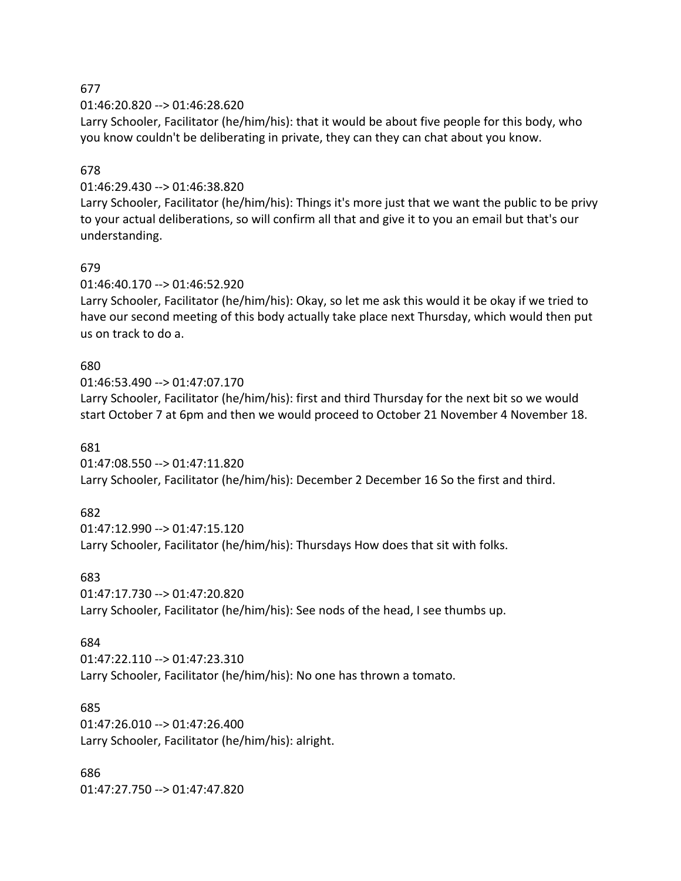677
01:46:20.820 --> 01:46:28.620
Larry Schooler, Facilitator (he/him/his): that it would be about five people for this body, who you know couldn't be deliberating in private, they can they can chat about you know.

678
01:46:29.430 --> 01:46:38.820
Larry Schooler, Facilitator (he/him/his): Things it's more just that we want the public to be privy to your actual deliberations, so will confirm all that and give it to you an email but that's our understanding.

679
01:46:40.170 --> 01:46:52.920
Larry Schooler, Facilitator (he/him/his): Okay, so let me ask this would it be okay if we tried to have our second meeting of this body actually take place next Thursday, which would then put us on track to do a.

680
01:46:53.490 --> 01:47:07.170
Larry Schooler, Facilitator (he/him/his): first and third Thursday for the next bit so we would start October 7 at 6pm and then we would proceed to October 21 November 4 November 18.

681
01:47:08.550 --> 01:47:11.820
Larry Schooler, Facilitator (he/him/his): December 2 December 16 So the first and third.

682
01:47:12.990 --> 01:47:15.120
Larry Schooler, Facilitator (he/him/his): Thursdays How does that sit with folks.

683
01:47:17.730 --> 01:47:20.820
Larry Schooler, Facilitator (he/him/his): See nods of the head, I see thumbs up.

684
01:47:22.110 --> 01:47:23.310
Larry Schooler, Facilitator (he/him/his): No one has thrown a tomato.

685
01:47:26.010 --> 01:47:26.400
Larry Schooler, Facilitator (he/him/his): alright.

686
01:47:27.750 --> 01:47:47.820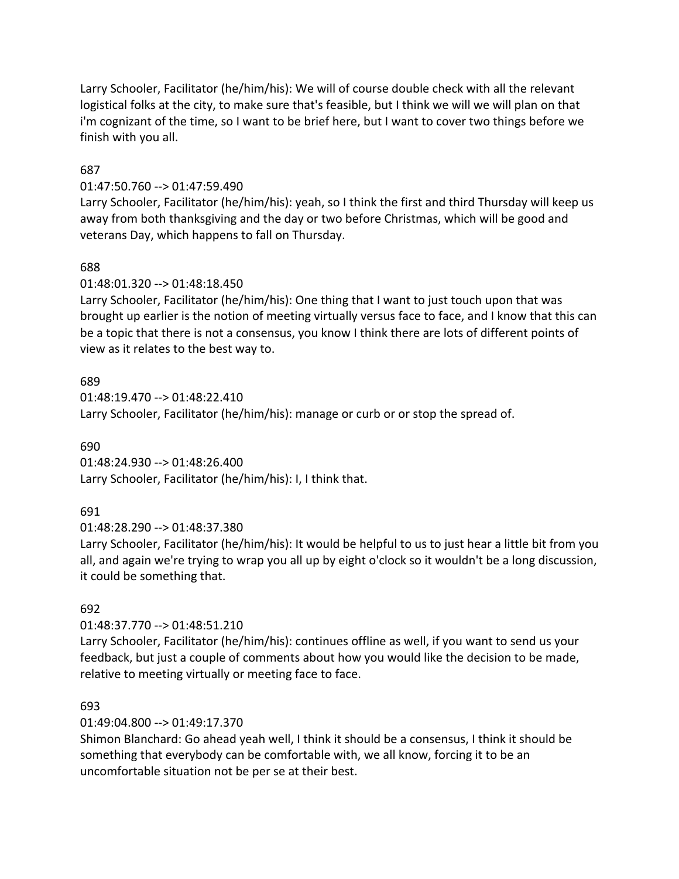Larry Schooler, Facilitator (he/him/his): We will of course double check with all the relevant logistical folks at the city, to make sure that's feasible, but I think we will we will plan on that i'm cognizant of the time, so I want to be brief here, but I want to cover two things before we finish with you all.

687

01:47:50.760 --> 01:47:59.490

Larry Schooler, Facilitator (he/him/his): yeah, so I think the first and third Thursday will keep us away from both thanksgiving and the day or two before Christmas, which will be good and veterans Day, which happens to fall on Thursday.

688

01:48:01.320 --> 01:48:18.450

Larry Schooler, Facilitator (he/him/his): One thing that I want to just touch upon that was brought up earlier is the notion of meeting virtually versus face to face, and I know that this can be a topic that there is not a consensus, you know I think there are lots of different points of view as it relates to the best way to.

689

01:48:19.470 --> 01:48:22.410

Larry Schooler, Facilitator (he/him/his): manage or curb or or stop the spread of.

690

01:48:24.930 --> 01:48:26.400

Larry Schooler, Facilitator (he/him/his): I, I think that.

691

01:48:28.290 --> 01:48:37.380

Larry Schooler, Facilitator (he/him/his): It would be helpful to us to just hear a little bit from you all, and again we're trying to wrap you all up by eight o'clock so it wouldn't be a long discussion, it could be something that.

692

01:48:37.770 --> 01:48:51.210

Larry Schooler, Facilitator (he/him/his): continues offline as well, if you want to send us your feedback, but just a couple of comments about how you would like the decision to be made, relative to meeting virtually or meeting face to face.

693

01:49:04.800 --> 01:49:17.370

Shimon Blanchard: Go ahead yeah well, I think it should be a consensus, I think it should be something that everybody can be comfortable with, we all know, forcing it to be an uncomfortable situation not be per se at their best.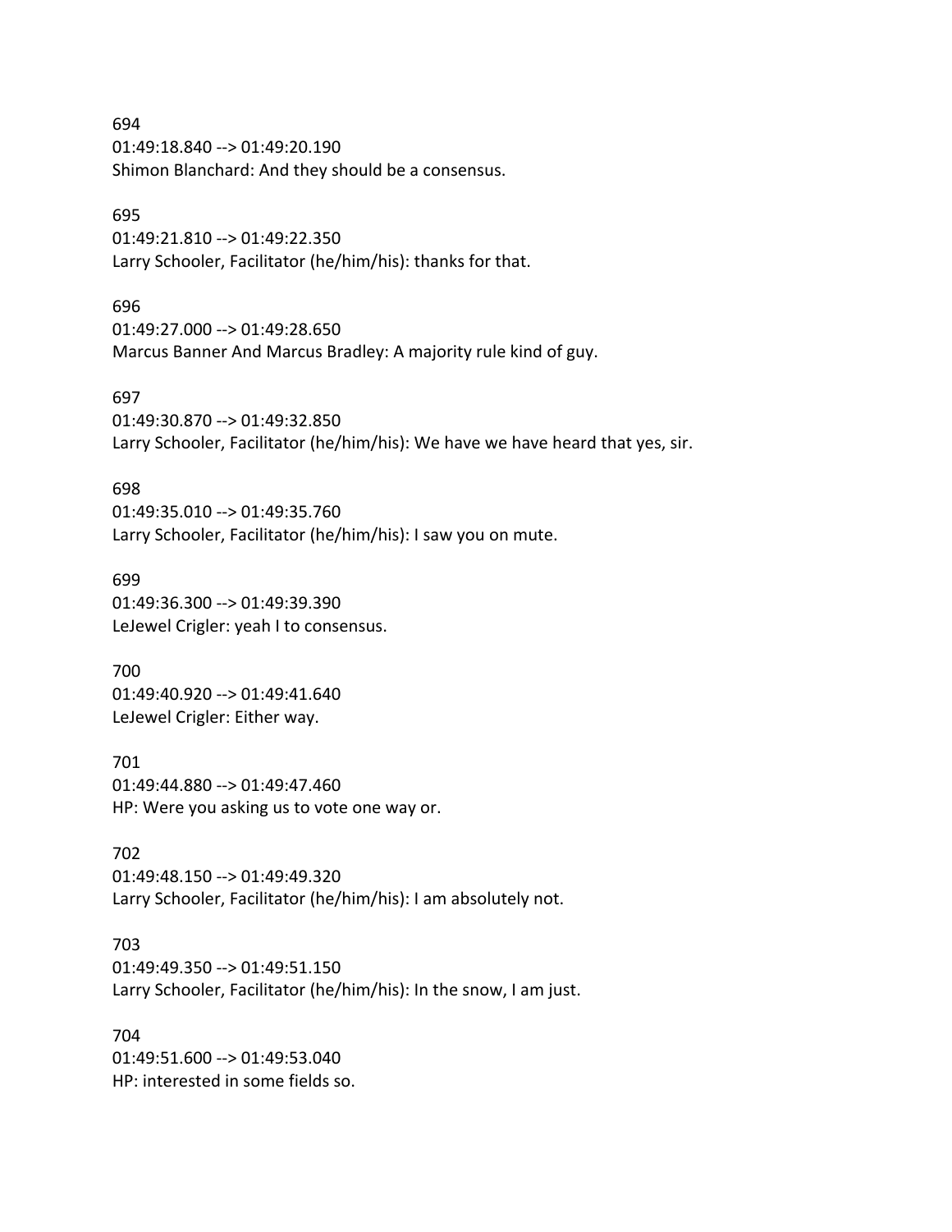694
01:49:18.840 --> 01:49:20.190
Shimon Blanchard: And they should be a consensus.

695
01:49:21.810 --> 01:49:22.350
Larry Schooler, Facilitator (he/him/his): thanks for that.

696
01:49:27.000 --> 01:49:28.650
Marcus Banner And Marcus Bradley: A majority rule kind of guy.

697
01:49:30.870 --> 01:49:32.850
Larry Schooler, Facilitator (he/him/his): We have we have heard that yes, sir.

698
01:49:35.010 --> 01:49:35.760
Larry Schooler, Facilitator (he/him/his): I saw you on mute.

699
01:49:36.300 --> 01:49:39.390
LeJewel Crigler: yeah I to consensus.

700
01:49:40.920 --> 01:49:41.640
LeJewel Crigler: Either way.

701
01:49:44.880 --> 01:49:47.460
HP: Were you asking us to vote one way or.

702
01:49:48.150 --> 01:49:49.320
Larry Schooler, Facilitator (he/him/his): I am absolutely not.

703
01:49:49.350 --> 01:49:51.150
Larry Schooler, Facilitator (he/him/his): In the snow, I am just.

704
01:49:51.600 --> 01:49:53.040
HP: interested in some fields so.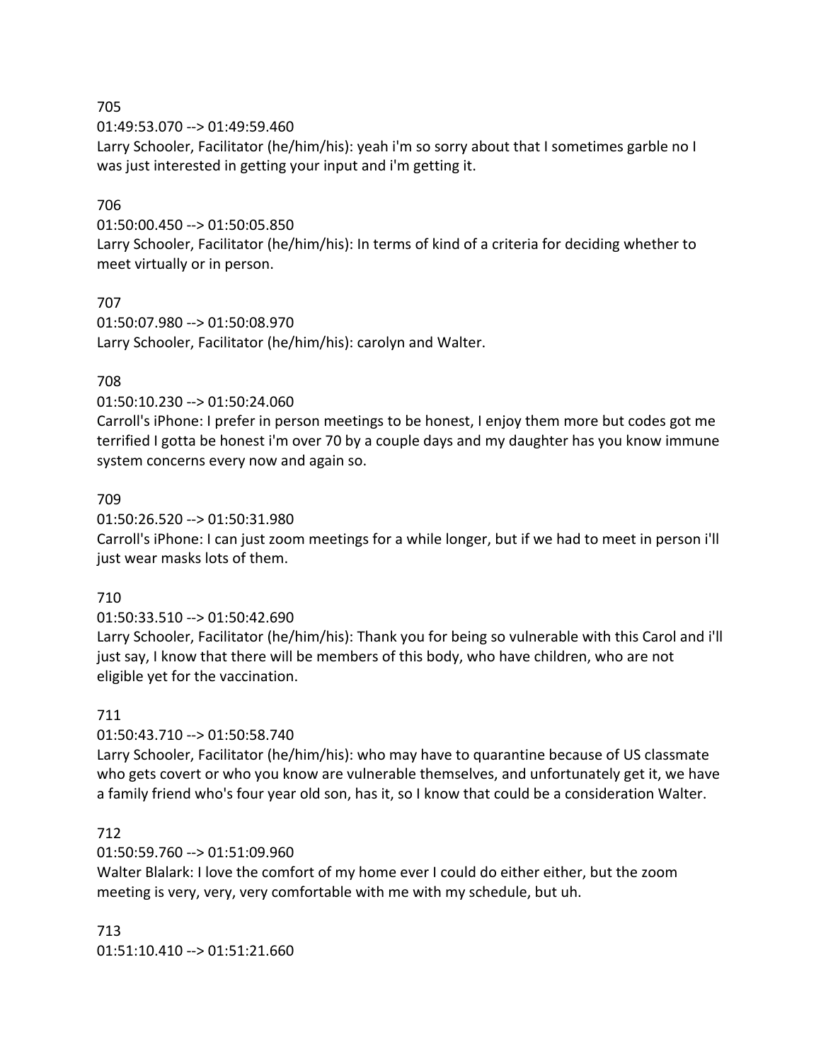705
01:49:53.070 --> 01:49:59.460
Larry Schooler, Facilitator (he/him/his): yeah i'm so sorry about that I sometimes garble no I was just interested in getting your input and i'm getting it.

706
01:50:00.450 --> 01:50:05.850
Larry Schooler, Facilitator (he/him/his): In terms of kind of a criteria for deciding whether to meet virtually or in person.

707
01:50:07.980 --> 01:50:08.970
Larry Schooler, Facilitator (he/him/his): carolyn and Walter.

708
01:50:10.230 --> 01:50:24.060
Carroll's iPhone: I prefer in person meetings to be honest, I enjoy them more but codes got me terrified I gotta be honest i'm over 70 by a couple days and my daughter has you know immune system concerns every now and again so.

709
01:50:26.520 --> 01:50:31.980
Carroll's iPhone: I can just zoom meetings for a while longer, but if we had to meet in person i'll just wear masks lots of them.

710
01:50:33.510 --> 01:50:42.690
Larry Schooler, Facilitator (he/him/his): Thank you for being so vulnerable with this Carol and i'll just say, I know that there will be members of this body, who have children, who are not eligible yet for the vaccination.

711
01:50:43.710 --> 01:50:58.740
Larry Schooler, Facilitator (he/him/his): who may have to quarantine because of US classmate who gets covert or who you know are vulnerable themselves, and unfortunately get it, we have a family friend who's four year old son, has it, so I know that could be a consideration Walter.

712
01:50:59.760 --> 01:51:09.960
Walter Blalark: I love the comfort of my home ever I could do either either, but the zoom meeting is very, very, very comfortable with me with my schedule, but uh.

713
01:51:10.410 --> 01:51:21.660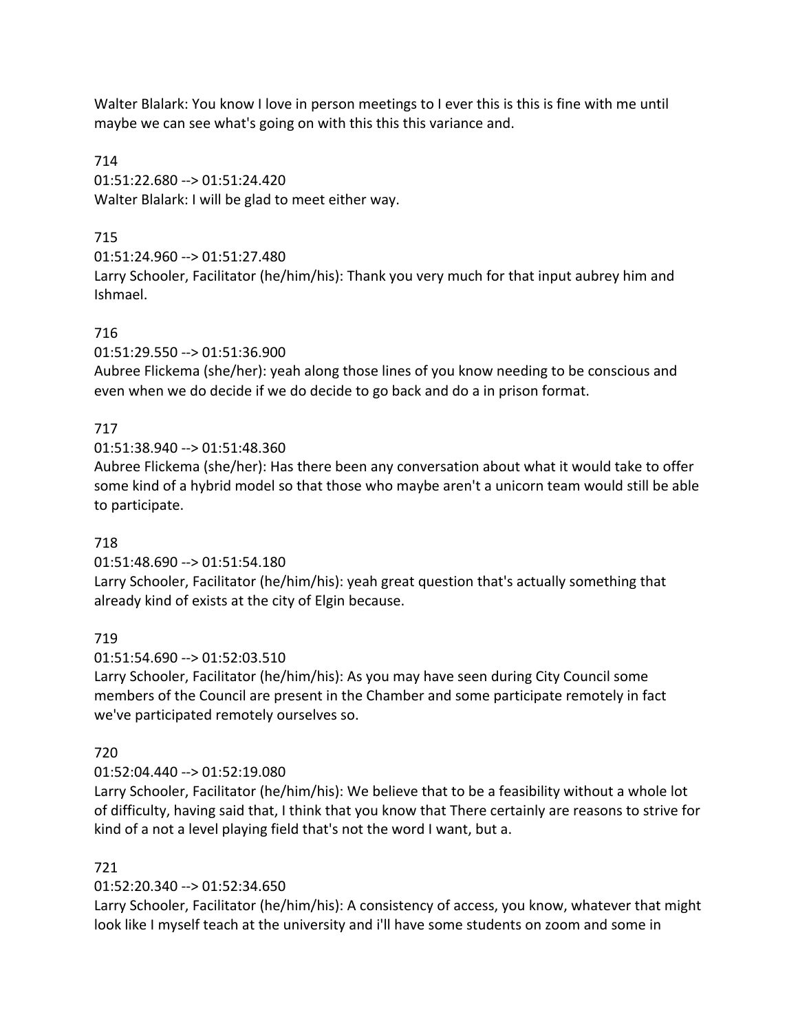Walter Blalark: You know I love in person meetings to I ever this is this is fine with me until maybe we can see what's going on with this this this variance and.

714
01:51:22.680 --> 01:51:24.420
Walter Blalark: I will be glad to meet either way.

715
01:51:24.960 --> 01:51:27.480
Larry Schooler, Facilitator (he/him/his): Thank you very much for that input aubrey him and Ishmael.

716
01:51:29.550 --> 01:51:36.900
Aubree Flickema (she/her): yeah along those lines of you know needing to be conscious and even when we do decide if we do decide to go back and do a in prison format.

717
01:51:38.940 --> 01:51:48.360
Aubree Flickema (she/her): Has there been any conversation about what it would take to offer some kind of a hybrid model so that those who maybe aren't a unicorn team would still be able to participate.

718
01:51:48.690 --> 01:51:54.180
Larry Schooler, Facilitator (he/him/his): yeah great question that's actually something that already kind of exists at the city of Elgin because.

719
01:51:54.690 --> 01:52:03.510
Larry Schooler, Facilitator (he/him/his): As you may have seen during City Council some members of the Council are present in the Chamber and some participate remotely in fact we've participated remotely ourselves so.

720
01:52:04.440 --> 01:52:19.080
Larry Schooler, Facilitator (he/him/his): We believe that to be a feasibility without a whole lot of difficulty, having said that, I think that you know that There certainly are reasons to strive for kind of a not a level playing field that's not the word I want, but a.

721
01:52:20.340 --> 01:52:34.650
Larry Schooler, Facilitator (he/him/his): A consistency of access, you know, whatever that might look like I myself teach at the university and i'll have some students on zoom and some in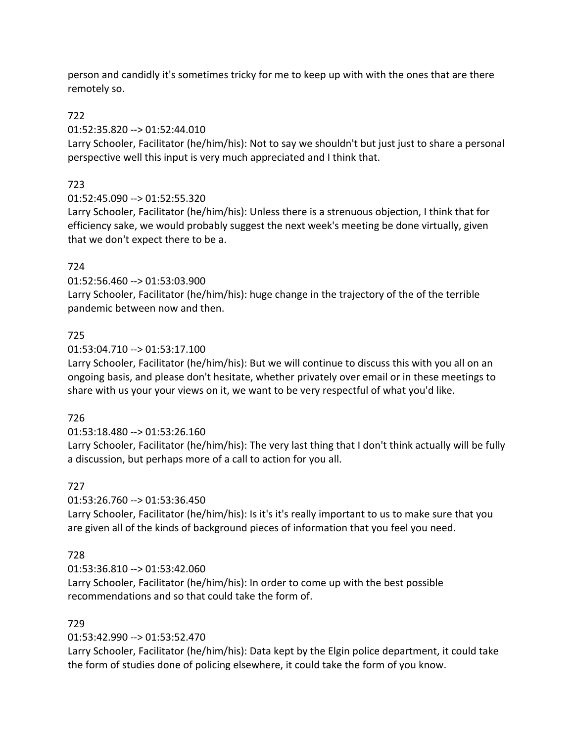person and candidly it's sometimes tricky for me to keep up with with the ones that are there remotely so.

722

01:52:35.820 --> 01:52:44.010

Larry Schooler, Facilitator (he/him/his): Not to say we shouldn't but just just to share a personal perspective well this input is very much appreciated and I think that.

723

01:52:45.090 --> 01:52:55.320

Larry Schooler, Facilitator (he/him/his): Unless there is a strenuous objection, I think that for efficiency sake, we would probably suggest the next week's meeting be done virtually, given that we don't expect there to be a.

724

01:52:56.460 --> 01:53:03.900

Larry Schooler, Facilitator (he/him/his): huge change in the trajectory of the of the terrible pandemic between now and then.

725

01:53:04.710 --> 01:53:17.100

Larry Schooler, Facilitator (he/him/his): But we will continue to discuss this with you all on an ongoing basis, and please don't hesitate, whether privately over email or in these meetings to share with us your your views on it, we want to be very respectful of what you'd like.

726

01:53:18.480 --> 01:53:26.160

Larry Schooler, Facilitator (he/him/his): The very last thing that I don't think actually will be fully a discussion, but perhaps more of a call to action for you all.

727

01:53:26.760 --> 01:53:36.450

Larry Schooler, Facilitator (he/him/his): Is it's it's really important to us to make sure that you are given all of the kinds of background pieces of information that you feel you need.

728

01:53:36.810 --> 01:53:42.060

Larry Schooler, Facilitator (he/him/his): In order to come up with the best possible recommendations and so that could take the form of.

729

01:53:42.990 --> 01:53:52.470

Larry Schooler, Facilitator (he/him/his): Data kept by the Elgin police department, it could take the form of studies done of policing elsewhere, it could take the form of you know.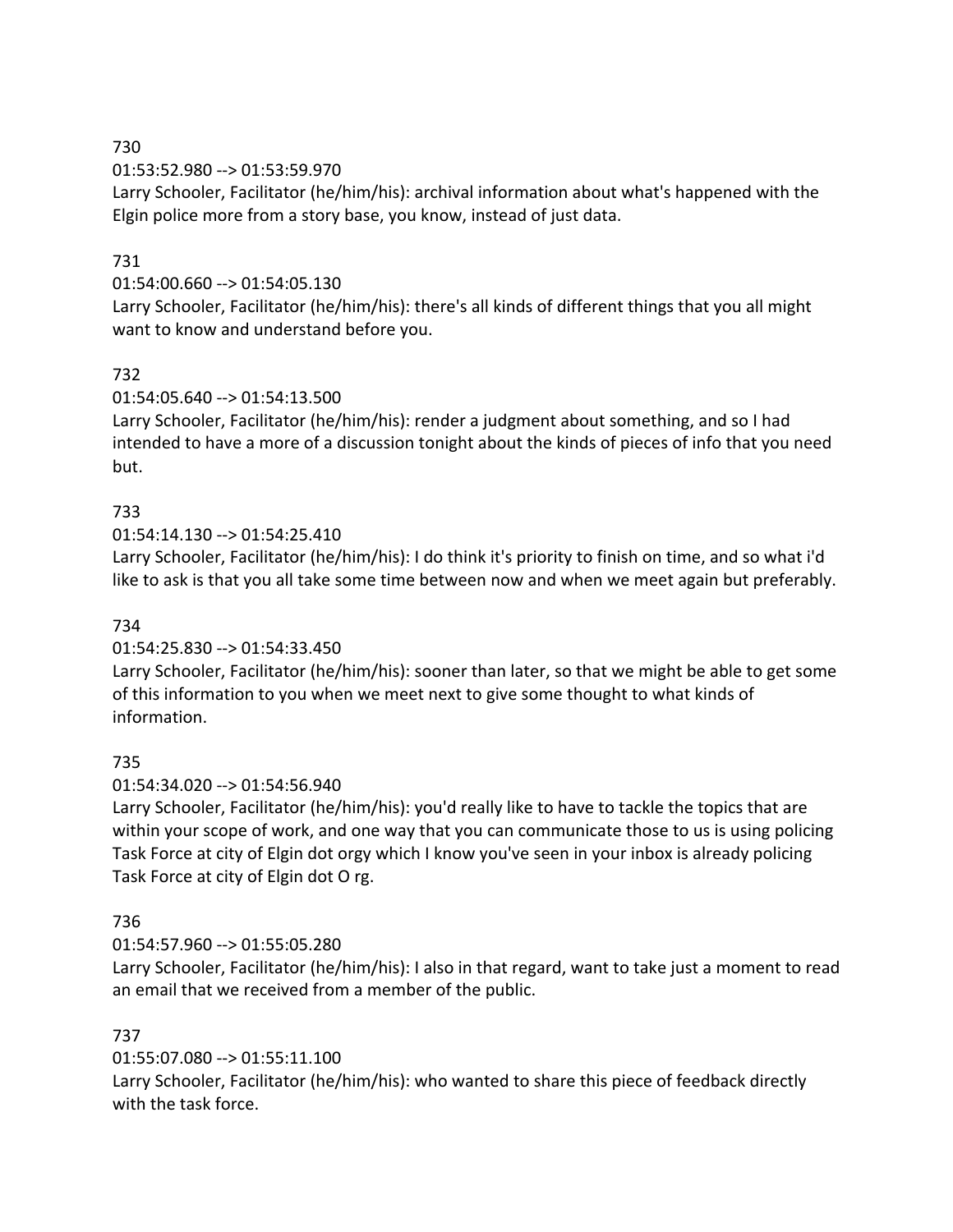730

01:53:52.980 --> 01:53:59.970

Larry Schooler, Facilitator (he/him/his): archival information about what's happened with the Elgin police more from a story base, you know, instead of just data.

731

01:54:00.660 --> 01:54:05.130

Larry Schooler, Facilitator (he/him/his): there's all kinds of different things that you all might want to know and understand before you.

732

01:54:05.640 --> 01:54:13.500

Larry Schooler, Facilitator (he/him/his): render a judgment about something, and so I had intended to have a more of a discussion tonight about the kinds of pieces of info that you need but.

733

01:54:14.130 --> 01:54:25.410

Larry Schooler, Facilitator (he/him/his): I do think it's priority to finish on time, and so what i'd like to ask is that you all take some time between now and when we meet again but preferably.

734

01:54:25.830 --> 01:54:33.450

Larry Schooler, Facilitator (he/him/his): sooner than later, so that we might be able to get some of this information to you when we meet next to give some thought to what kinds of information.

735

01:54:34.020 --> 01:54:56.940

Larry Schooler, Facilitator (he/him/his): you'd really like to have to tackle the topics that are within your scope of work, and one way that you can communicate those to us is using policing Task Force at city of Elgin dot orgy which I know you've seen in your inbox is already policing Task Force at city of Elgin dot O rg.

736

01:54:57.960 --> 01:55:05.280

Larry Schooler, Facilitator (he/him/his): I also in that regard, want to take just a moment to read an email that we received from a member of the public.

737

01:55:07.080 --> 01:55:11.100

Larry Schooler, Facilitator (he/him/his): who wanted to share this piece of feedback directly with the task force.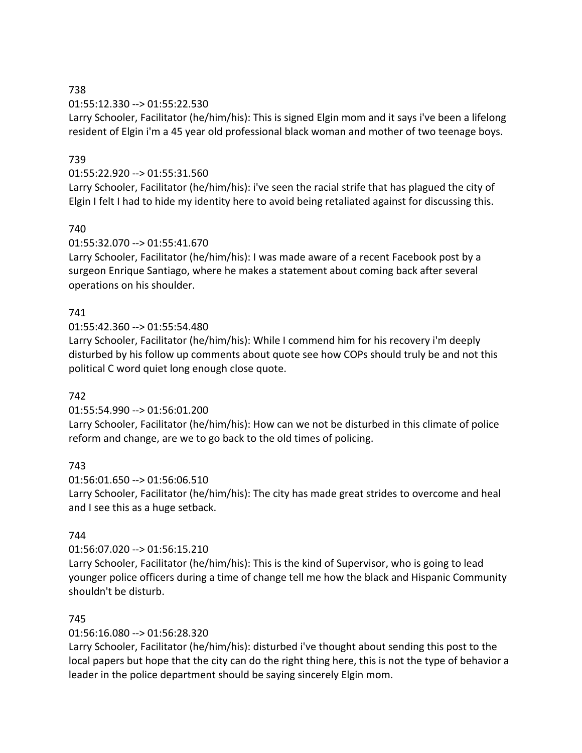738

01:55:12.330 --> 01:55:22.530

Larry Schooler, Facilitator (he/him/his): This is signed Elgin mom and it says i've been a lifelong resident of Elgin i'm a 45 year old professional black woman and mother of two teenage boys.

739

01:55:22.920 --> 01:55:31.560

Larry Schooler, Facilitator (he/him/his): i've seen the racial strife that has plagued the city of Elgin I felt I had to hide my identity here to avoid being retaliated against for discussing this.

740

01:55:32.070 --> 01:55:41.670

Larry Schooler, Facilitator (he/him/his): I was made aware of a recent Facebook post by a surgeon Enrique Santiago, where he makes a statement about coming back after several operations on his shoulder.

741

01:55:42.360 --> 01:55:54.480

Larry Schooler, Facilitator (he/him/his): While I commend him for his recovery i'm deeply disturbed by his follow up comments about quote see how COPs should truly be and not this political C word quiet long enough close quote.

742

01:55:54.990 --> 01:56:01.200

Larry Schooler, Facilitator (he/him/his): How can we not be disturbed in this climate of police reform and change, are we to go back to the old times of policing.

743

01:56:01.650 --> 01:56:06.510

Larry Schooler, Facilitator (he/him/his): The city has made great strides to overcome and heal and I see this as a huge setback.

744

01:56:07.020 --> 01:56:15.210

Larry Schooler, Facilitator (he/him/his): This is the kind of Supervisor, who is going to lead younger police officers during a time of change tell me how the black and Hispanic Community shouldn't be disturb.

745

01:56:16.080 --> 01:56:28.320

Larry Schooler, Facilitator (he/him/his): disturbed i've thought about sending this post to the local papers but hope that the city can do the right thing here, this is not the type of behavior a leader in the police department should be saying sincerely Elgin mom.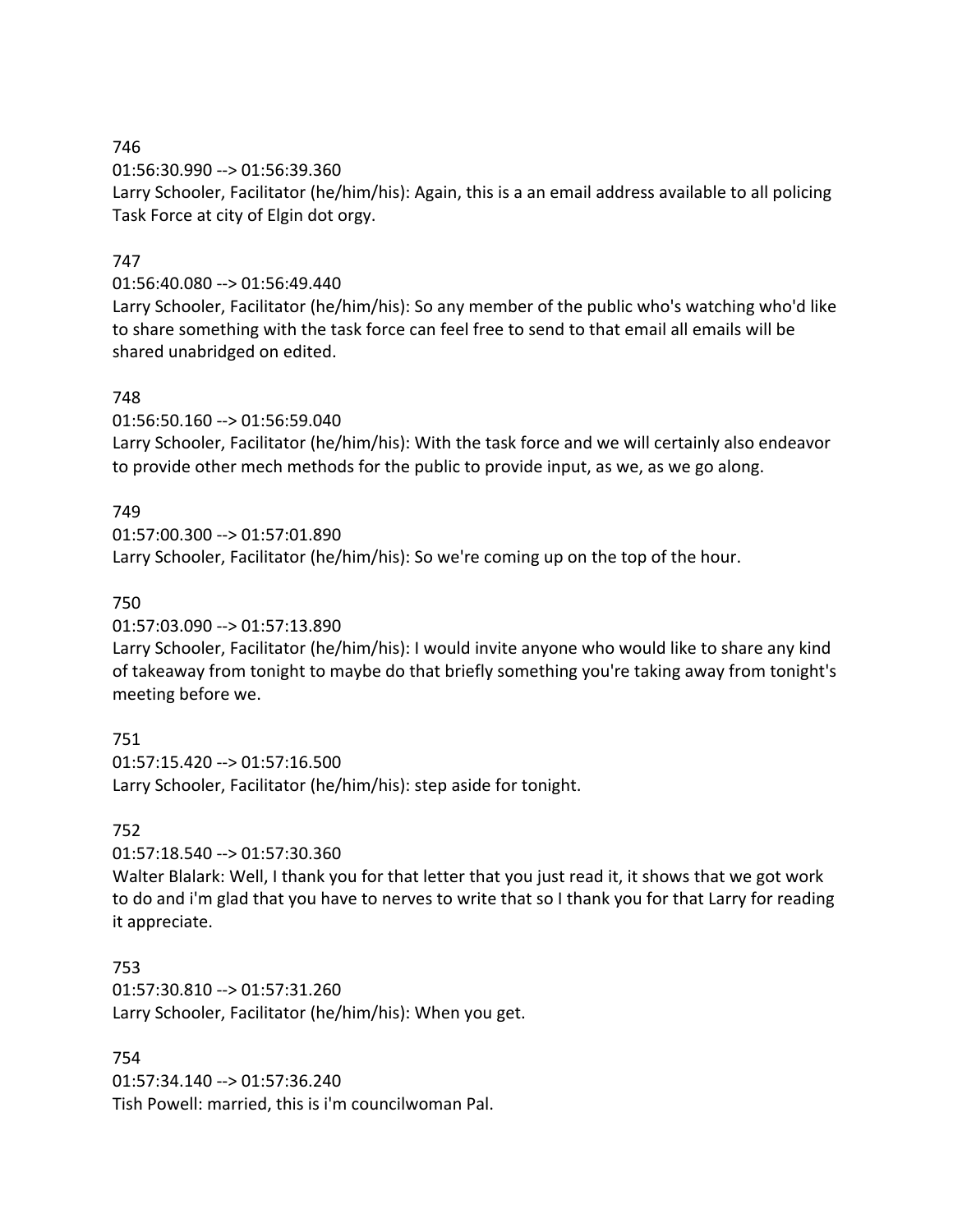746
01:56:30.990 --> 01:56:39.360
Larry Schooler, Facilitator (he/him/his): Again, this is a an email address available to all policing Task Force at city of Elgin dot orgy.

747
01:56:40.080 --> 01:56:49.440
Larry Schooler, Facilitator (he/him/his): So any member of the public who's watching who'd like to share something with the task force can feel free to send to that email all emails will be shared unabridged on edited.

748
01:56:50.160 --> 01:56:59.040
Larry Schooler, Facilitator (he/him/his): With the task force and we will certainly also endeavor to provide other mech methods for the public to provide input, as we, as we go along.

749
01:57:00.300 --> 01:57:01.890
Larry Schooler, Facilitator (he/him/his): So we're coming up on the top of the hour.

750
01:57:03.090 --> 01:57:13.890
Larry Schooler, Facilitator (he/him/his): I would invite anyone who would like to share any kind of takeaway from tonight to maybe do that briefly something you're taking away from tonight's meeting before we.

751
01:57:15.420 --> 01:57:16.500
Larry Schooler, Facilitator (he/him/his): step aside for tonight.

752
01:57:18.540 --> 01:57:30.360
Walter Blalark: Well, I thank you for that letter that you just read it, it shows that we got work to do and i'm glad that you have to nerves to write that so I thank you for that Larry for reading it appreciate.

753
01:57:30.810 --> 01:57:31.260
Larry Schooler, Facilitator (he/him/his): When you get.

754
01:57:34.140 --> 01:57:36.240
Tish Powell: married, this is i'm councilwoman Pal.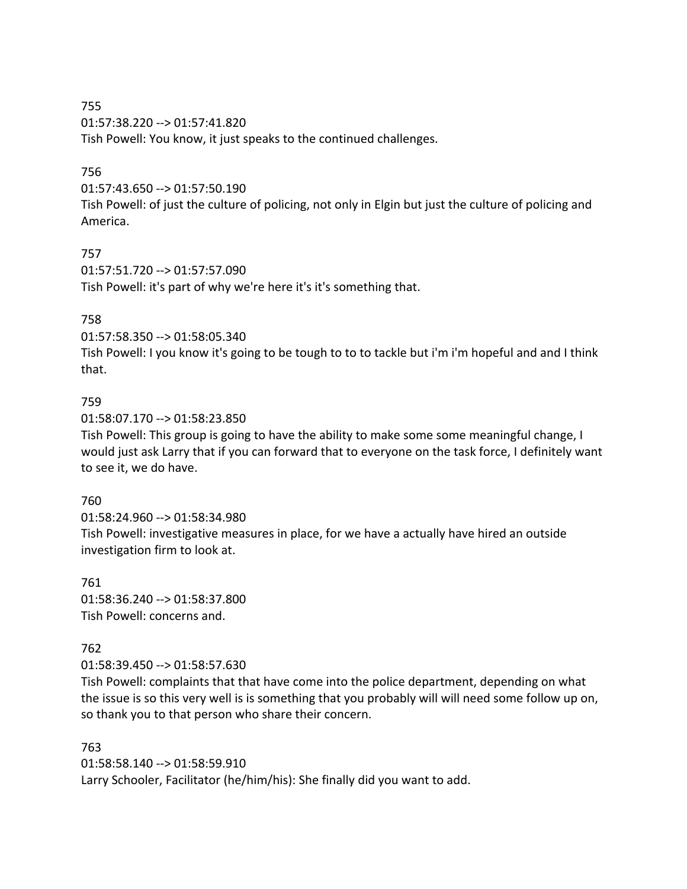755

01:57:38.220 --> 01:57:41.820

Tish Powell: You know, it just speaks to the continued challenges.

756

01:57:43.650 --> 01:57:50.190

Tish Powell: of just the culture of policing, not only in Elgin but just the culture of policing and America.

757

01:57:51.720 --> 01:57:57.090

Tish Powell: it's part of why we're here it's it's something that.

758

01:57:58.350 --> 01:58:05.340

Tish Powell: I you know it's going to be tough to to to tackle but i'm i'm hopeful and and I think that.

759

01:58:07.170 --> 01:58:23.850

Tish Powell: This group is going to have the ability to make some some meaningful change, I would just ask Larry that if you can forward that to everyone on the task force, I definitely want to see it, we do have.

760

01:58:24.960 --> 01:58:34.980

Tish Powell: investigative measures in place, for we have a actually have hired an outside investigation firm to look at.

761

01:58:36.240 --> 01:58:37.800

Tish Powell: concerns and.

762

01:58:39.450 --> 01:58:57.630

Tish Powell: complaints that that have come into the police department, depending on what the issue is so this very well is is something that you probably will will need some follow up on, so thank you to that person who share their concern.

763

01:58:58.140 --> 01:58:59.910

Larry Schooler, Facilitator (he/him/his): She finally did you want to add.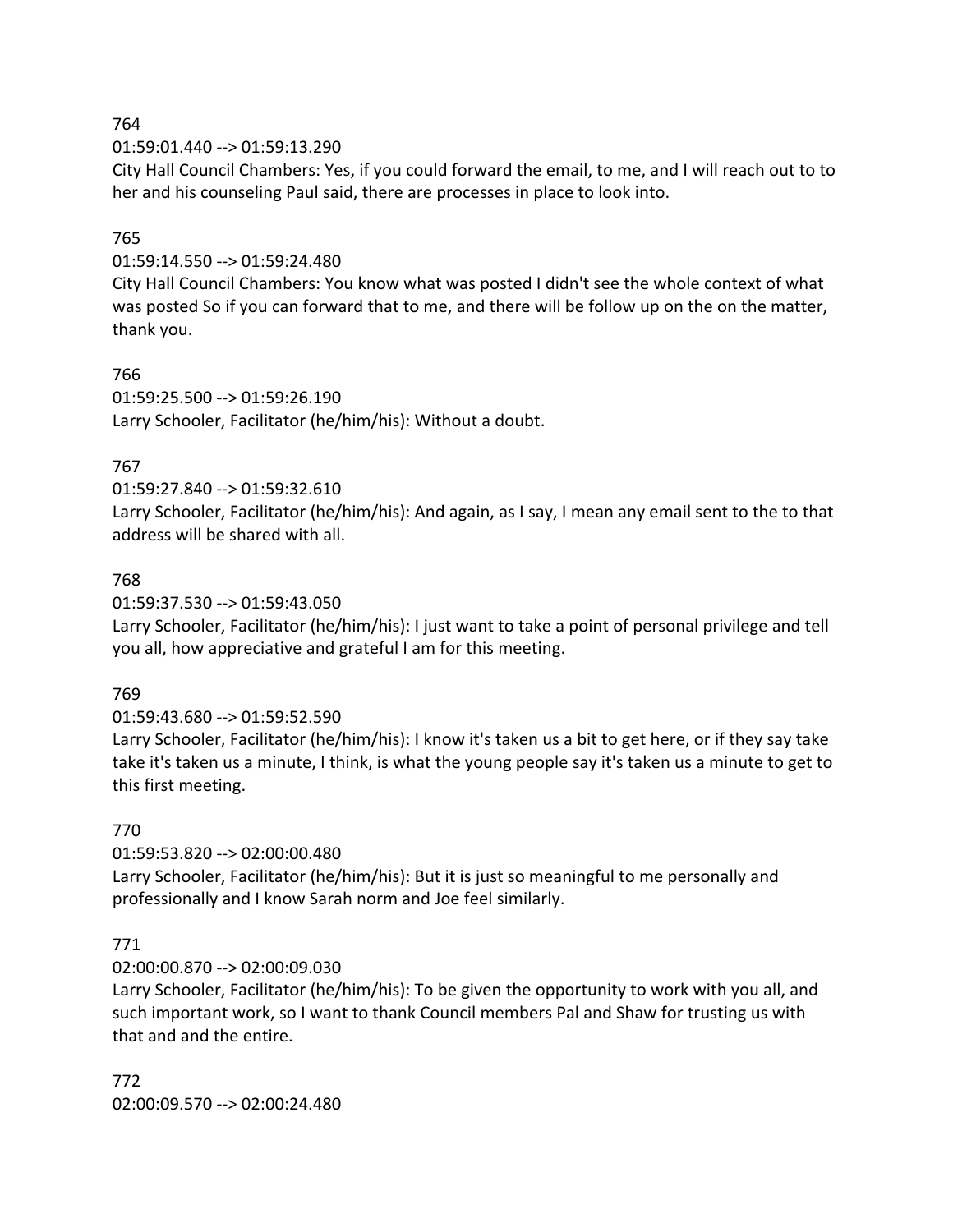764

01:59:01.440 --> 01:59:13.290

City Hall Council Chambers: Yes, if you could forward the email, to me, and I will reach out to to her and his counseling Paul said, there are processes in place to look into.

765

01:59:14.550 --> 01:59:24.480

City Hall Council Chambers: You know what was posted I didn't see the whole context of what was posted So if you can forward that to me, and there will be follow up on the on the matter, thank you.

766

01:59:25.500 --> 01:59:26.190

Larry Schooler, Facilitator (he/him/his): Without a doubt.

767

01:59:27.840 --> 01:59:32.610

Larry Schooler, Facilitator (he/him/his): And again, as I say, I mean any email sent to the to that address will be shared with all.

768

01:59:37.530 --> 01:59:43.050

Larry Schooler, Facilitator (he/him/his): I just want to take a point of personal privilege and tell you all, how appreciative and grateful I am for this meeting.

769

01:59:43.680 --> 01:59:52.590

Larry Schooler, Facilitator (he/him/his): I know it's taken us a bit to get here, or if they say take take it's taken us a minute, I think, is what the young people say it's taken us a minute to get to this first meeting.

770

01:59:53.820 --> 02:00:00.480

Larry Schooler, Facilitator (he/him/his): But it is just so meaningful to me personally and professionally and I know Sarah norm and Joe feel similarly.

771

02:00:00.870 --> 02:00:09.030

Larry Schooler, Facilitator (he/him/his): To be given the opportunity to work with you all, and such important work, so I want to thank Council members Pal and Shaw for trusting us with that and and the entire.

772

02:00:09.570 --> 02:00:24.480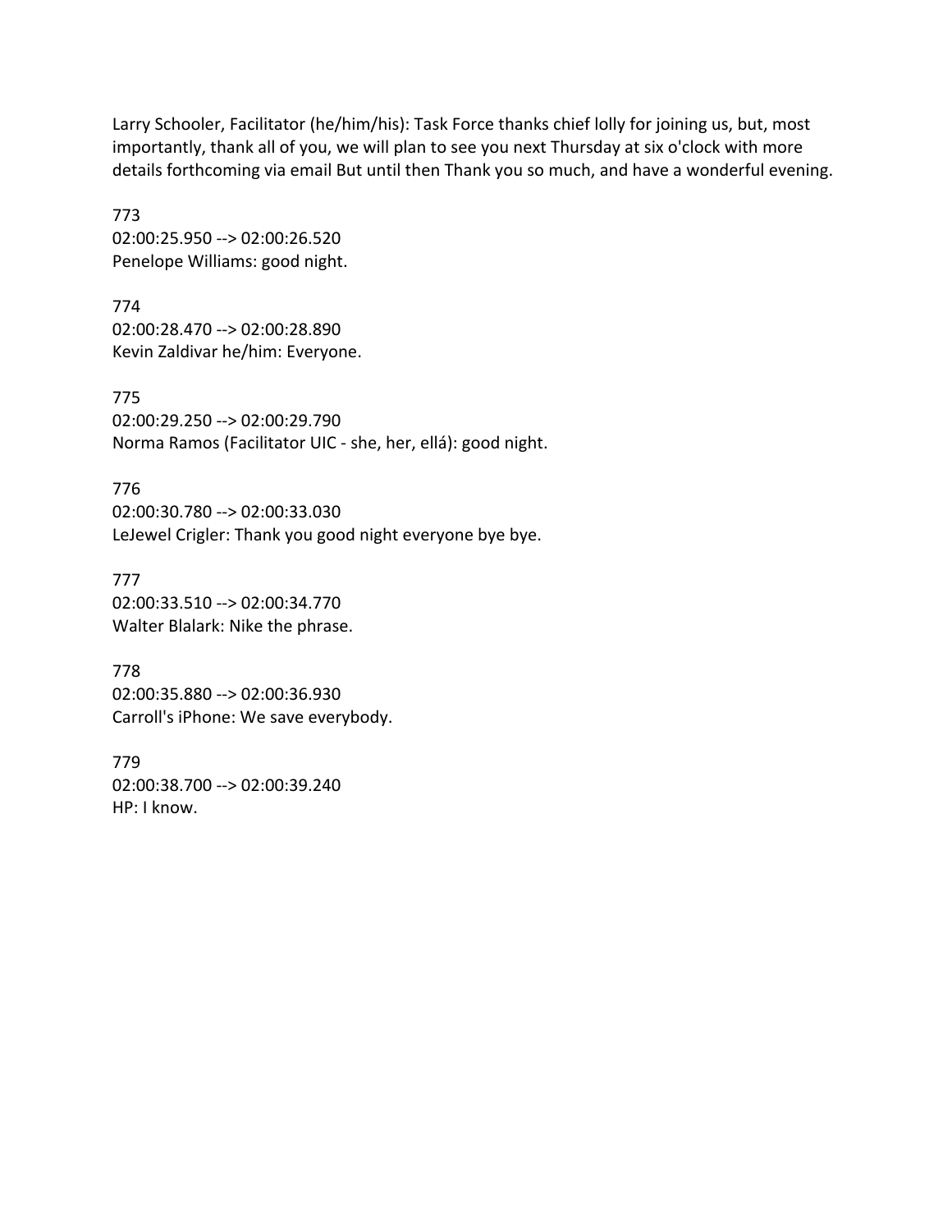Larry Schooler, Facilitator (he/him/his): Task Force thanks chief lolly for joining us, but, most importantly, thank all of you, we will plan to see you next Thursday at six o'clock with more details forthcoming via email But until then Thank you so much, and have a wonderful evening.

773
02:00:25.950 --> 02:00:26.520
Penelope Williams: good night.

774
02:00:28.470 --> 02:00:28.890
Kevin Zaldivar he/him: Everyone.

775
02:00:29.250 --> 02:00:29.790
Norma Ramos (Facilitator UIC - she, her, ellá): good night.

776
02:00:30.780 --> 02:00:33.030
LeJewel Crigler: Thank you good night everyone bye bye.

777
02:00:33.510 --> 02:00:34.770
Walter Blalark: Nike the phrase.

778
02:00:35.880 --> 02:00:36.930
Carroll's iPhone: We save everybody.

779
02:00:38.700 --> 02:00:39.240
HP: I know.